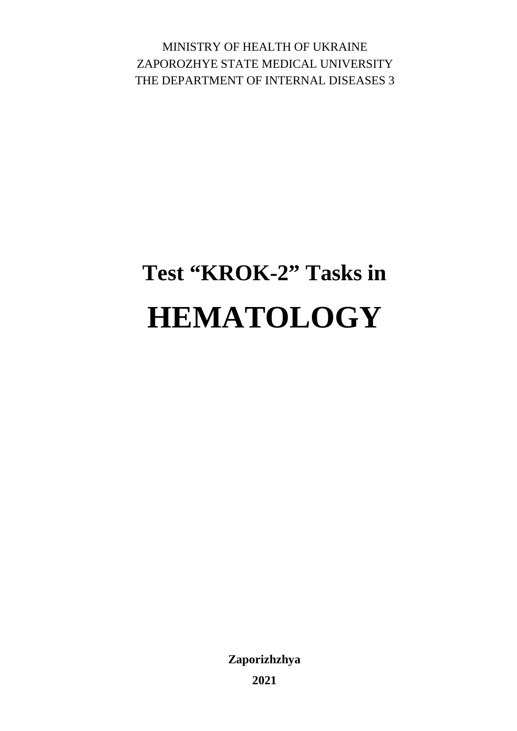MINISTRY OF HEALTH OF UKRAINE
ZAPOROZHYE STATE MEDICAL UNIVERSITY
THE DEPARTMENT OF INTERNAL DISEASES 3

# Test “KROK-2” Tasks in

# HEMATOLOGY

**Zaporizhzhya**

**2021**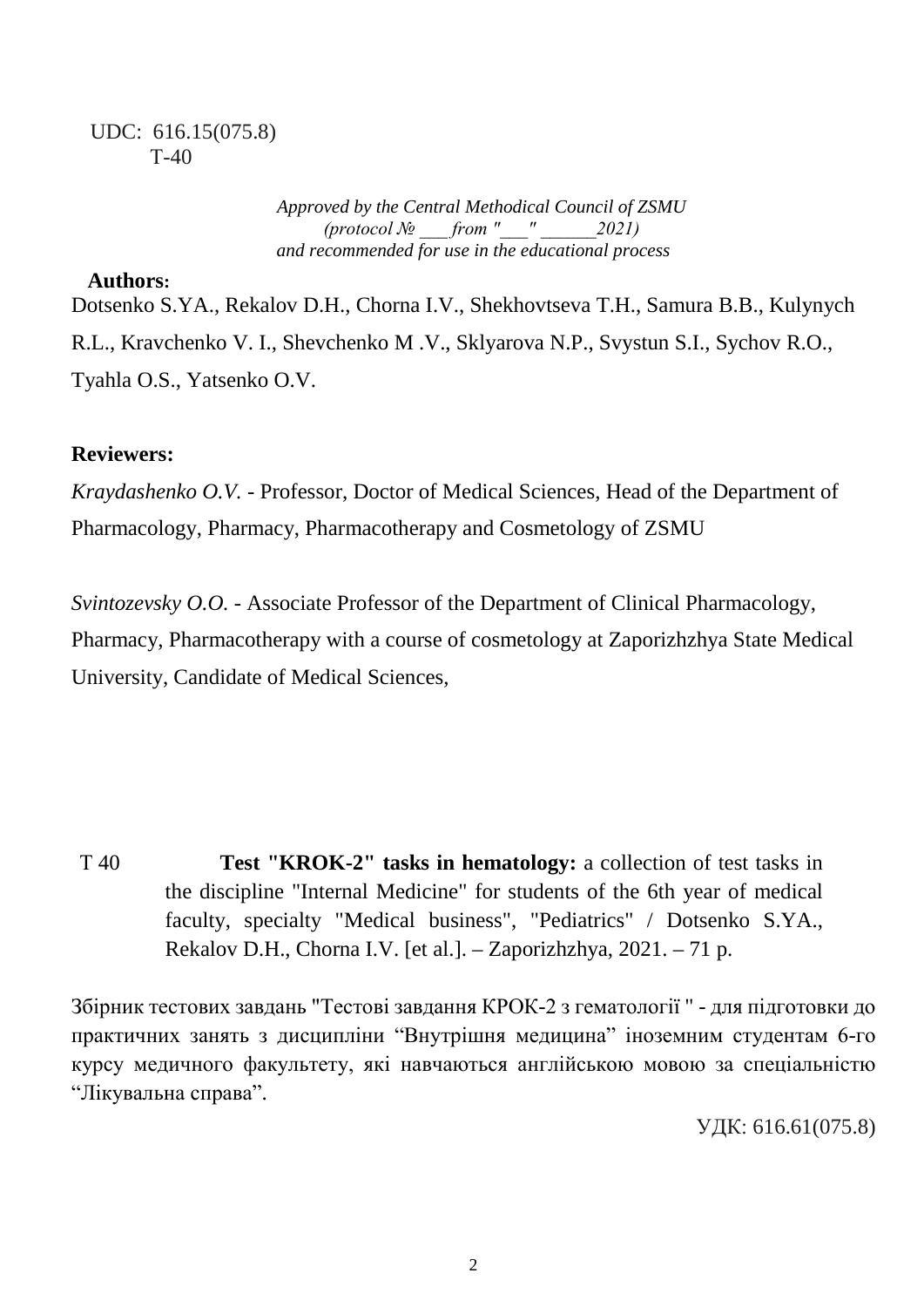UDC: 616.15(075.8)
T-40

*Approved by the Central Methodical Council of ZSMU*
*(protocol № ___ from "___" ______2021)*
*and recommended for use in the educational process*

**Authors:**

Dotsenko S.YA., Rekalov D.H., Chorna I.V., Shekhovtseva T.H., Samura B.B., Kulynych R.L., Kravchenko V. I., Shevchenko M .V., Sklyarova N.P., Svystun S.I., Sychov R.O., Tyahla O.S., Yatsenko O.V.

**Reviewers:**

*Kraydashenko O.V.* - Professor, Doctor of Medical Sciences, Head of the Department of Pharmacology, Pharmacy, Pharmacotherapy and Cosmetology of ZSMU

*Svintozevsky O.O.* - Associate Professor of the Department of Clinical Pharmacology, Pharmacy, Pharmacotherapy with a course of cosmetology at Zaporizhzhya State Medical University, Candidate of Medical Sciences,

T 40 **Test "KROK-2" tasks in hematology:** a collection of test tasks in the discipline "Internal Medicine" for students of the 6th year of medical faculty, specialty "Medical business", "Pediatrics" / Dotsenko S.YA., Rekalov D.H., Chorna I.V. [et al.]. – Zaporizhzhya, 2021. – 71 p.

Збірник тестових завдань "Тестові завдання КРОК-2 з гематології " - для підготовки до практичних занять з дисципліни "Внутрішня медицина" іноземним студентам 6-го курсу медичного факультету, які навчаються англійською мовою за спеціальністю "Лікувальна справа".

УДК: 616.61(075.8)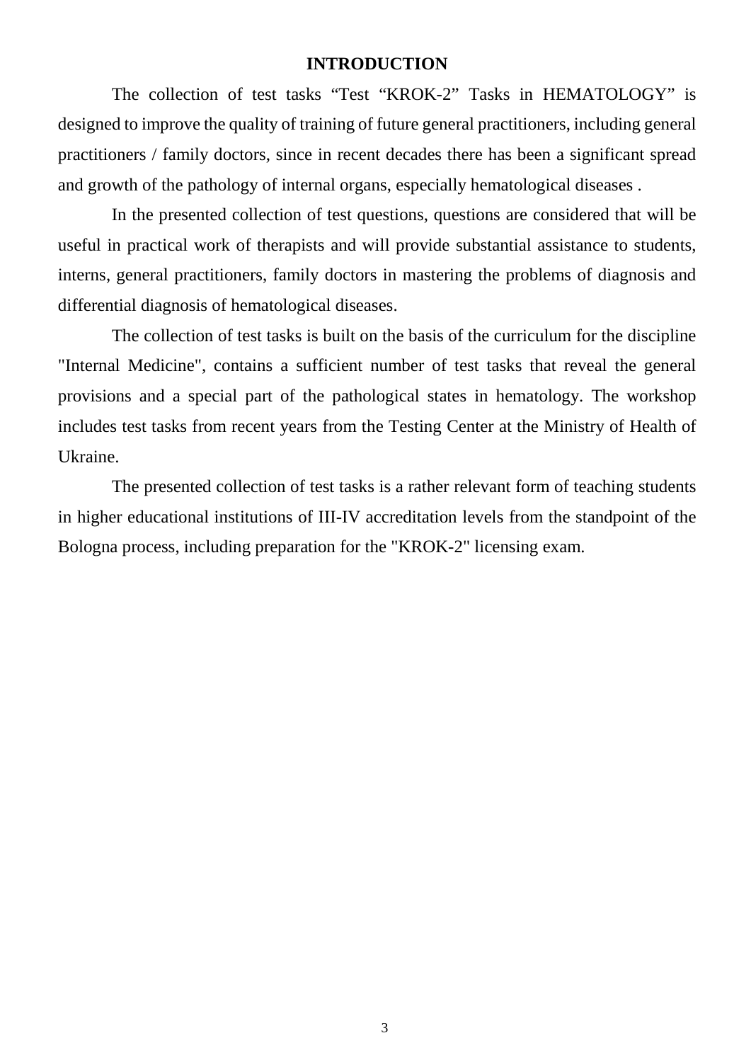# INTRODUCTION

The collection of test tasks “Test “KROK-2” Tasks in HEMATOLOGY” is designed to improve the quality of training of future general practitioners, including general practitioners / family doctors, since in recent decades there has been a significant spread and growth of the pathology of internal organs, especially hematological diseases .

In the presented collection of test questions, questions are considered that will be useful in practical work of therapists and will provide substantial assistance to students, interns, general practitioners, family doctors in mastering the problems of diagnosis and differential diagnosis of hematological diseases.

The collection of test tasks is built on the basis of the curriculum for the discipline "Internal Medicine", contains a sufficient number of test tasks that reveal the general provisions and a special part of the pathological states in hematology. The workshop includes test tasks from recent years from the Testing Center at the Ministry of Health of Ukraine.

The presented collection of test tasks is a rather relevant form of teaching students in higher educational institutions of III-IV accreditation levels from the standpoint of the Bologna process, including preparation for the "KROK-2" licensing exam.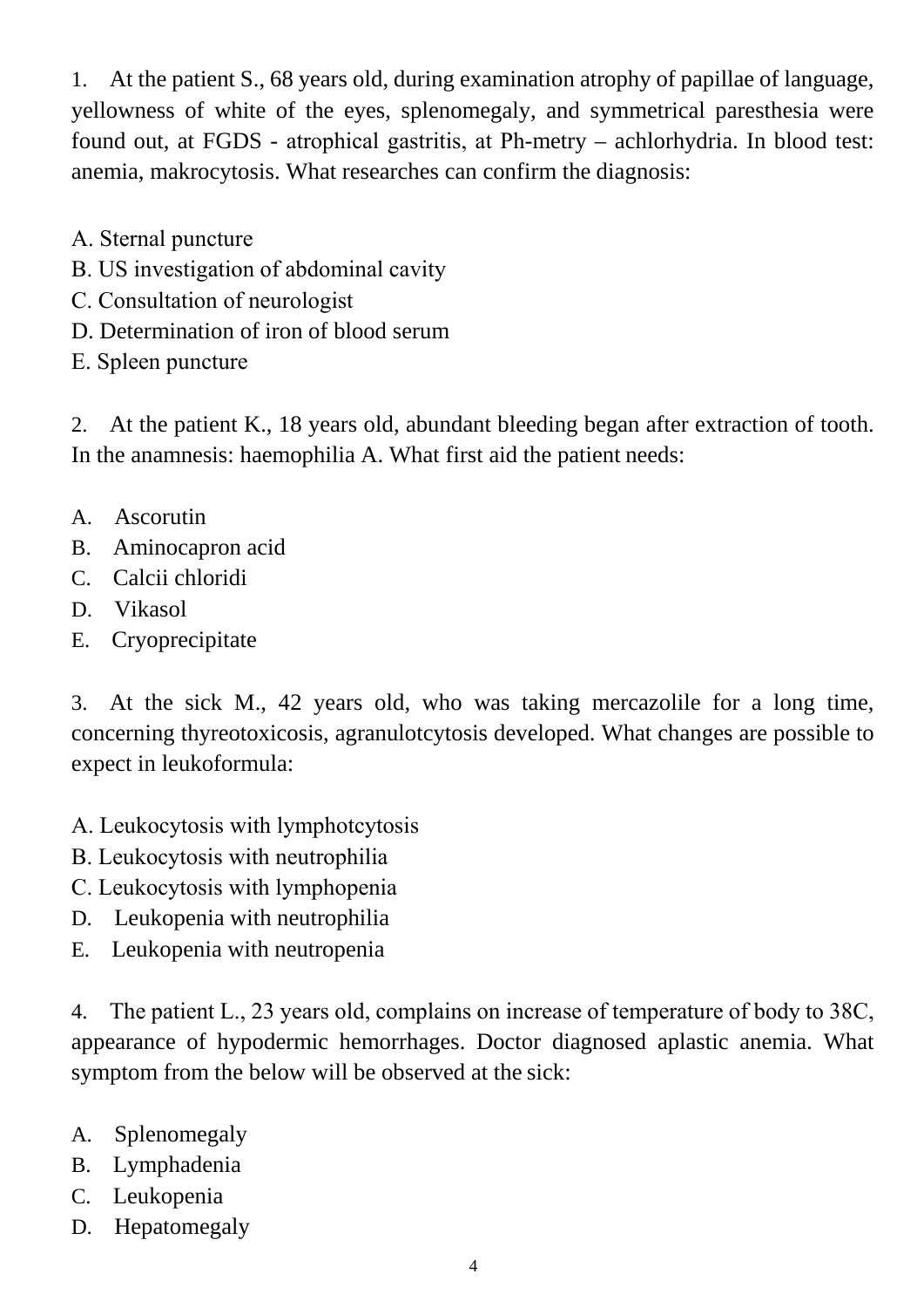1. At the patient S., 68 years old, during examination atrophy of papillae of language, yellowness of white of the eyes, splenomegaly, and symmetrical paresthesia were found out, at FGDS - atrophical gastritis, at Ph-metry – achlorhydria. In blood test: anemia, makrocytosis. What researches can confirm the diagnosis:

A. Sternal puncture
B. US investigation of abdominal cavity
C. Consultation of neurologist
D. Determination of iron of blood serum
E. Spleen puncture

2. At the patient K., 18 years old, abundant bleeding began after extraction of tooth. In the anamnesis: haemophilia A. What first aid the patient needs:

A. Ascorutin
B. Aminocapron acid
C. Calcii chloridi
D. Vikasol
E. Cryoprecipitate

3. At the sick M., 42 years old, who was taking mercazolile for a long time, concerning thyreotoxicosis, agranulotcytosis developed. What changes are possible to expect in leukoformula:

A. Leukocytosis with lymphotcytosis
B. Leukocytosis with neutrophilia
C. Leukocytosis with lymphopenia
D. Leukopenia with neutrophilia
E. Leukopenia with neutropenia

4. The patient L., 23 years old, complains on increase of temperature of body to 38C, appearance of hypodermic hemorrhages. Doctor diagnosed aplastic anemia. What symptom from the below will be observed at the sick:

A. Splenomegaly
B. Lymphadenia
C. Leukopenia
D. Hepatomegaly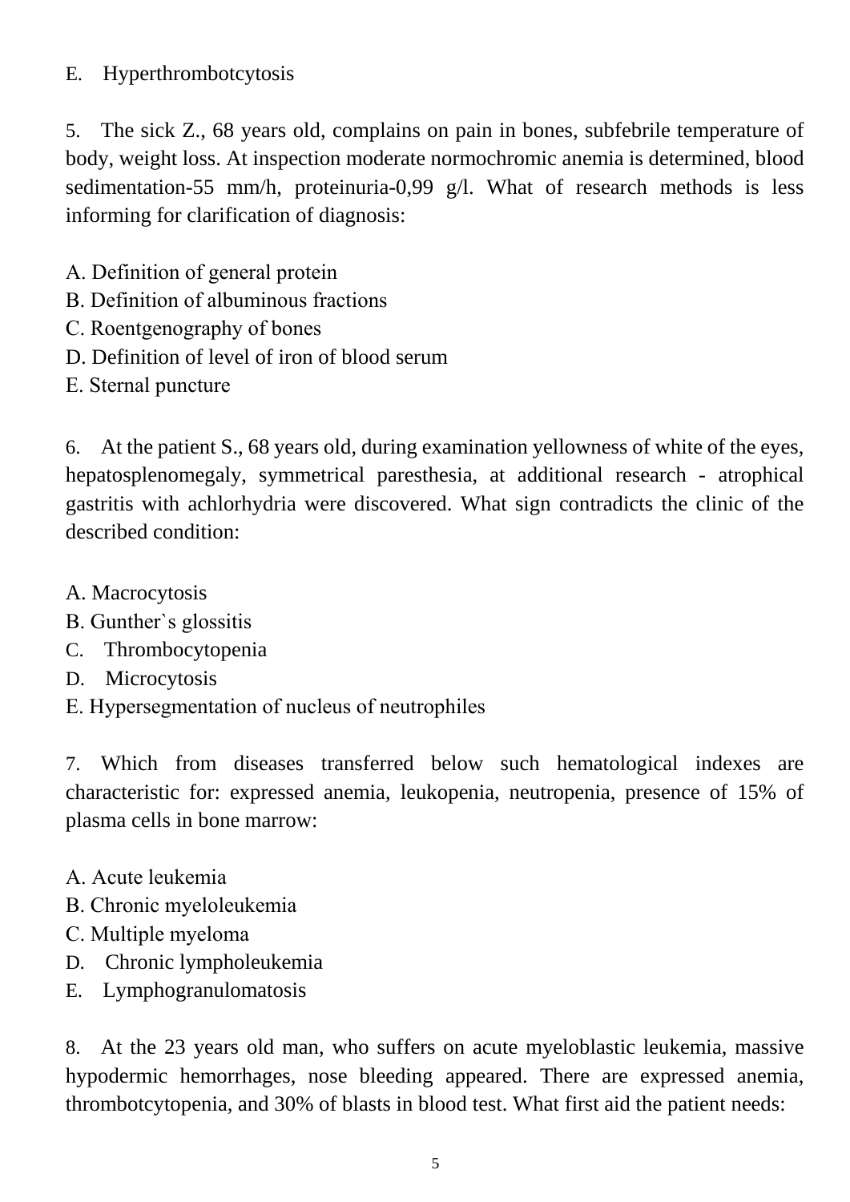E. Hyperthrombotcytosis

5. The sick Z., 68 years old, complains on pain in bones, subfebrile temperature of body, weight loss. At inspection moderate normochromic anemia is determined, blood sedimentation-55 mm/h, proteinuria-0,99 g/l. What of research methods is less informing for clarification of diagnosis:

A. Definition of general protein
B. Definition of albuminous fractions
C. Roentgenography of bones
D. Definition of level of iron of blood serum
E. Sternal puncture

6. At the patient S., 68 years old, during examination yellowness of white of the eyes, hepatosplenomegaly, symmetrical paresthesia, at additional research - atrophical gastritis with achlorhydria were discovered. What sign contradicts the clinic of the described condition:

A. Macrocytosis
B. Gunther`s glossitis
C. Thrombocytopenia
D. Microcytosis
E. Hypersegmentation of nucleus of neutrophiles

7. Which from diseases transferred below such hematological indexes are characteristic for: expressed anemia, leukopenia, neutropenia, presence of 15% of plasma cells in bone marrow:

A. Acute leukemia
B. Chronic myeloleukemia
C. Multiple myeloma
D. Chronic lympholeukemia
E. Lymphogranulomatosis

8. At the 23 years old man, who suffers on acute myeloblastic leukemia, massive hypodermic hemorrhages, nose bleeding appeared. There are expressed anemia, thrombotcytopenia, and 30% of blasts in blood test. What first aid the patient needs: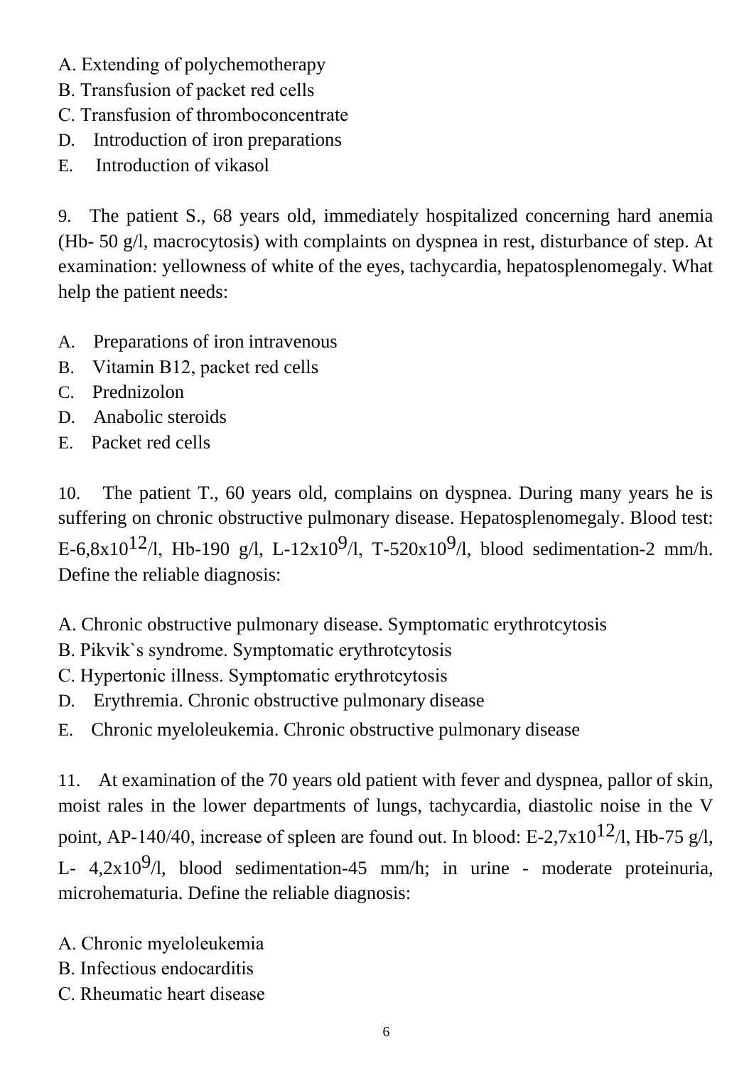A. Extending of polychemotherapy
B. Transfusion of packet red cells
C. Transfusion of thromboconcentrate
D. Introduction of iron preparations
E. Introduction of vikasol

9. The patient S., 68 years old, immediately hospitalized concerning hard anemia (Hb- 50 g/l, macrocytosis) with complaints on dyspnea in rest, disturbance of step. At examination: yellowness of white of the eyes, tachycardia, hepatosplenomegaly. What help the patient needs:

A. Preparations of iron intravenous
B. Vitamin B12, packet red cells
C. Prednizolon
D. Anabolic steroids
E. Packet red cells

10. The patient T., 60 years old, complains on dyspnea. During many years he is suffering on chronic obstructive pulmonary disease. Hepatosplenomegaly. Blood test: E-6,8x$10^{12}$/l, Hb-190 g/l, L-12x$10^{9}$/l, T-520x$10^{9}$/l, blood sedimentation-2 mm/h. Define the reliable diagnosis:

A. Chronic obstructive pulmonary disease. Symptomatic erythrotcytosis
B. Pikvik`s syndrome. Symptomatic erythrotcytosis
C. Hypertonic illness. Symptomatic erythrotcytosis
D. Erythremia. Chronic obstructive pulmonary disease
E. Chronic myeloleukemia. Chronic obstructive pulmonary disease

11. At examination of the 70 years old patient with fever and dyspnea, pallor of skin, moist rales in the lower departments of lungs, tachycardia, diastolic noise in the V point, AP-140/40, increase of spleen are found out. In blood: E-2,7x$10^{12}$/l, Hb-75 g/l, L- 4,2x$10^{9}$/l, blood sedimentation-45 mm/h; in urine - moderate proteinuria, microhematuria. Define the reliable diagnosis:

A. Chronic myeloleukemia
B. Infectious endocarditis
C. Rheumatic heart disease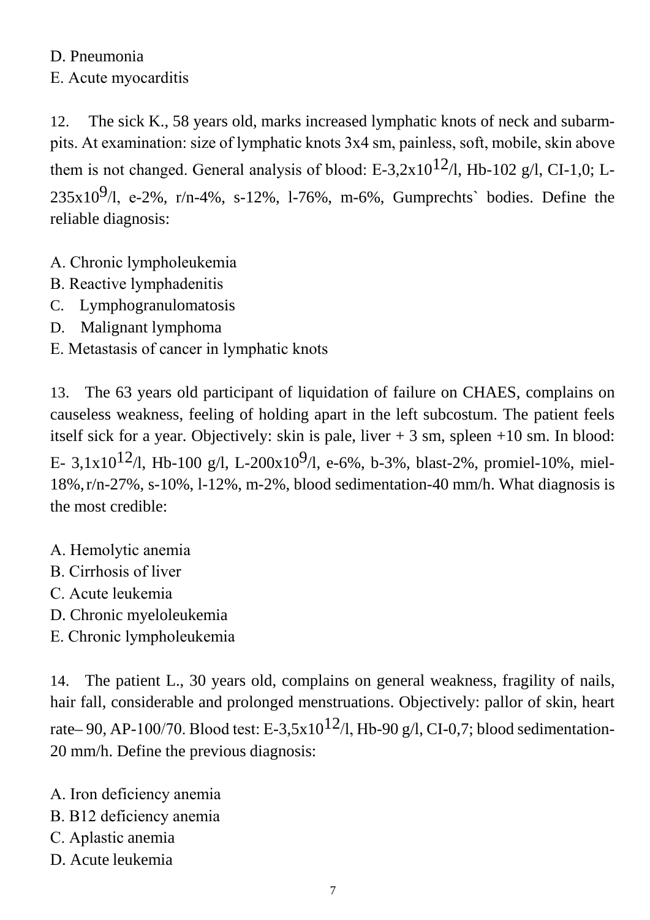D. Pneumonia
E. Acute myocarditis

12. The sick K., 58 years old, marks increased lymphatic knots of neck and subarmpits. At examination: size of lymphatic knots 3x4 sm, painless, soft, mobile, skin above them is not changed. General analysis of blood: E-3,2x$10^{12}$/l, Hb-102 g/l, CI-1,0; L-235x$10^{9}$/l, e-2%, r/n-4%, s-12%, l-76%, m-6%, Gumprechts` bodies. Define the reliable diagnosis:

A. Chronic lympholeukemia
B. Reactive lymphadenitis
C. Lymphogranulomatosis
D. Malignant lymphoma
E. Metastasis of cancer in lymphatic knots

13. The 63 years old participant of liquidation of failure on CHAES, complains on causeless weakness, feeling of holding apart in the left subcostum. The patient feels itself sick for a year. Objectively: skin is pale, liver + 3 sm, spleen +10 sm. In blood: E- 3,1x$10^{12}$/l, Hb-100 g/l, L-200x$10^{9}$/l, e-6%, b-3%, blast-2%, promiel-10%, miel-18%, r/n-27%, s-10%, l-12%, m-2%, blood sedimentation-40 mm/h. What diagnosis is the most credible:

A. Hemolytic anemia
B. Cirrhosis of liver
C. Acute leukemia
D. Chronic myeloleukemia
E. Chronic lympholeukemia

14. The patient L., 30 years old, complains on general weakness, fragility of nails, hair fall, considerable and prolonged menstruations. Objectively: pallor of skin, heart rate– 90, AP-100/70. Blood test: E-3,5x$10^{12}$/l, Hb-90 g/l, CI-0,7; blood sedimentation-20 mm/h. Define the previous diagnosis:

A. Iron deficiency anemia
B. B12 deficiency anemia
C. Aplastic anemia
D. Acute leukemia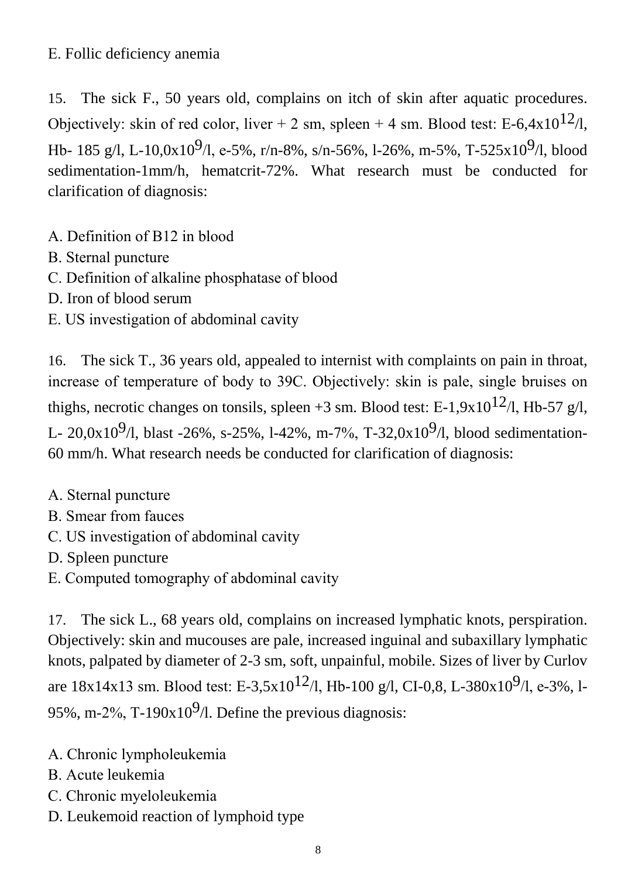E. Follic deficiency anemia

15. The sick F., 50 years old, complains on itch of skin after aquatic procedures. Objectively: skin of red color, liver + 2 sm, spleen + 4 sm. Blood test: E-6,4x$10^{12}$/l, Hb- 185 g/l, L-10,0x$10^{9}$/l, e-5%, r/n-8%, s/n-56%, l-26%, m-5%, T-525x$10^{9}$/l, blood sedimentation-1mm/h, hematcrit-72%. What research must be conducted for clarification of diagnosis:

A. Definition of B12 in blood
B. Sternal puncture
C. Definition of alkaline phosphatase of blood
D. Iron of blood serum
E. US investigation of abdominal cavity

16. The sick T., 36 years old, appealed to internist with complaints on pain in throat, increase of temperature of body to 39C. Objectively: skin is pale, single bruises on thighs, necrotic changes on tonsils, spleen +3 sm. Blood test: E-1,9x$10^{12}$/l, Hb-57 g/l, L- 20,0x$10^{9}$/l, blast -26%, s-25%, l-42%, m-7%, T-32,0x$10^{9}$/l, blood sedimentation-60 mm/h. What research needs be conducted for clarification of diagnosis:

A. Sternal puncture
B. Smear from fauces
C. US investigation of abdominal cavity
D. Spleen puncture
E. Computed tomography of abdominal cavity

17. The sick L., 68 years old, complains on increased lymphatic knots, perspiration. Objectively: skin and mucouses are pale, increased inguinal and subaxillary lymphatic knots, palpated by diameter of 2-3 sm, soft, unpainful, mobile. Sizes of liver by Curlov are 18x14x13 sm. Blood test: E-3,5x$10^{12}$/l, Hb-100 g/l, CI-0,8, L-380x$10^{9}$/l, e-3%, l-95%, m-2%, T-190x$10^{9}$/l. Define the previous diagnosis:

A. Chronic lympholeukemia
B. Acute leukemia
C. Chronic myeloleukemia
D. Leukemoid reaction of lymphoid type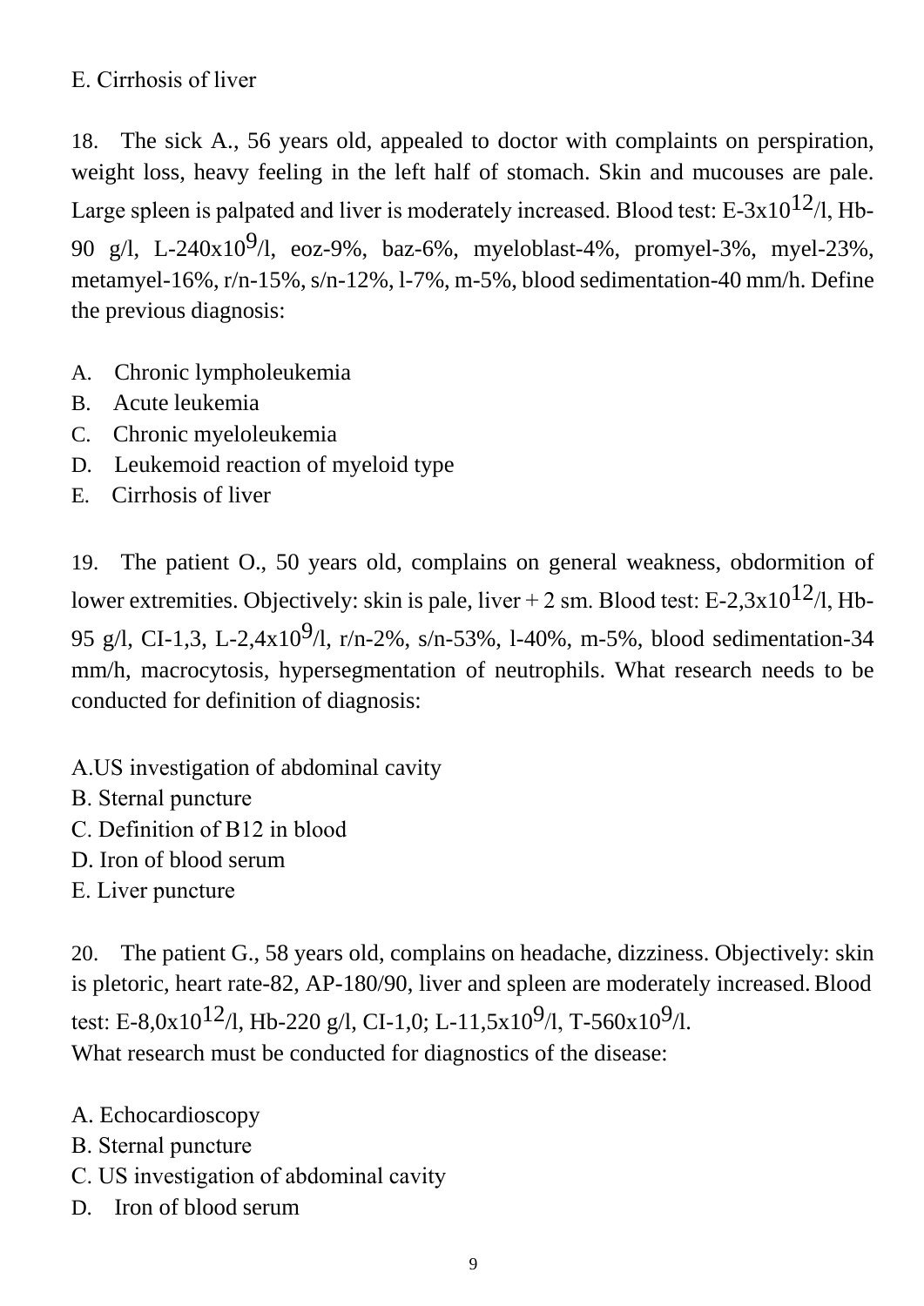E. Cirrhosis of liver

18. The sick A., 56 years old, appealed to doctor with complaints on perspiration, weight loss, heavy feeling in the left half of stomach. Skin and mucouses are pale. Large spleen is palpated and liver is moderately increased. Blood test: E-3x$10^{12}$/l, Hb-90 g/l, L-240x$10^{9}$/l, eoz-9%, baz-6%, myeloblast-4%, promyel-3%, myel-23%, metamyel-16%, r/n-15%, s/n-12%, l-7%, m-5%, blood sedimentation-40 mm/h. Define the previous diagnosis:

A. Chronic lympholeukemia
B. Acute leukemia
C. Chronic myeloleukemia
D. Leukemoid reaction of myeloid type
E. Cirrhosis of liver

19. The patient O., 50 years old, complains on general weakness, obdormition of lower extremities. Objectively: skin is pale, liver + 2 sm. Blood test: E-2,3x$10^{12}$/l, Hb-95 g/l, CI-1,3, L-2,4x$10^{9}$/l, r/n-2%, s/n-53%, l-40%, m-5%, blood sedimentation-34 mm/h, macrocytosis, hypersegmentation of neutrophils. What research needs to be conducted for definition of diagnosis:

A. US investigation of abdominal cavity
B. Sternal puncture
C. Definition of B12 in blood
D. Iron of blood serum
E. Liver puncture

20. The patient G., 58 years old, complains on headache, dizziness. Objectively: skin is pletoric, heart rate-82, AP-180/90, liver and spleen are moderately increased. Blood test: E-8,0x$10^{12}$/l, Hb-220 g/l, CI-1,0; L-11,5x$10^{9}$/l, T-560x$10^{9}$/l.
What research must be conducted for diagnostics of the disease:

A. Echocardioscopy
B. Sternal puncture
C. US investigation of abdominal cavity
D. Iron of blood serum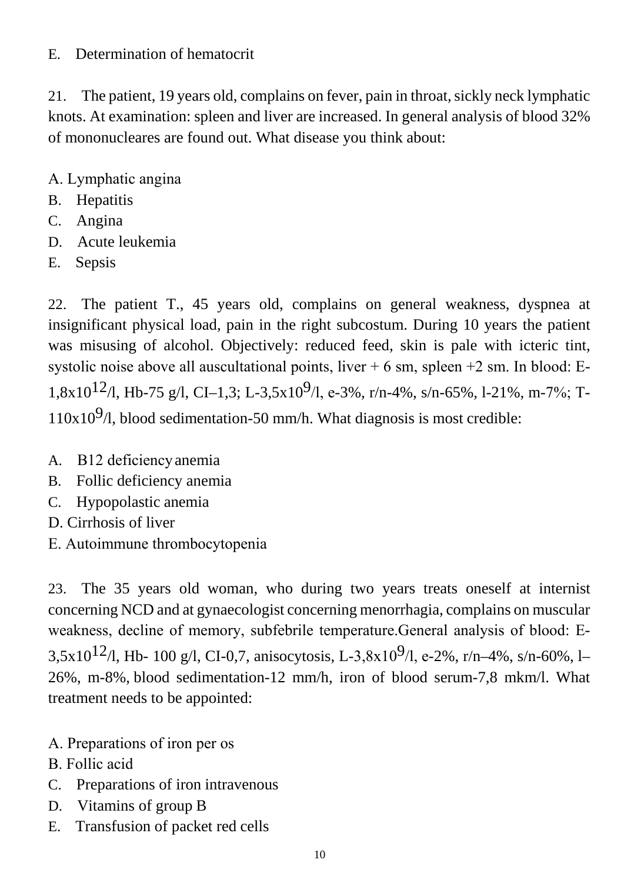E. Determination of hematocrit

21. The patient, 19 years old, complains on fever, pain in throat, sickly neck lymphatic knots. At examination: spleen and liver are increased. In general analysis of blood 32% of mononucleares are found out. What disease you think about:

A. Lymphatic angina
B. Hepatitis
C. Angina
D. Acute leukemia
E. Sepsis

22. The patient T., 45 years old, complains on general weakness, dyspnea at insignificant physical load, pain in the right subcostum. During 10 years the patient was misusing of alcohol. Objectively: reduced feed, skin is pale with icteric tint, systolic noise above all auscultational points, liver + 6 sm, spleen +2 sm. In blood: E-1,8x$10^{12}$/l, Hb-75 g/l, CI–1,3; L-3,5x$10^{9}$/l, e-3%, r/n-4%, s/n-65%, l-21%, m-7%; T-110x$10^{9}$/l, blood sedimentation-50 mm/h. What diagnosis is most credible:

A. B12 deficiency anemia
B. Follic deficiency anemia
C. Hypopolastic anemia
D. Cirrhosis of liver
E. Autoimmune thrombocytopenia

23. The 35 years old woman, who during two years treats oneself at internist concerning NCD and at gynaecologist concerning menorrhagia, complains on muscular weakness, decline of memory, subfebrile temperature.General analysis of blood: E-3,5x$10^{12}$/l, Hb- 100 g/l, CI-0,7, anisocytosis, L-3,8x$10^{9}$/l, e-2%, r/n–4%, s/n-60%, l–26%, m-8%, blood sedimentation-12 mm/h, iron of blood serum-7,8 mkm/l. What treatment needs to be appointed:

A. Preparations of iron per os
B. Follic acid
C. Preparations of iron intravenous
D. Vitamins of group B
E. Transfusion of packet red cells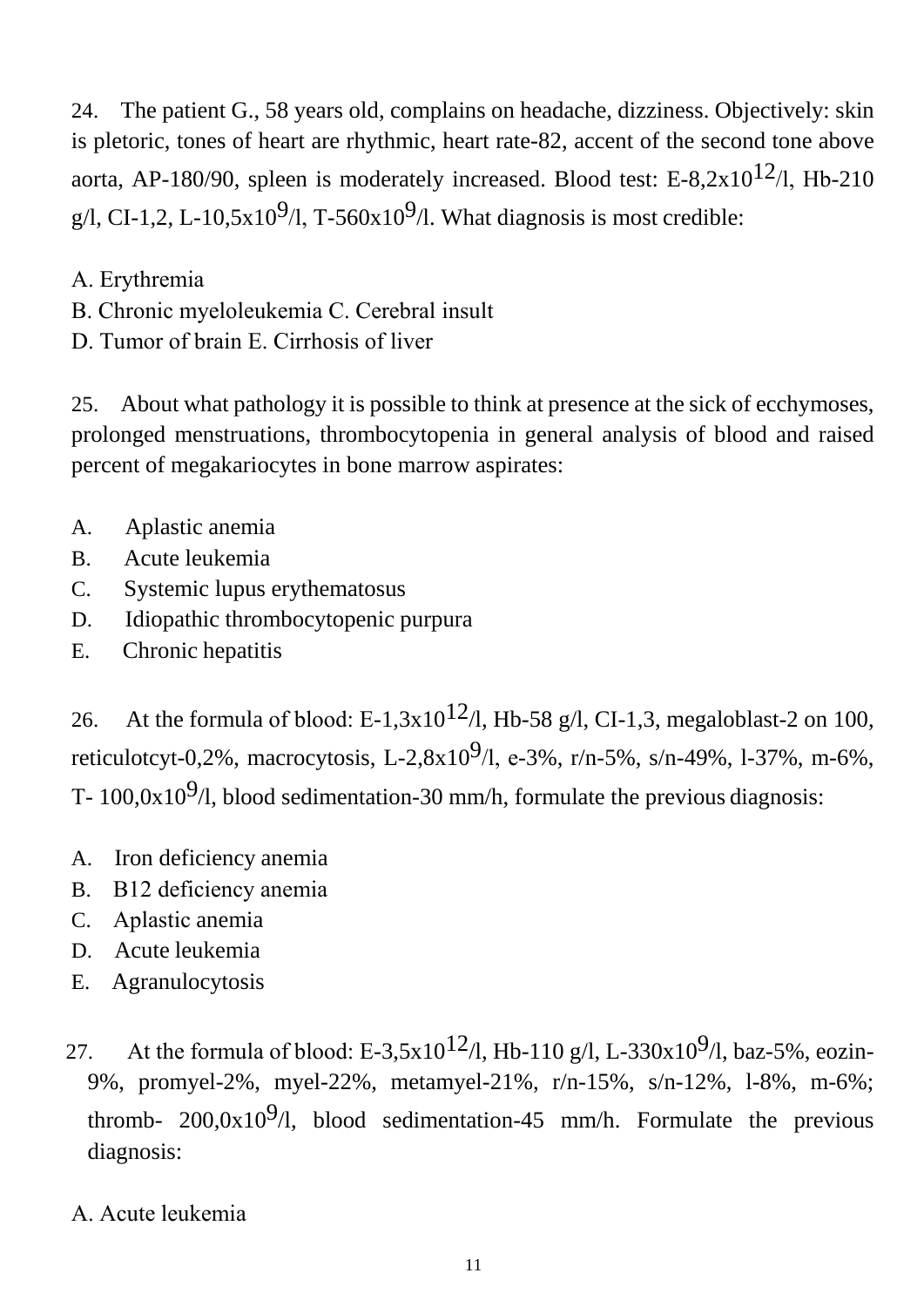24. The patient G., 58 years old, complains on headache, dizziness. Objectively: skin is pletoric, tones of heart are rhythmic, heart rate-82, accent of the second tone above aorta, AP-180/90, spleen is moderately increased. Blood test: E-8,2x$10^{12}$/l, Hb-210 g/l, CI-1,2, L-10,5x$10^{9}$/l, T-560x$10^{9}$/l. What diagnosis is most credible:

A. Erythremia
B. Chronic myeloleukemia C. Cerebral insult
D. Tumor of brain E. Cirrhosis of liver

25. About what pathology it is possible to think at presence at the sick of ecchymoses, prolonged menstruations, thrombocytopenia in general analysis of blood and raised percent of megakariocytes in bone marrow aspirates:

A. Aplastic anemia
B. Acute leukemia
C. Systemic lupus erythematosus
D. Idiopathic thrombocytopenic purpura
E. Chronic hepatitis

26. At the formula of blood: E-1,3x$10^{12}$/l, Hb-58 g/l, CI-1,3, megaloblast-2 on 100, reticulotcyt-0,2%, macrocytosis, L-2,8x$10^{9}$/l, e-3%, r/n-5%, s/n-49%, l-37%, m-6%, T- 100,0x$10^{9}$/l, blood sedimentation-30 mm/h, formulate the previous diagnosis:

A. Iron deficiency anemia
B. B12 deficiency anemia
C. Aplastic anemia
D. Acute leukemia
E. Agranulocytosis

27. At the formula of blood: E-3,5x$10^{12}$/l, Hb-110 g/l, L-330x$10^{9}$/l, baz-5%, eozin-9%, promyel-2%, myel-22%, metamyel-21%, r/n-15%, s/n-12%, l-8%, m-6%; thromb- 200,0x$10^{9}$/l, blood sedimentation-45 mm/h. Formulate the previous diagnosis:

A. Acute leukemia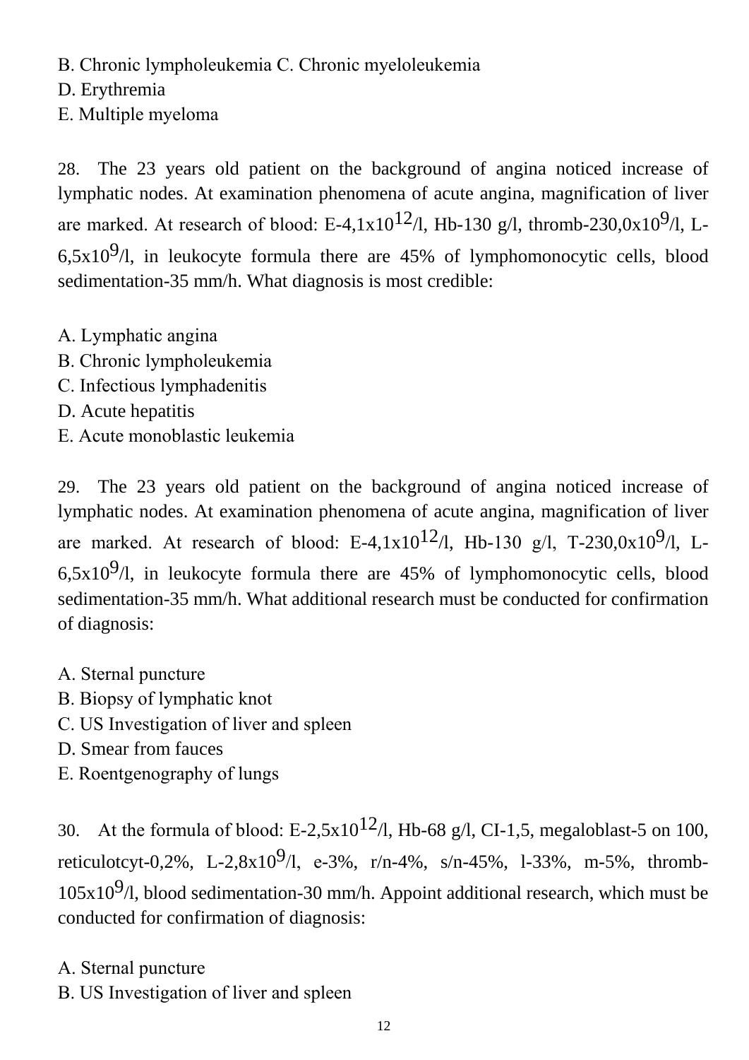B. Chronic lympholeukemia C. Chronic myeloleukemia
D. Erythremia
E. Multiple myeloma

28. The 23 years old patient on the background of angina noticed increase of lymphatic nodes. At examination phenomena of acute angina, magnification of liver are marked. At research of blood: E-4,1x$10^{12}$/l, Hb-130 g/l, thromb-230,0x$10^{9}$/l, L-6,5x$10^{9}$/l, in leukocyte formula there are 45% of lymphomonocytic cells, blood sedimentation-35 mm/h. What diagnosis is most credible:

A. Lymphatic angina
B. Chronic lympholeukemia
C. Infectious lymphadenitis
D. Acute hepatitis
E. Acute monoblastic leukemia

29. The 23 years old patient on the background of angina noticed increase of lymphatic nodes. At examination phenomena of acute angina, magnification of liver are marked. At research of blood: E-4,1x$10^{12}$/l, Hb-130 g/l, T-230,0x$10^{9}$/l, L-6,5x$10^{9}$/l, in leukocyte formula there are 45% of lymphomonocytic cells, blood sedimentation-35 mm/h. What additional research must be conducted for confirmation of diagnosis:

A. Sternal puncture
B. Biopsy of lymphatic knot
C. US Investigation of liver and spleen
D. Smear from fauces
E. Roentgenography of lungs

30. At the formula of blood: E-2,5x$10^{12}$/l, Hb-68 g/l, CI-1,5, megaloblast-5 on 100, reticulotcyt-0,2%, L-2,8x$10^{9}$/l, e-3%, r/n-4%, s/n-45%, l-33%, m-5%, thromb-105x$10^{9}$/l, blood sedimentation-30 mm/h. Appoint additional research, which must be conducted for confirmation of diagnosis:

A. Sternal puncture
B. US Investigation of liver and spleen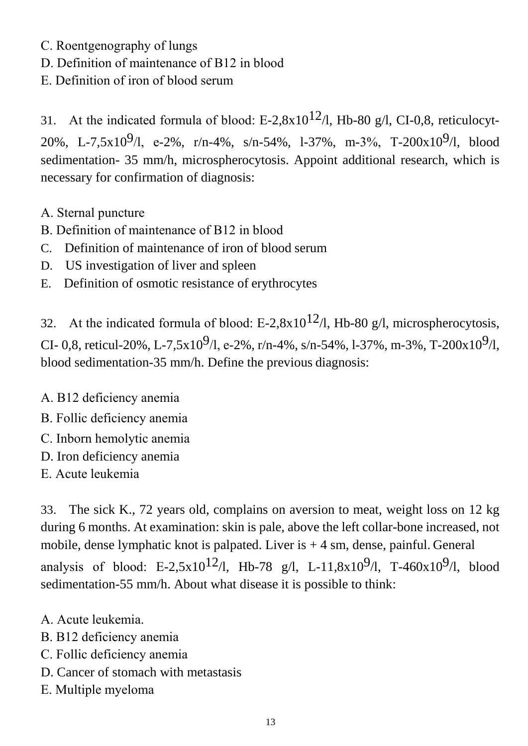C. Roentgenography of lungs
D. Definition of maintenance of B12 in blood
E. Definition of iron of blood serum

31. At the indicated formula of blood: E-2,8x$10^{12}$/l, Hb-80 g/l, CI-0,8, reticulocyt-20%, L-7,5x$10^{9}$/l, e-2%, r/n-4%, s/n-54%, l-37%, m-3%, T-200x$10^{9}$/l, blood sedimentation- 35 mm/h, microspherocytosis. Appoint additional research, which is necessary for confirmation of diagnosis:

A. Sternal puncture
B. Definition of maintenance of B12 in blood
C. Definition of maintenance of iron of blood serum
D. US investigation of liver and spleen
E. Definition of osmotic resistance of erythrocytes

32. At the indicated formula of blood: E-2,8x$10^{12}$/l, Hb-80 g/l, microspherocytosis, CI- 0,8, reticul-20%, L-7,5x$10^{9}$/l, e-2%, r/n-4%, s/n-54%, l-37%, m-3%, T-200x$10^{9}$/l, blood sedimentation-35 mm/h. Define the previous diagnosis:

A. B12 deficiency anemia
B. Follic deficiency anemia
C. Inborn hemolytic anemia
D. Iron deficiency anemia
E. Acute leukemia

33. The sick K., 72 years old, complains on aversion to meat, weight loss on 12 kg during 6 months. At examination: skin is pale, above the left collar-bone increased, not mobile, dense lymphatic knot is palpated. Liver is + 4 sm, dense, painful. General analysis of blood: E-2,5x$10^{12}$/l, Hb-78 g/l, L-11,8x$10^{9}$/l, T-460x$10^{9}$/l, blood sedimentation-55 mm/h. About what disease it is possible to think:

A. Acute leukemia.
B. B12 deficiency anemia
C. Follic deficiency anemia
D. Cancer of stomach with metastasis
E. Multiple myeloma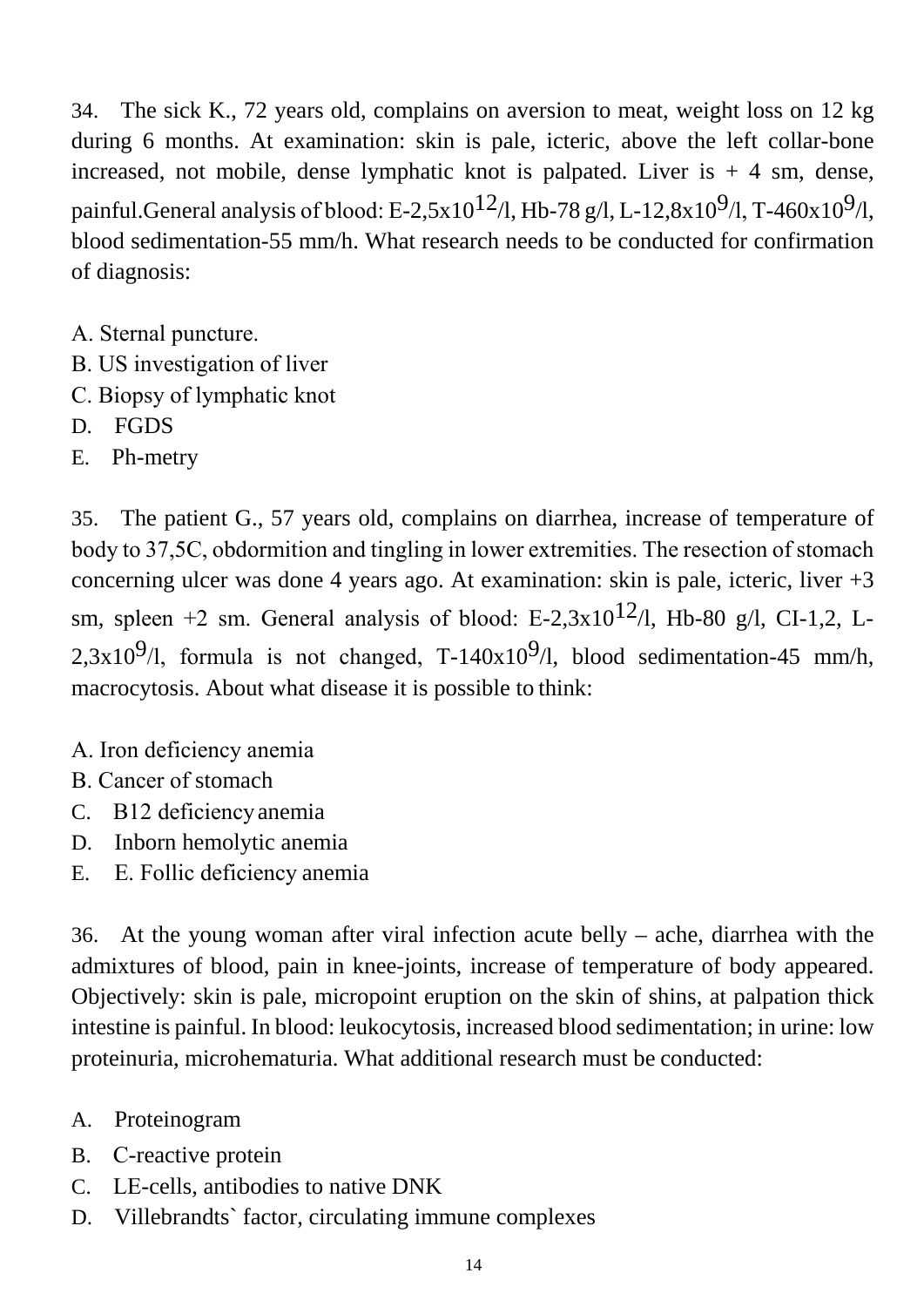34. The sick K., 72 years old, complains on aversion to meat, weight loss on 12 kg during 6 months. At examination: skin is pale, icteric, above the left collar-bone increased, not mobile, dense lymphatic knot is palpated. Liver is + 4 sm, dense, painful.General analysis of blood: E-2,5x$10^{12}$/l, Hb-78 g/l, L-12,8x$10^{9}$/l, T-460x$10^{9}$/l, blood sedimentation-55 mm/h. What research needs to be conducted for confirmation of diagnosis:

A. Sternal puncture.
B. US investigation of liver
C. Biopsy of lymphatic knot
D. FGDS
E. Ph-metry

35. The patient G., 57 years old, complains on diarrhea, increase of temperature of body to 37,5C, obdormition and tingling in lower extremities. The resection of stomach concerning ulcer was done 4 years ago. At examination: skin is pale, icteric, liver +3 sm, spleen +2 sm. General analysis of blood: E-2,3x$10^{12}$/l, Hb-80 g/l, CI-1,2, L-2,3x$10^{9}$/l, formula is not changed, T-140x$10^{9}$/l, blood sedimentation-45 mm/h, macrocytosis. About what disease it is possible to think:

A. Iron deficiency anemia
B. Cancer of stomach
C. B12 deficiency anemia
D. Inborn hemolytic anemia
E. E. Follic deficiency anemia

36. At the young woman after viral infection acute belly – ache, diarrhea with the admixtures of blood, pain in knee-joints, increase of temperature of body appeared. Objectively: skin is pale, micropoint eruption on the skin of shins, at palpation thick intestine is painful. In blood: leukocytosis, increased blood sedimentation; in urine: low proteinuria, microhematuria. What additional research must be conducted:

A. Proteinogram
B. C-reactive protein
C. LE-cells, antibodies to native DNK
D. Villebrandts` factor, circulating immune complexes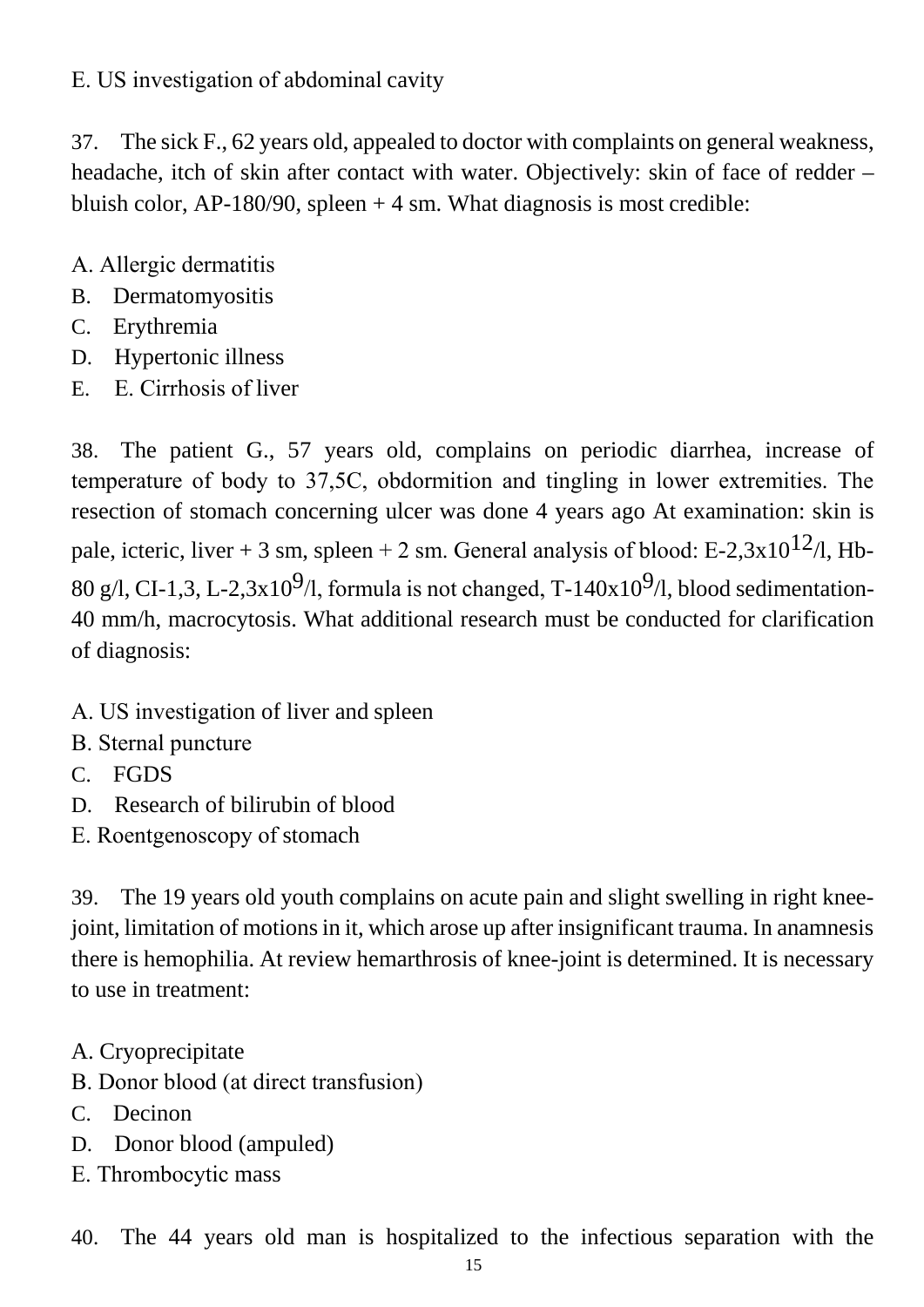E. US investigation of abdominal cavity

37. The sick F., 62 years old, appealed to doctor with complaints on general weakness, headache, itch of skin after contact with water. Objectively: skin of face of redder – bluish color, AP-180/90, spleen + 4 sm. What diagnosis is most credible:

A. Allergic dermatitis
B. Dermatomyositis
C. Erythremia
D. Hypertonic illness
E. E. Cirrhosis of liver

38. The patient G., 57 years old, complains on periodic diarrhea, increase of temperature of body to 37,5C, obdormition and tingling in lower extremities. The resection of stomach concerning ulcer was done 4 years ago At examination: skin is pale, icteric, liver + 3 sm, spleen + 2 sm. General analysis of blood: E-2,3x$10^{12}$/l, Hb-80 g/l, CI-1,3, L-2,3x$10^{9}$/l, formula is not changed, T-140x$10^{9}$/l, blood sedimentation-40 mm/h, macrocytosis. What additional research must be conducted for clarification of diagnosis:

A. US investigation of liver and spleen
B. Sternal puncture
C. FGDS
D. Research of bilirubin of blood
E. Roentgenoscopy of stomach

39. The 19 years old youth complains on acute pain and slight swelling in right knee-joint, limitation of motions in it, which arose up after insignificant trauma. In anamnesis there is hemophilia. At review hemarthrosis of knee-joint is determined. It is necessary to use in treatment:

A. Cryoprecipitate
B. Donor blood (at direct transfusion)
C. Decinon
D. Donor blood (ampuled)
E. Thrombocytic mass

40. The 44 years old man is hospitalized to the infectious separation with the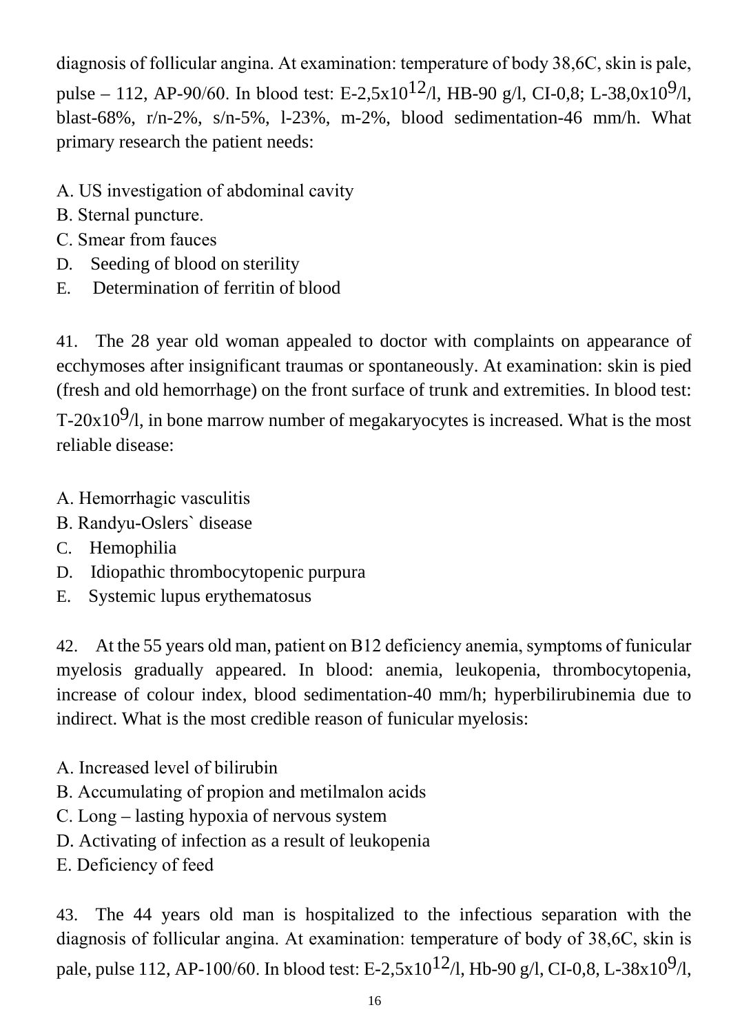diagnosis of follicular angina. At examination: temperature of body 38,6C, skin is pale, pulse – 112, AP-90/60. In blood test: E-2,5x$10^{12}$/l, HB-90 g/l, CI-0,8; L-38,0x$10^{9}$/l, blast-68%, r/n-2%, s/n-5%, l-23%, m-2%, blood sedimentation-46 mm/h. What primary research the patient needs:

A. US investigation of abdominal cavity
B. Sternal puncture.
C. Smear from fauces
D. Seeding of blood on sterility
E. Determination of ferritin of blood

41. The 28 year old woman appealed to doctor with complaints on appearance of ecchymoses after insignificant traumas or spontaneously. At examination: skin is pied (fresh and old hemorrhage) on the front surface of trunk and extremities. In blood test: T-20x$10^{9}$/l, in bone marrow number of megakaryocytes is increased. What is the most reliable disease:

A. Hemorrhagic vasculitis
B. Randyu-Oslers` disease
C. Hemophilia
D. Idiopathic thrombocytopenic purpura
E. Systemic lupus erythematosus

42. At the 55 years old man, patient on B12 deficiency anemia, symptoms of funicular myelosis gradually appeared. In blood: anemia, leukopenia, thrombocytopenia, increase of colour index, blood sedimentation-40 mm/h; hyperbilirubinemia due to indirect. What is the most credible reason of funicular myelosis:

A. Increased level of bilirubin
B. Accumulating of propion and metilmalon acids
C. Long – lasting hypoxia of nervous system
D. Activating of infection as a result of leukopenia
E. Deficiency of feed

43. The 44 years old man is hospitalized to the infectious separation with the diagnosis of follicular angina. At examination: temperature of body of 38,6C, skin is pale, pulse 112, AP-100/60. In blood test: E-2,5x$10^{12}$/l, Hb-90 g/l, CI-0,8, L-38x$10^{9}$/l,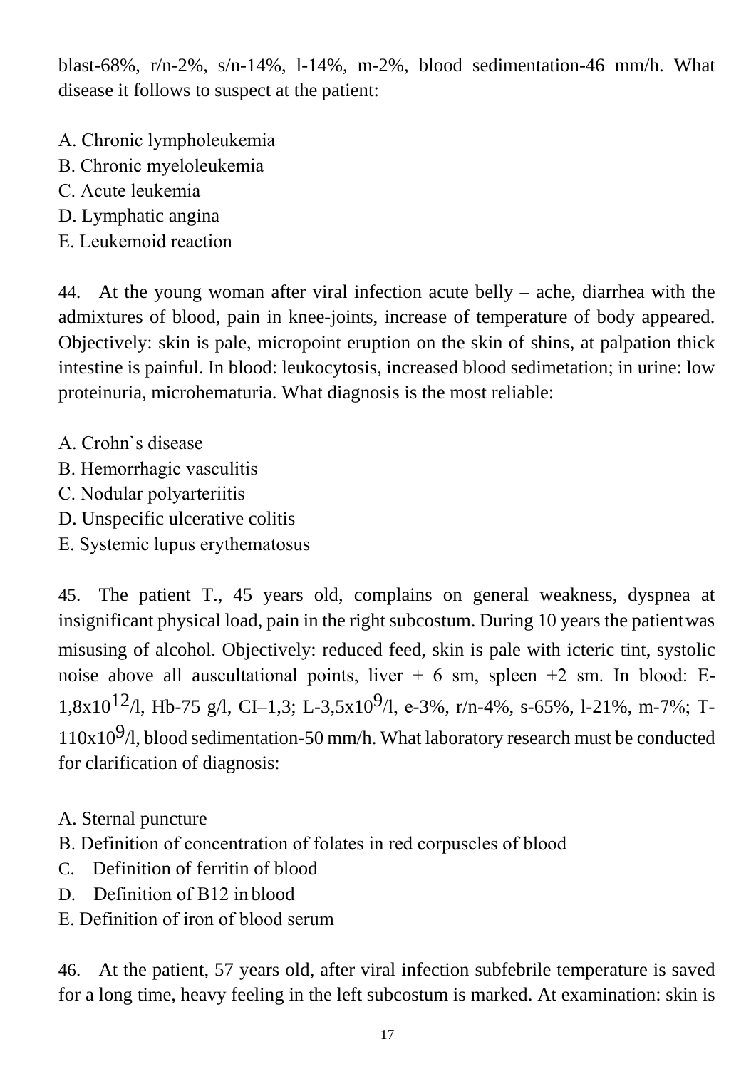blast-68%, r/n-2%, s/n-14%, l-14%, m-2%, blood sedimentation-46 mm/h. What disease it follows to suspect at the patient:

A. Chronic lympholeukemia
B. Chronic myeloleukemia
C. Acute leukemia
D. Lymphatic angina
E. Leukemoid reaction

44. At the young woman after viral infection acute belly – ache, diarrhea with the admixtures of blood, pain in knee-joints, increase of temperature of body appeared. Objectively: skin is pale, micropoint eruption on the skin of shins, at palpation thick intestine is painful. In blood: leukocytosis, increased blood sedimetation; in urine: low proteinuria, microhematuria. What diagnosis is the most reliable:

A. Crohn`s disease
B. Hemorrhagic vasculitis
C. Nodular polyarteriitis
D. Unspecific ulcerative colitis
E. Systemic lupus erythematosus

45. The patient T., 45 years old, complains on general weakness, dyspnea at insignificant physical load, pain in the right subcostum. During 10 years the patient was misusing of alcohol. Objectively: reduced feed, skin is pale with icteric tint, systolic noise above all auscultational points, liver + 6 sm, spleen +2 sm. In blood: E-$1,8x10^{12}$/l, Hb-75 g/l, CI–1,3; L-$3,5x10^{9}$/l, e-3%, r/n-4%, s-65%, l-21%, m-7%; T-$110x10^{9}$/l, blood sedimentation-50 mm/h. What laboratory research must be conducted for clarification of diagnosis:

A. Sternal puncture
B. Definition of concentration of folates in red corpuscles of blood
C. Definition of ferritin of blood
D. Definition of B12 in blood
E. Definition of iron of blood serum

46. At the patient, 57 years old, after viral infection subfebrile temperature is saved for a long time, heavy feeling in the left subcostum is marked. At examination: skin is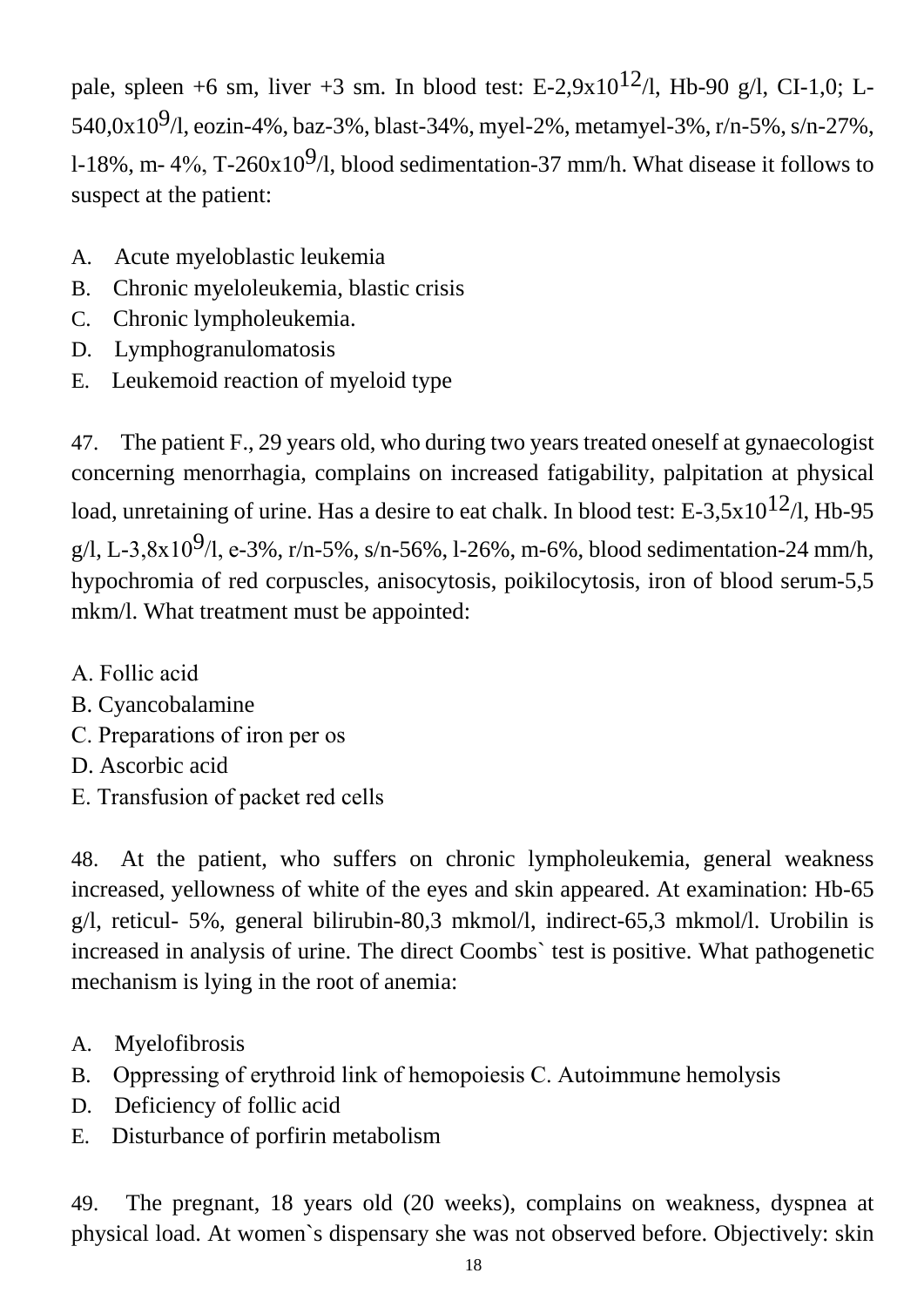pale, spleen +6 sm, liver +3 sm. In blood test: E-2,9x$10^{12}$/l, Hb-90 g/l, CI-1,0; L-540,0x$10^{9}$/l, eozin-4%, baz-3%, blast-34%, myel-2%, metamyel-3%, r/n-5%, s/n-27%, l-18%, m- 4%, T-260x$10^{9}$/l, blood sedimentation-37 mm/h. What disease it follows to suspect at the patient:

A. Acute myeloblastic leukemia
B. Chronic myeloleukemia, blastic crisis
C. Chronic lympholeukemia.
D. Lymphogranulomatosis
E. Leukemoid reaction of myeloid type

47. The patient F., 29 years old, who during two years treated oneself at gynaecologist concerning menorrhagia, complains on increased fatigability, palpitation at physical load, unretaining of urine. Has a desire to eat chalk. In blood test: E-3,5x$10^{12}$/l, Hb-95 g/l, L-3,8x$10^{9}$/l, e-3%, r/n-5%, s/n-56%, l-26%, m-6%, blood sedimentation-24 mm/h, hypochromia of red corpuscles, anisocytosis, poikilocytosis, iron of blood serum-5,5 mkm/l. What treatment must be appointed:

A. Follic acid
B. Cyancobalamine
C. Preparations of iron per os
D. Ascorbic acid
E. Transfusion of packet red cells

48. At the patient, who suffers on chronic lympholeukemia, general weakness increased, yellowness of white of the eyes and skin appeared. At examination: Hb-65 g/l, reticul- 5%, general bilirubin-80,3 mkmol/l, indirect-65,3 mkmol/l. Urobilin is increased in analysis of urine. The direct Coombs` test is positive. What pathogenetic mechanism is lying in the root of anemia:

A. Myelofibrosis
B. Oppressing of erythroid link of hemopoiesis C. Autoimmune hemolysis
D. Deficiency of follic acid
E. Disturbance of porfirin metabolism

49. The pregnant, 18 years old (20 weeks), complains on weakness, dyspnea at physical load. At women`s dispensary she was not observed before. Objectively: skin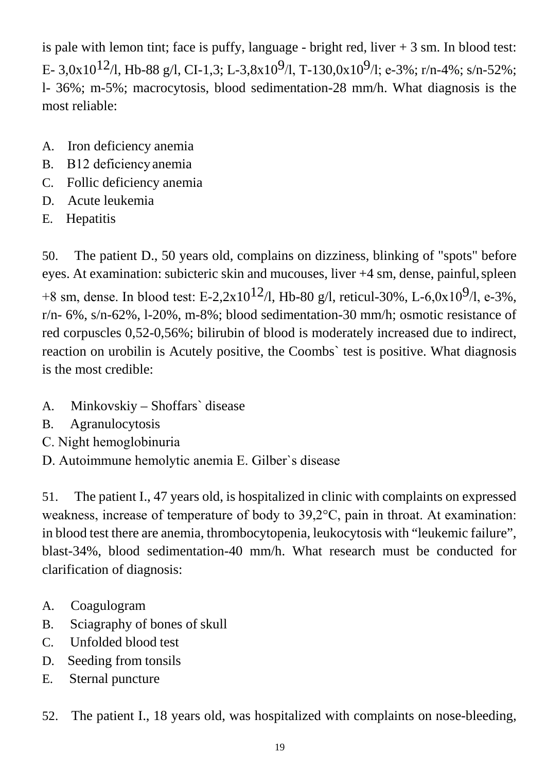is pale with lemon tint; face is puffy, language - bright red, liver + 3 sm. In blood test: E- 3,0x$10^{12}$/l, Hb-88 g/l, CI-1,3; L-3,8x$10^{9}$/l, T-130,0x$10^{9}$/l; e-3%; r/n-4%; s/n-52%; l- 36%; m-5%; macrocytosis, blood sedimentation-28 mm/h. What diagnosis is the most reliable:

A. Iron deficiency anemia
B. B12 deficiency anemia
C. Follic deficiency anemia
D. Acute leukemia
E. Hepatitis

50. The patient D., 50 years old, complains on dizziness, blinking of "spots" before eyes. At examination: subicteric skin and mucouses, liver +4 sm, dense, painful, spleen +8 sm, dense. In blood test: E-2,2x$10^{12}$/l, Hb-80 g/l, reticul-30%, L-6,0x$10^{9}$/l, e-3%, r/n- 6%, s/n-62%, l-20%, m-8%; blood sedimentation-30 mm/h; osmotic resistance of red corpuscles 0,52-0,56%; bilirubin of blood is moderately increased due to indirect, reaction on urobilin is Acutely positive, the Coombs` test is positive. What diagnosis is the most credible:

A. Minkovskiy – Shoffars` disease
B. Agranulocytosis
C. Night hemoglobinuria
D. Autoimmune hemolytic anemia E. Gilber`s disease

51. The patient I., 47 years old, is hospitalized in clinic with complaints on expressed weakness, increase of temperature of body to 39,2°C, pain in throat. At examination: in blood test there are anemia, thrombocytopenia, leukocytosis with "leukemic failure", blast-34%, blood sedimentation-40 mm/h. What research must be conducted for clarification of diagnosis:

A. Coagulogram
B. Sciagraphy of bones of skull
C. Unfolded blood test
D. Seeding from tonsils
E. Sternal puncture

52. The patient I., 18 years old, was hospitalized with complaints on nose-bleeding,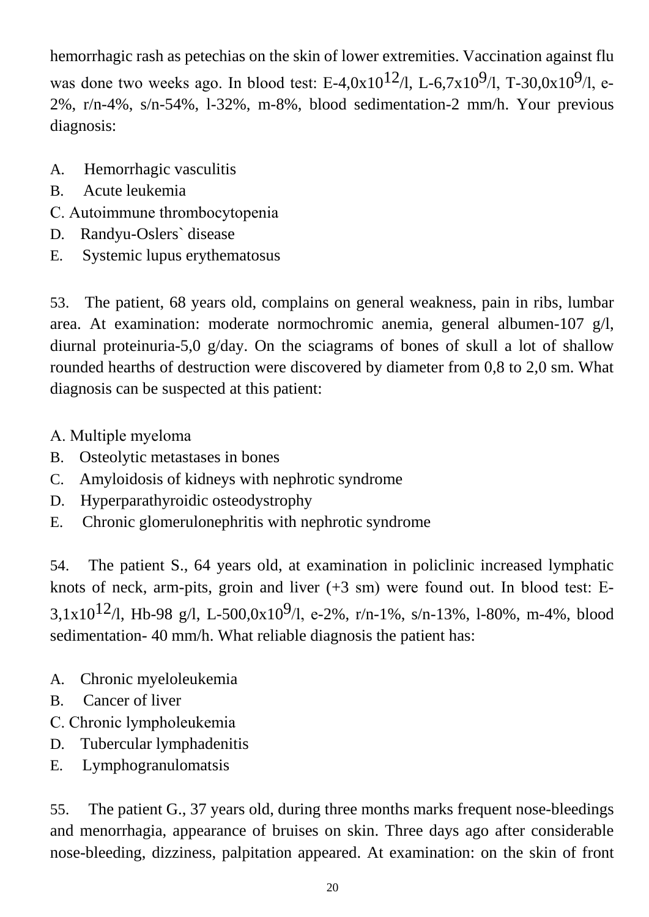hemorrhagic rash as petechias on the skin of lower extremities. Vaccination against flu was done two weeks ago. In blood test: E-4,0x$10^{12}$/l, L-6,7x$10^{9}$/l, T-30,0x$10^{9}$/l, e-2%, r/n-4%, s/n-54%, l-32%, m-8%, blood sedimentation-2 mm/h. Your previous diagnosis:

A. Hemorrhagic vasculitis
B. Acute leukemia
C. Autoimmune thrombocytopenia
D. Randyu-Oslers` disease
E. Systemic lupus erythematosus

53. The patient, 68 years old, complains on general weakness, pain in ribs, lumbar area. At examination: moderate normochromic anemia, general albumen-107 g/l, diurnal proteinuria-5,0 g/day. On the sciagrams of bones of skull a lot of shallow rounded hearths of destruction were discovered by diameter from 0,8 to 2,0 sm. What diagnosis can be suspected at this patient:

A. Multiple myeloma
B. Osteolytic metastases in bones
C. Amyloidosis of kidneys with nephrotic syndrome
D. Hyperparathyroidic osteodystrophy
E. Chronic glomerulonephritis with nephrotic syndrome

54. The patient S., 64 years old, at examination in policlinic increased lymphatic knots of neck, arm-pits, groin and liver (+3 sm) were found out. In blood test: E-3,1x$10^{12}$/l, Hb-98 g/l, L-500,0x$10^{9}$/l, e-2%, r/n-1%, s/n-13%, l-80%, m-4%, blood sedimentation- 40 mm/h. What reliable diagnosis the patient has:

A. Chronic myeloleukemia
B. Cancer of liver
C. Chronic lympholeukemia
D. Tubercular lymphadenitis
E. Lymphogranulomatsis

55. The patient G., 37 years old, during three months marks frequent nose-bleedings and menorrhagia, appearance of bruises on skin. Three days ago after considerable nose-bleeding, dizziness, palpitation appeared. At examination: on the skin of front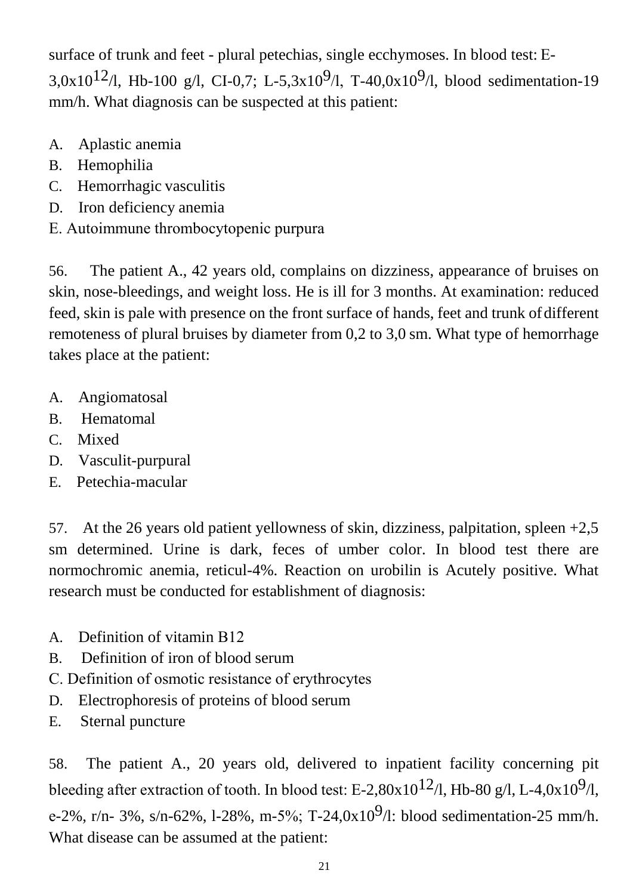surface of trunk and feet - plural petechias, single ecchymoses. In blood test: E-3,0x$10^{12}$/l, Hb-100 g/l, CI-0,7; L-5,3x$10^{9}$/l, T-40,0x$10^{9}$/l, blood sedimentation-19 mm/h. What diagnosis can be suspected at this patient:

A. Aplastic anemia
B. Hemophilia
C. Hemorrhagic vasculitis
D. Iron deficiency anemia
E. Autoimmune thrombocytopenic purpura

56. The patient A., 42 years old, complains on dizziness, appearance of bruises on skin, nose-bleedings, and weight loss. He is ill for 3 months. At examination: reduced feed, skin is pale with presence on the front surface of hands, feet and trunk of different remoteness of plural bruises by diameter from 0,2 to 3,0 sm. What type of hemorrhage takes place at the patient:

A. Angiomatosal
B. Hematomal
C. Mixed
D. Vasculit-purpural
E. Petechia-macular

57. At the 26 years old patient yellowness of skin, dizziness, palpitation, spleen +2,5 sm determined. Urine is dark, feces of umber color. In blood test there are normochromic anemia, reticul-4%. Reaction on urobilin is Acutely positive. What research must be conducted for establishment of diagnosis:

A. Definition of vitamin B12
B. Definition of iron of blood serum
C. Definition of osmotic resistance of erythrocytes
D. Electrophoresis of proteins of blood serum
E. Sternal puncture

58. The patient A., 20 years old, delivered to inpatient facility concerning pit bleeding after extraction of tooth. In blood test: E-2,80x$10^{12}$/l, Hb-80 g/l, L-4,0x$10^{9}$/l, e-2%, r/n- 3%, s/n-62%, l-28%, m-5%; T-24,0x$10^{9}$/l: blood sedimentation-25 mm/h. What disease can be assumed at the patient: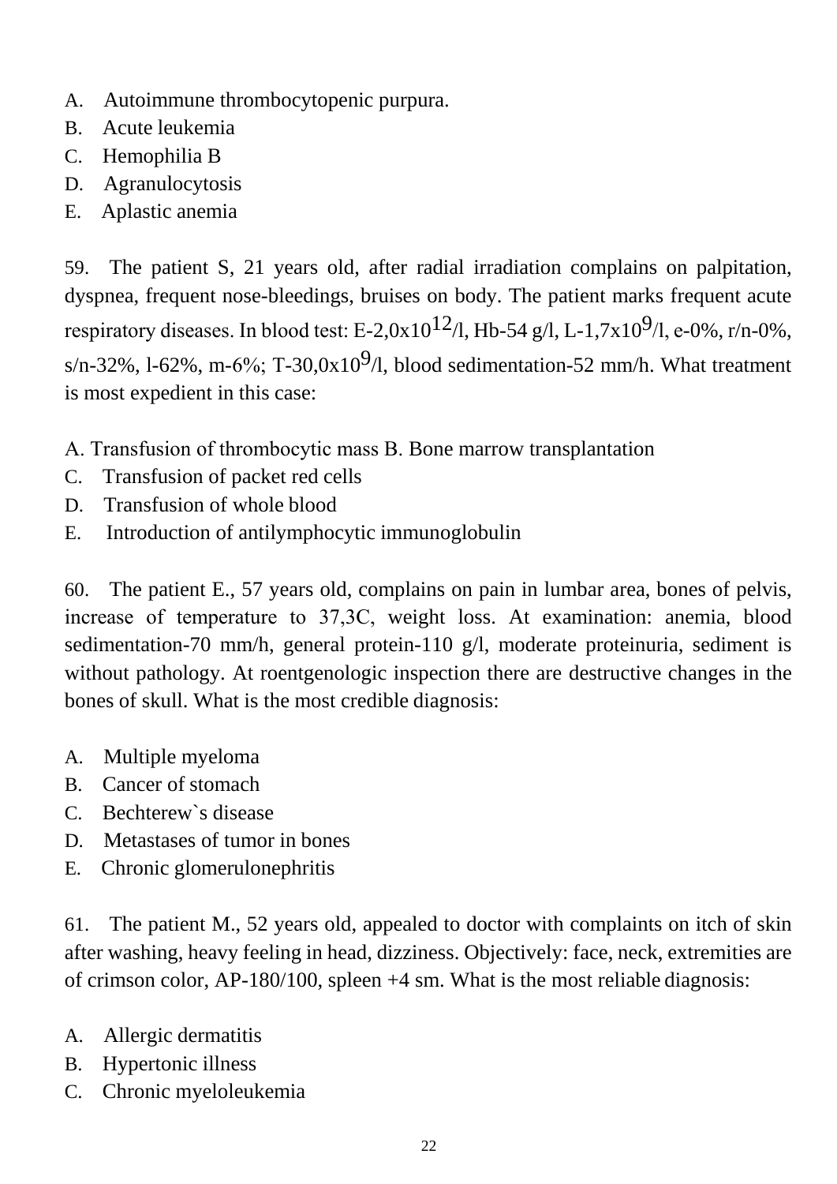A. Autoimmune thrombocytopenic purpura.
B. Acute leukemia
C. Hemophilia B
D. Agranulocytosis
E. Aplastic anemia

59. The patient S, 21 years old, after radial irradiation complains on palpitation, dyspnea, frequent nose-bleedings, bruises on body. The patient marks frequent acute respiratory diseases. In blood test: E-2,0x$10^{12}$/l, Hb-54 g/l, L-1,7x$10^{9}$/l, e-0%, r/n-0%, s/n-32%, l-62%, m-6%; T-30,0x$10^{9}$/l, blood sedimentation-52 mm/h. What treatment is most expedient in this case:

A. Transfusion of thrombocytic mass B. Bone marrow transplantation
C. Transfusion of packet red cells
D. Transfusion of whole blood
E. Introduction of antilymphocytic immunoglobulin

60. The patient E., 57 years old, complains on pain in lumbar area, bones of pelvis, increase of temperature to 37,3C, weight loss. At examination: anemia, blood sedimentation-70 mm/h, general protein-110 g/l, moderate proteinuria, sediment is without pathology. At roentgenologic inspection there are destructive changes in the bones of skull. What is the most credible diagnosis:

A. Multiple myeloma
B. Cancer of stomach
C. Bechterew`s disease
D. Metastases of tumor in bones
E. Chronic glomerulonephritis

61. The patient M., 52 years old, appealed to doctor with complaints on itch of skin after washing, heavy feeling in head, dizziness. Objectively: face, neck, extremities are of crimson color, AP-180/100, spleen +4 sm. What is the most reliable diagnosis:

A. Allergic dermatitis
B. Hypertonic illness
C. Chronic myeloleukemia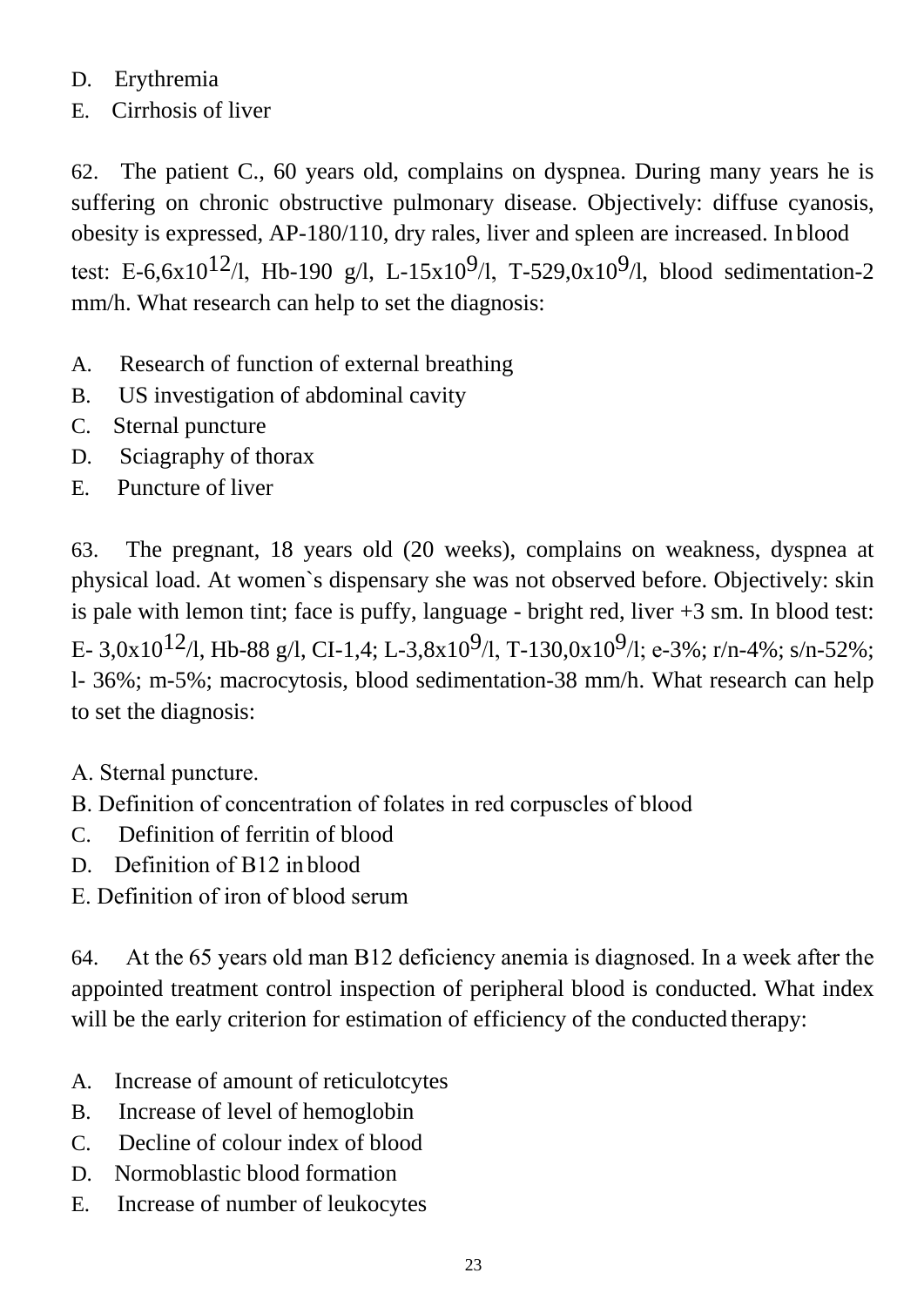D. Erythremia
E. Cirrhosis of liver

62. The patient C., 60 years old, complains on dyspnea. During many years he is suffering on chronic obstructive pulmonary disease. Objectively: diffuse cyanosis, obesity is expressed, AP-180/110, dry rales, liver and spleen are increased. In blood test: E-6,6x$10^{12}$/l, Hb-190 g/l, L-15x$10^{9}$/l, T-529,0x$10^{9}$/l, blood sedimentation-2 mm/h. What research can help to set the diagnosis:

A. Research of function of external breathing
B. US investigation of abdominal cavity
C. Sternal puncture
D. Sciagraphy of thorax
E. Puncture of liver

63. The pregnant, 18 years old (20 weeks), complains on weakness, dyspnea at physical load. At women`s dispensary she was not observed before. Objectively: skin is pale with lemon tint; face is puffy, language - bright red, liver +3 sm. In blood test: E- 3,0x$10^{12}$/l, Hb-88 g/l, CI-1,4; L-3,8x$10^{9}$/l, T-130,0x$10^{9}$/l; e-3%; r/n-4%; s/n-52%; l- 36%; m-5%; macrocytosis, blood sedimentation-38 mm/h. What research can help to set the diagnosis:

A. Sternal puncture.
B. Definition of concentration of folates in red corpuscles of blood
C. Definition of ferritin of blood
D. Definition of B12 in blood
E. Definition of iron of blood serum

64. At the 65 years old man B12 deficiency anemia is diagnosed. In a week after the appointed treatment control inspection of peripheral blood is conducted. What index will be the early criterion for estimation of efficiency of the conducted therapy:

A. Increase of amount of reticulotcytes
B. Increase of level of hemoglobin
C. Decline of colour index of blood
D. Normoblastic blood formation
E. Increase of number of leukocytes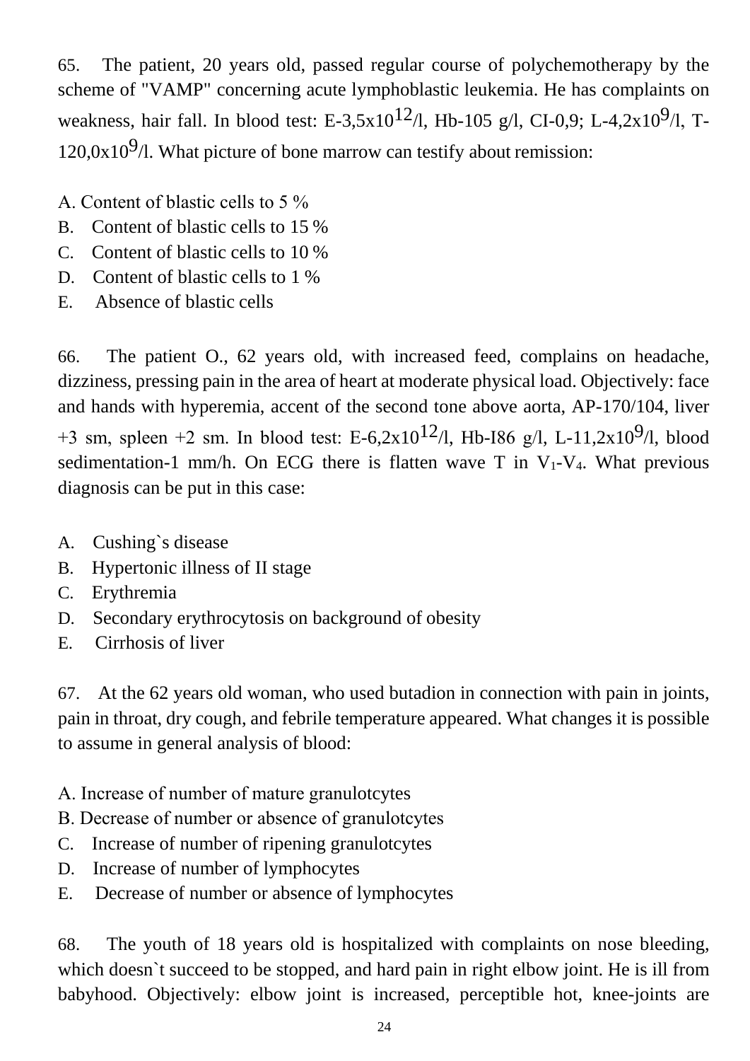65. The patient, 20 years old, passed regular course of polychemotherapy by the scheme of "VAMP" concerning acute lymphoblastic leukemia. He has complaints on weakness, hair fall. In blood test: E-3,5x$10^{12}$/l, Hb-105 g/l, CI-0,9; L-4,2x$10^{9}$/l, T-120,0x$10^{9}$/l. What picture of bone marrow can testify about remission:

A. Content of blastic cells to 5 %
B. Content of blastic cells to 15 %
C. Content of blastic cells to 10 %
D. Content of blastic cells to 1 %
E. Absence of blastic cells

66. The patient O., 62 years old, with increased feed, complains on headache, dizziness, pressing pain in the area of heart at moderate physical load. Objectively: face and hands with hyperemia, accent of the second tone above aorta, AP-170/104, liver +3 sm, spleen +2 sm. In blood test: E-6,2x$10^{12}$/l, Hb-I86 g/l, L-11,2x$10^{9}$/l, blood sedimentation-1 mm/h. On ECG there is flatten wave T in $V_1$-$V_4$. What previous diagnosis can be put in this case:

A. Cushing`s disease
B. Hypertonic illness of II stage
C. Erythremia
D. Secondary erythrocytosis on background of obesity
E. Cirrhosis of liver

67. At the 62 years old woman, who used butadion in connection with pain in joints, pain in throat, dry cough, and febrile temperature appeared. What changes it is possible to assume in general analysis of blood:

A. Increase of number of mature granulotcytes
B. Decrease of number or absence of granulotcytes
C. Increase of number of ripening granulotcytes
D. Increase of number of lymphocytes
E. Decrease of number or absence of lymphocytes

68. The youth of 18 years old is hospitalized with complaints on nose bleeding, which doesn`t succeed to be stopped, and hard pain in right elbow joint. He is ill from babyhood. Objectively: elbow joint is increased, perceptible hot, knee-joints are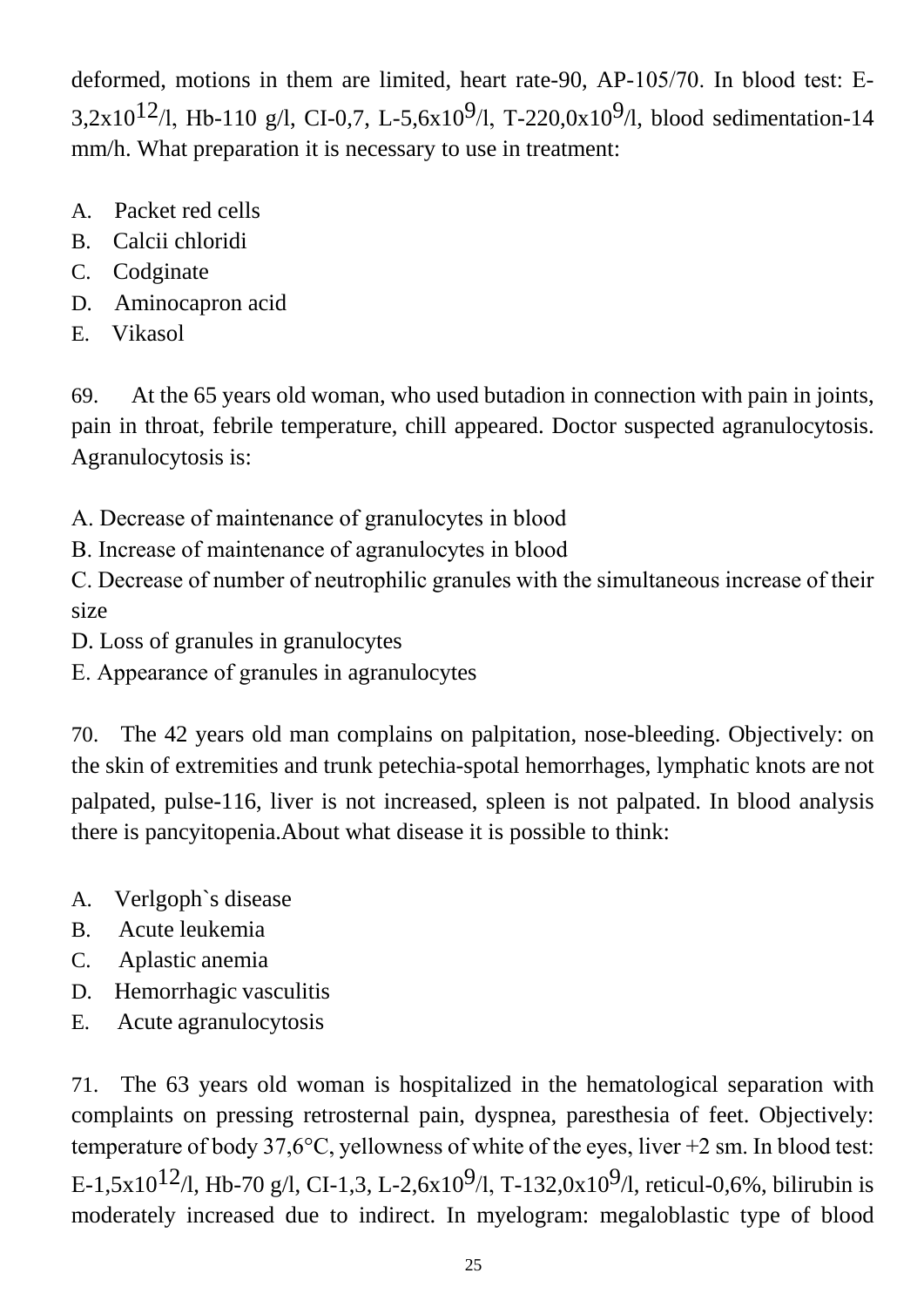deformed, motions in them are limited, heart rate-90, AP-105/70. In blood test: E-3,2x$10^{12}$/l, Hb-110 g/l, CI-0,7, L-5,6x$10^{9}$/l, T-220,0x$10^{9}$/l, blood sedimentation-14 mm/h. What preparation it is necessary to use in treatment:

A. Packet red cells
B. Calcii chloridi
C. Codginate
D. Aminocapron acid
E. Vikasol

69. At the 65 years old woman, who used butadion in connection with pain in joints, pain in throat, febrile temperature, chill appeared. Doctor suspected agranulocytosis. Agranulocytosis is:

A. Decrease of maintenance of granulocytes in blood
B. Increase of maintenance of agranulocytes in blood
C. Decrease of number of neutrophilic granules with the simultaneous increase of their size
D. Loss of granules in granulocytes
E. Appearance of granules in agranulocytes

70. The 42 years old man complains on palpitation, nose-bleeding. Objectively: on the skin of extremities and trunk petechia-spotal hemorrhages, lymphatic knots are not palpated, pulse-116, liver is not increased, spleen is not palpated. In blood analysis there is pancyitopenia.About what disease it is possible to think:

A. Verlgoph`s disease
B. Acute leukemia
C. Aplastic anemia
D. Hemorrhagic vasculitis
E. Acute agranulocytosis

71. The 63 years old woman is hospitalized in the hematological separation with complaints on pressing retrosternal pain, dyspnea, paresthesia of feet. Objectively: temperature of body 37,6°C, yellowness of white of the eyes, liver +2 sm. In blood test: E-1,5x$10^{12}$/l, Hb-70 g/l, CI-1,3, L-2,6x$10^{9}$/l, T-132,0x$10^{9}$/l, reticul-0,6%, bilirubin is moderately increased due to indirect. In myelogram: megaloblastic type of blood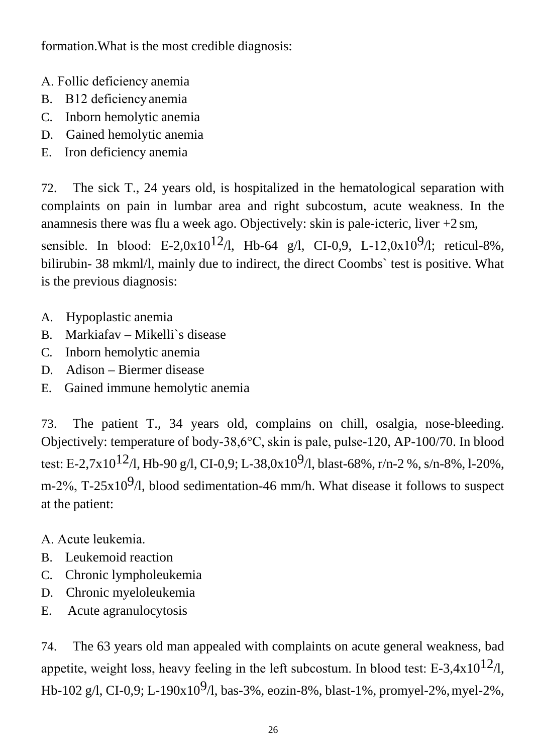formation.What is the most credible diagnosis:

A. Follic deficiency anemia
B. B12 deficiency anemia
C. Inborn hemolytic anemia
D. Gained hemolytic anemia
E. Iron deficiency anemia

72. The sick T., 24 years old, is hospitalized in the hematological separation with complaints on pain in lumbar area and right subcostum, acute weakness. In the anamnesis there was flu a week ago. Objectively: skin is pale-icteric, liver +2 sm, sensible. In blood: E-2,0x$10^{12}$/l, Hb-64 g/l, CI-0,9, L-12,0x$10^{9}$/l; reticul-8%, bilirubin- 38 mkml/l, mainly due to indirect, the direct Coombs` test is positive. What is the previous diagnosis:

A. Hypoplastic anemia
B. Markiafav – Mikelli`s disease
C. Inborn hemolytic anemia
D. Adison – Biermer disease
E. Gained immune hemolytic anemia

73. The patient T., 34 years old, complains on chill, osalgia, nose-bleeding. Objectively: temperature of body-38,6°C, skin is pale, pulse-120, AP-100/70. In blood test: E-2,7x$10^{12}$/l, Hb-90 g/l, CI-0,9; L-38,0x$10^{9}$/l, blast-68%, r/n-2 %, s/n-8%, l-20%, m-2%, T-25x$10^{9}$/l, blood sedimentation-46 mm/h. What disease it follows to suspect at the patient:

A. Acute leukemia.
B. Leukemoid reaction
C. Chronic lympholeukemia
D. Chronic myeloleukemia
E. Acute agranulocytosis

74. The 63 years old man appealed with complaints on acute general weakness, bad appetite, weight loss, heavy feeling in the left subcostum. In blood test: E-3,4x$10^{12}$/l, Hb-102 g/l, CI-0,9; L-190x$10^{9}$/l, bas-3%, eozin-8%, blast-1%, promyel-2%, myel-2%,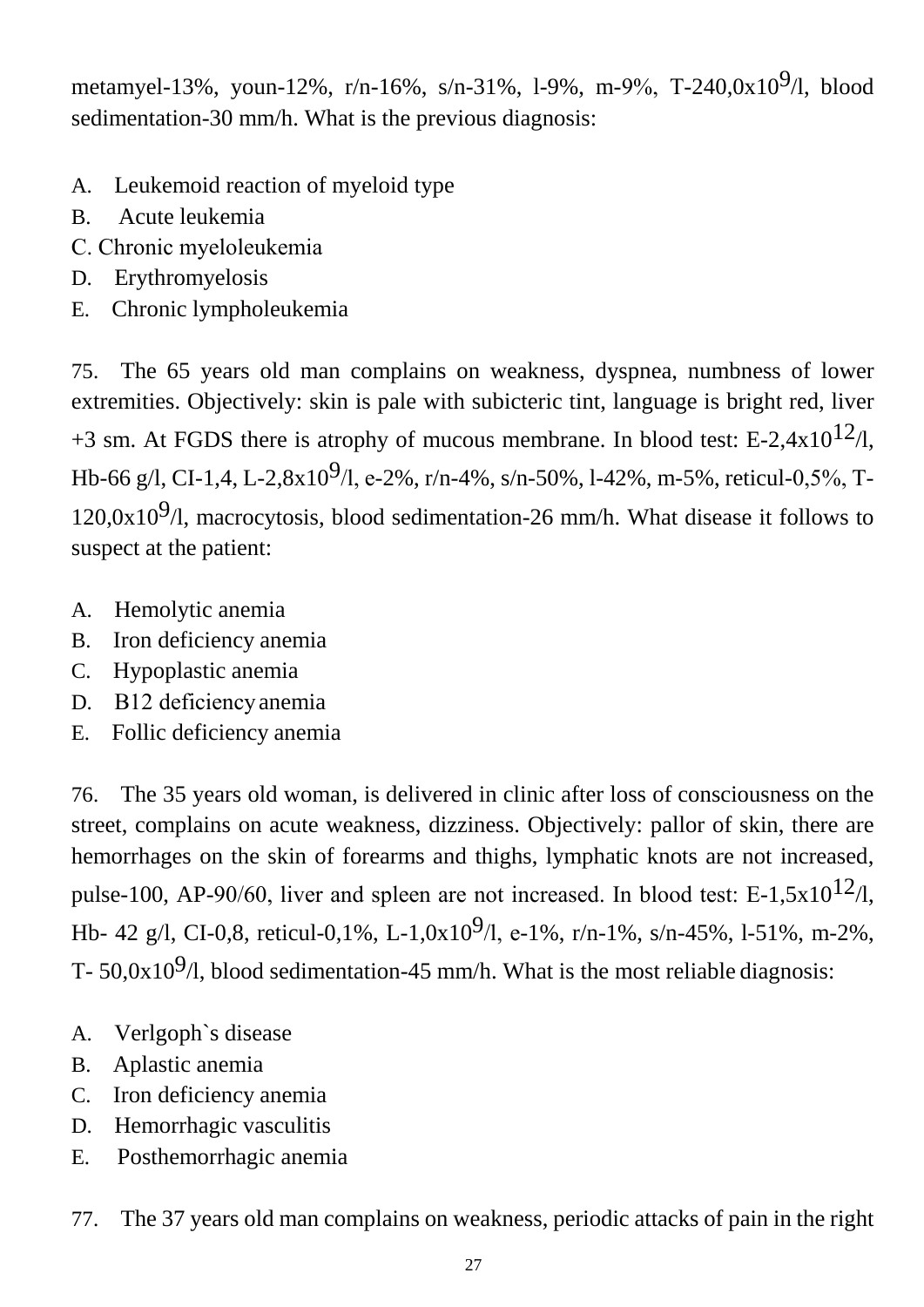metamyel-13%, youn-12%, r/n-16%, s/n-31%, l-9%, m-9%, T-240,0x$10^9$/l, blood sedimentation-30 mm/h. What is the previous diagnosis:

A. Leukemoid reaction of myeloid type
B. Acute leukemia
C. Chronic myeloleukemia
D. Erythromyelosis
E. Chronic lympholeukemia

75. The 65 years old man complains on weakness, dyspnea, numbness of lower extremities. Objectively: skin is pale with subicteric tint, language is bright red, liver +3 sm. At FGDS there is atrophy of mucous membrane. In blood test: E-2,4x$10^{12}$/l, Hb-66 g/l, CI-1,4, L-2,8x$10^9$/l, e-2%, r/n-4%, s/n-50%, l-42%, m-5%, reticul-0,5%, T-120,0x$10^9$/l, macrocytosis, blood sedimentation-26 mm/h. What disease it follows to suspect at the patient:

A. Hemolytic anemia
B. Iron deficiency anemia
C. Hypoplastic anemia
D. B12 deficiency anemia
E. Follic deficiency anemia

76. The 35 years old woman, is delivered in clinic after loss of consciousness on the street, complains on acute weakness, dizziness. Objectively: pallor of skin, there are hemorrhages on the skin of forearms and thighs, lymphatic knots are not increased, pulse-100, AP-90/60, liver and spleen are not increased. In blood test: E-1,5x$10^{12}$/l, Hb- 42 g/l, CI-0,8, reticul-0,1%, L-1,0x$10^9$/l, e-1%, r/n-1%, s/n-45%, l-51%, m-2%, T- 50,0x$10^9$/l, blood sedimentation-45 mm/h. What is the most reliable diagnosis:

A. Verlgoph`s disease
B. Aplastic anemia
C. Iron deficiency anemia
D. Hemorrhagic vasculitis
E. Posthemorrhagic anemia

77. The 37 years old man complains on weakness, periodic attacks of pain in the right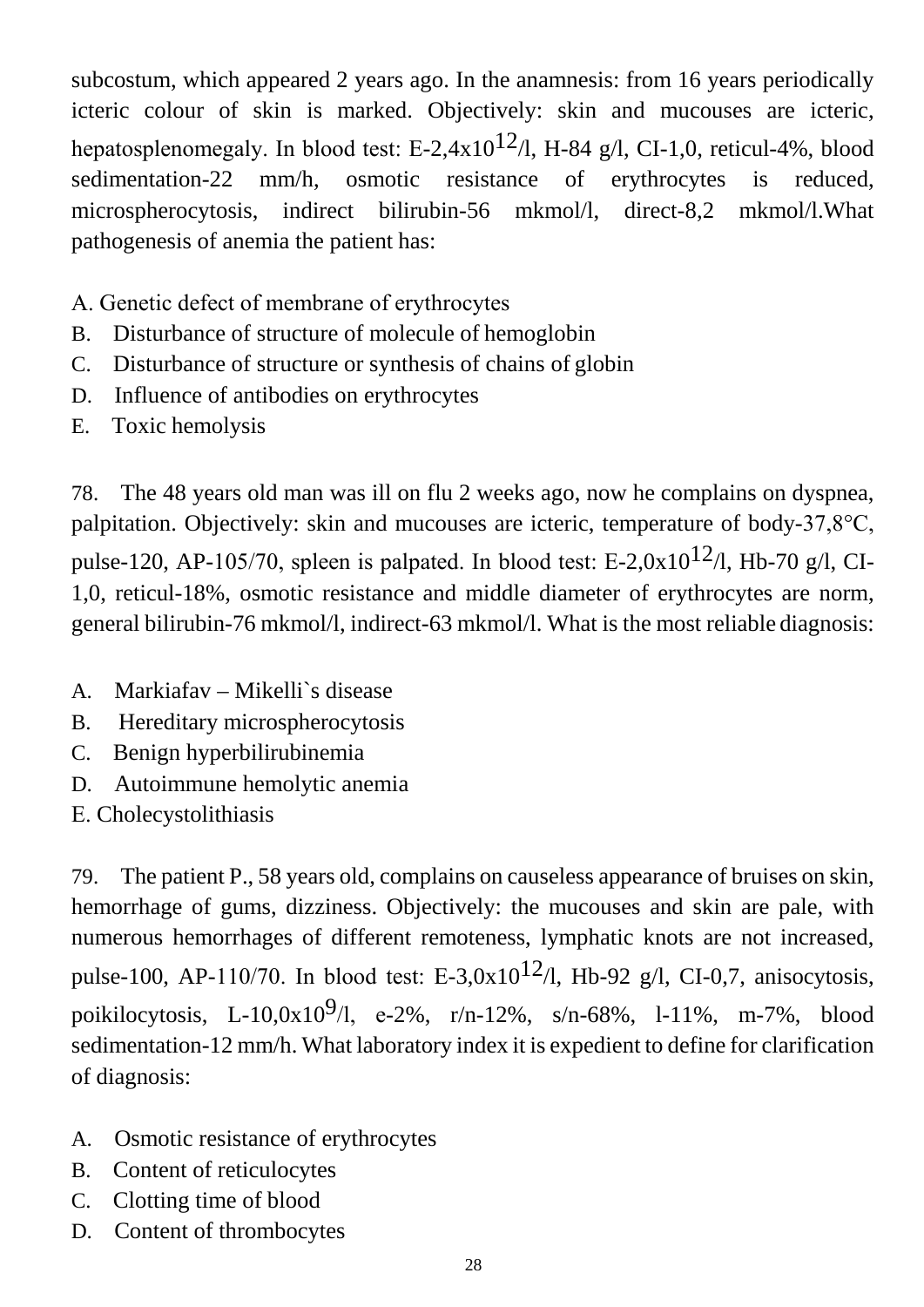subcostum, which appeared 2 years ago. In the anamnesis: from 16 years periodically icteric colour of skin is marked. Objectively: skin and mucouses are icteric, hepatosplenomegaly. In blood test: E-2,4x$10^{12}$/l, H-84 g/l, CI-1,0, reticul-4%, blood sedimentation-22 mm/h, osmotic resistance of erythrocytes is reduced, microspherocytosis, indirect bilirubin-56 mkmol/l, direct-8,2 mkmol/l.What pathogenesis of anemia the patient has:

A. Genetic defect of membrane of erythrocytes
B. Disturbance of structure of molecule of hemoglobin
C. Disturbance of structure or synthesis of chains of globin
D. Influence of antibodies on erythrocytes
E. Toxic hemolysis

78. The 48 years old man was ill on flu 2 weeks ago, now he complains on dyspnea, palpitation. Objectively: skin and mucouses are icteric, temperature of body-37,8°C, pulse-120, AP-105/70, spleen is palpated. In blood test: E-2,0x$10^{12}$/l, Hb-70 g/l, CI-1,0, reticul-18%, osmotic resistance and middle diameter of erythrocytes are norm, general bilirubin-76 mkmol/l, indirect-63 mkmol/l. What is the most reliable diagnosis:

A. Markiafav – Mikelli`s disease
B. Hereditary microspherocytosis
C. Benign hyperbilirubinemia
D. Autoimmune hemolytic anemia
E. Cholecystolithiasis

79. The patient P., 58 years old, complains on causeless appearance of bruises on skin, hemorrhage of gums, dizziness. Objectively: the mucouses and skin are pale, with numerous hemorrhages of different remoteness, lymphatic knots are not increased, pulse-100, AP-110/70. In blood test: E-3,0x$10^{12}$/l, Hb-92 g/l, CI-0,7, anisocytosis, poikilocytosis, L-10,0x$10^{9}$/l, e-2%, r/n-12%, s/n-68%, l-11%, m-7%, blood sedimentation-12 mm/h. What laboratory index it is expedient to define for clarification of diagnosis:

A. Osmotic resistance of erythrocytes
B. Content of reticulocytes
C. Clotting time of blood
D. Content of thrombocytes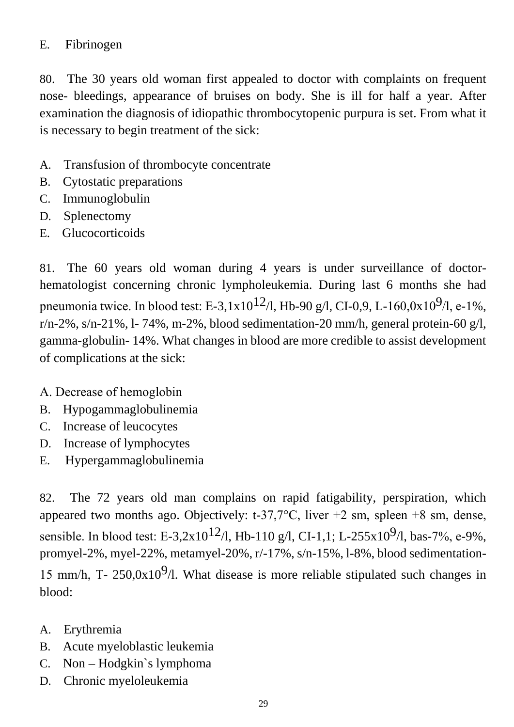E. Fibrinogen

80. The 30 years old woman first appealed to doctor with complaints on frequent nose- bleedings, appearance of bruises on body. She is ill for half a year. After examination the diagnosis of idiopathic thrombocytopenic purpura is set. From what it is necessary to begin treatment of the sick:

A. Transfusion of thrombocyte concentrate
B. Cytostatic preparations
C. Immunoglobulin
D. Splenectomy
E. Glucocorticoids

81. The 60 years old woman during 4 years is under surveillance of doctor-hematologist concerning chronic lympholeukemia. During last 6 months she had pneumonia twice. In blood test: E-3,1x$10^{12}$/l, Hb-90 g/l, CI-0,9, L-160,0x$10^{9}$/l, e-1%, r/n-2%, s/n-21%, l- 74%, m-2%, blood sedimentation-20 mm/h, general protein-60 g/l, gamma-globulin- 14%. What changes in blood are more credible to assist development of complications at the sick:

A. Decrease of hemoglobin
B. Hypogammaglobulinemia
C. Increase of leucocytes
D. Increase of lymphocytes
E. Hypergammaglobulinemia

82. The 72 years old man complains on rapid fatigability, perspiration, which appeared two months ago. Objectively: t-37,7°C, liver +2 sm, spleen +8 sm, dense, sensible. In blood test: E-3,2x$10^{12}$/l, Hb-110 g/l, CI-1,1; L-255x$10^{9}$/l, bas-7%, e-9%, promyel-2%, myel-22%, metamyel-20%, r/-17%, s/n-15%, l-8%, blood sedimentation-15 mm/h, T- 250,0x$10^{9}$/l. What disease is more reliable stipulated such changes in blood:

A. Erythremia
B. Acute myeloblastic leukemia
C. Non – Hodgkin`s lymphoma
D. Chronic myeloleukemia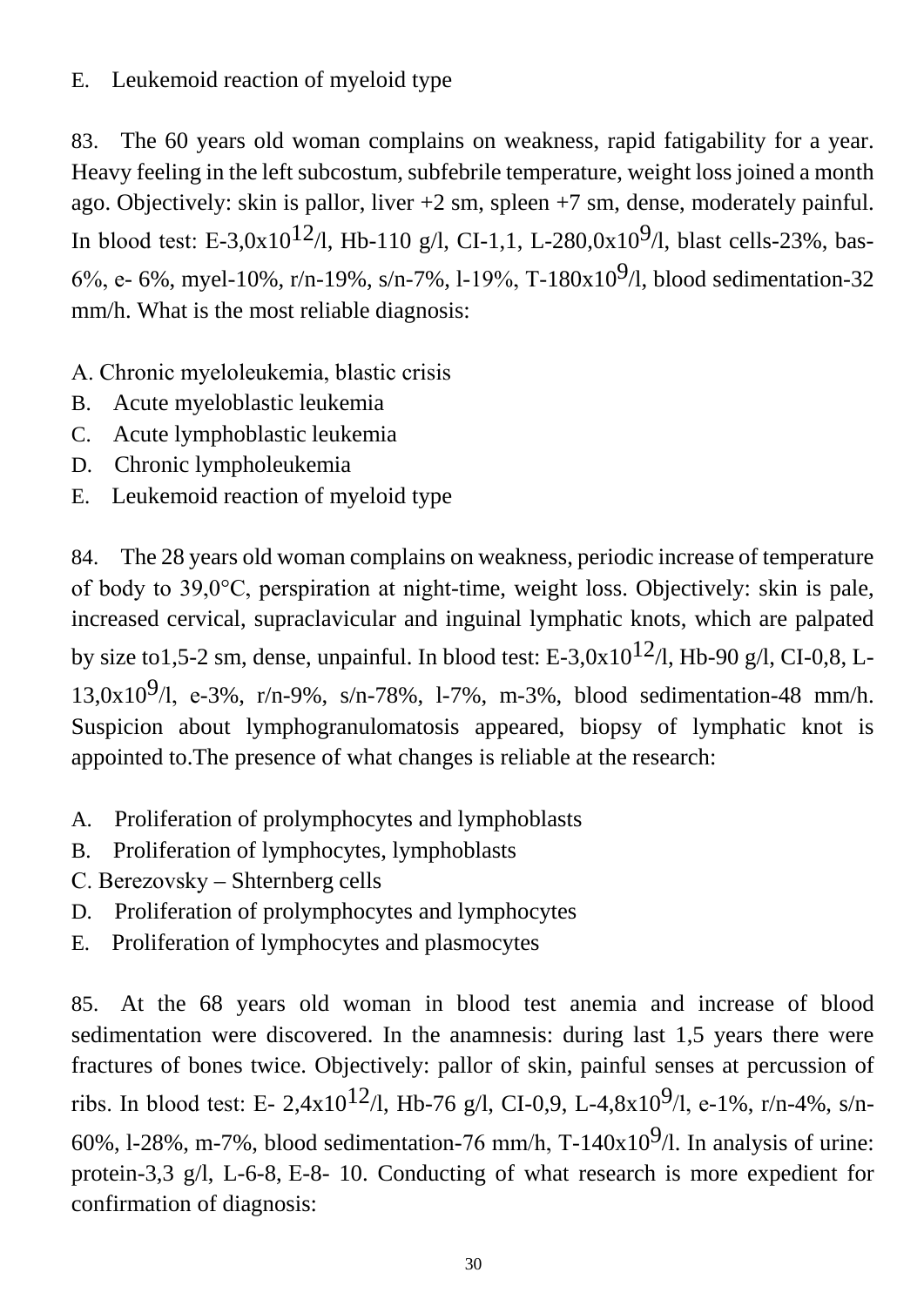E. Leukemoid reaction of myeloid type

83. The 60 years old woman complains on weakness, rapid fatigability for a year. Heavy feeling in the left subcostum, subfebrile temperature, weight loss joined a month ago. Objectively: skin is pallor, liver +2 sm, spleen +7 sm, dense, moderately painful. In blood test: E-3,0x$10^{12}$/l, Hb-110 g/l, CI-1,1, L-280,0x$10^{9}$/l, blast cells-23%, bas-6%, e- 6%, myel-10%, r/n-19%, s/n-7%, l-19%, T-180x$10^{9}$/l, blood sedimentation-32 mm/h. What is the most reliable diagnosis:

A. Chronic myeloleukemia, blastic crisis
B. Acute myeloblastic leukemia
C. Acute lymphoblastic leukemia
D. Chronic lympholeukemia
E. Leukemoid reaction of myeloid type

84. The 28 years old woman complains on weakness, periodic increase of temperature of body to 39,0°C, perspiration at night-time, weight loss. Objectively: skin is pale, increased cervical, supraclavicular and inguinal lymphatic knots, which are palpated by size to1,5-2 sm, dense, unpainful. In blood test: E-3,0x$10^{12}$/l, Hb-90 g/l, CI-0,8, L-13,0x$10^{9}$/l, e-3%, r/n-9%, s/n-78%, l-7%, m-3%, blood sedimentation-48 mm/h. Suspicion about lymphogranulomatosis appeared, biopsy of lymphatic knot is appointed to.The presence of what changes is reliable at the research:

A. Proliferation of prolymphocytes and lymphoblasts
B. Proliferation of lymphocytes, lymphoblasts
C. Berezovsky – Shternberg cells
D. Proliferation of prolymphocytes and lymphocytes
E. Proliferation of lymphocytes and plasmocytes

85. At the 68 years old woman in blood test anemia and increase of blood sedimentation were discovered. In the anamnesis: during last 1,5 years there were fractures of bones twice. Objectively: pallor of skin, painful senses at percussion of ribs. In blood test: E- 2,4x$10^{12}$/l, Hb-76 g/l, CI-0,9, L-4,8x$10^{9}$/l, e-1%, r/n-4%, s/n-60%, l-28%, m-7%, blood sedimentation-76 mm/h, T-140x$10^{9}$/l. In analysis of urine: protein-3,3 g/l, L-6-8, E-8- 10. Conducting of what research is more expedient for confirmation of diagnosis: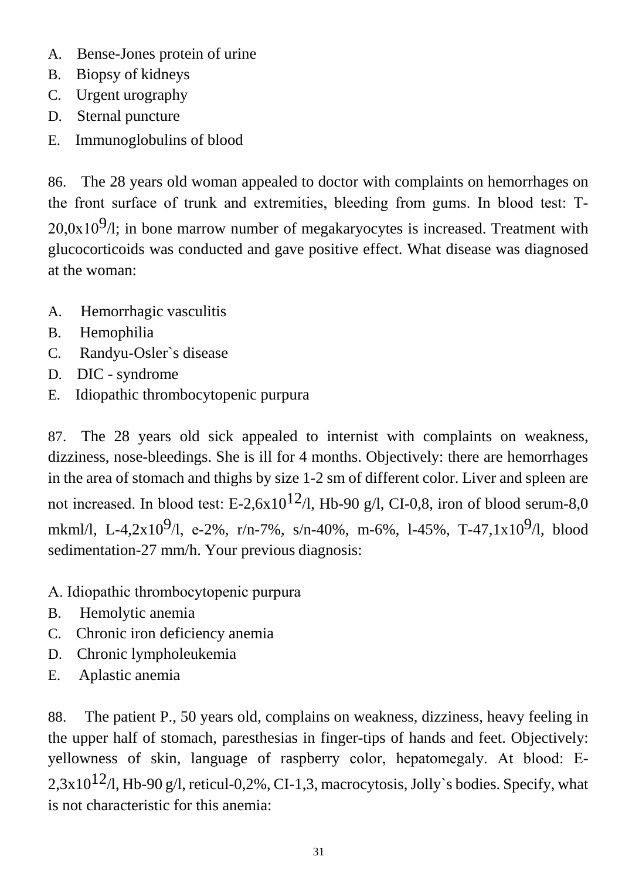A. Bense-Jones protein of urine
B. Biopsy of kidneys
C. Urgent urography
D. Sternal puncture
E. Immunoglobulins of blood

86. The 28 years old woman appealed to doctor with complaints on hemorrhages on the front surface of trunk and extremities, bleeding from gums. In blood test: T-20,0x$10^9$/l; in bone marrow number of megakaryocytes is increased. Treatment with glucocorticoids was conducted and gave positive effect. What disease was diagnosed at the woman:

A. Hemorrhagic vasculitis
B. Hemophilia
C. Randyu-Osler`s disease
D. DIC - syndrome
E. Idiopathic thrombocytopenic purpura

87. The 28 years old sick appealed to internist with complaints on weakness, dizziness, nose-bleedings. She is ill for 4 months. Objectively: there are hemorrhages in the area of stomach and thighs by size 1-2 sm of different color. Liver and spleen are not increased. In blood test: E-2,6x$10^{12}$/l, Hb-90 g/l, CI-0,8, iron of blood serum-8,0 mkml/l, L-4,2x$10^9$/l, e-2%, r/n-7%, s/n-40%, m-6%, l-45%, T-47,1x$10^9$/l, blood sedimentation-27 mm/h. Your previous diagnosis:

A. Idiopathic thrombocytopenic purpura
B. Hemolytic anemia
C. Chronic iron deficiency anemia
D. Chronic lympholeukemia
E. Aplastic anemia

88. The patient P., 50 years old, complains on weakness, dizziness, heavy feeling in the upper half of stomach, paresthesias in finger-tips of hands and feet. Objectively: yellowness of skin, language of raspberry color, hepatomegaly. At blood: E-2,3x$10^{12}$/l, Hb-90 g/l, reticul-0,2%, CI-1,3, macrocytosis, Jolly`s bodies. Specify, what is not characteristic for this anemia: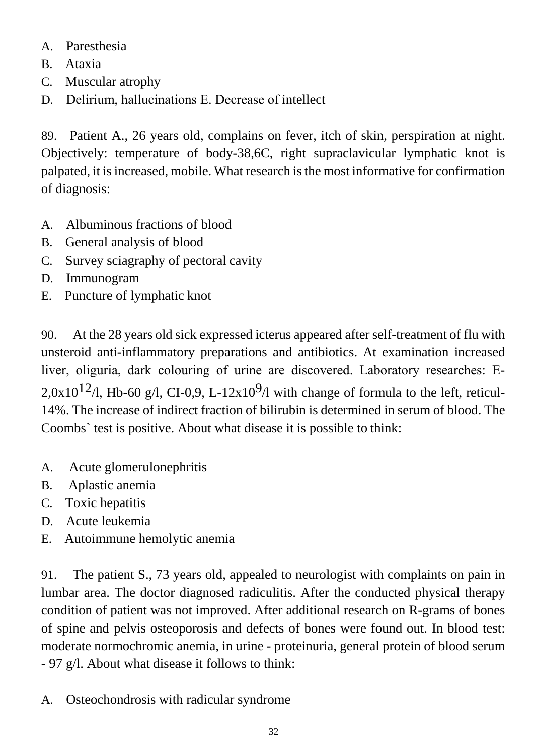A. Paresthesia
B. Ataxia
C. Muscular atrophy
D. Delirium, hallucinations E. Decrease of intellect

89. Patient A., 26 years old, complains on fever, itch of skin, perspiration at night. Objectively: temperature of body-38,6C, right supraclavicular lymphatic knot is palpated, it is increased, mobile. What research is the most informative for confirmation of diagnosis:

A. Albuminous fractions of blood
B. General analysis of blood
C. Survey sciagraphy of pectoral cavity
D. Immunogram
E. Puncture of lymphatic knot

90. At the 28 years old sick expressed icterus appeared after self-treatment of flu with unsteroid anti-inflammatory preparations and antibiotics. At examination increased liver, oliguria, dark colouring of urine are discovered. Laboratory researches: E-2,0x$10^{12}$/l, Hb-60 g/l, CI-0,9, L-12x$10^{9}$/l with change of formula to the left, reticul-14%. The increase of indirect fraction of bilirubin is determined in serum of blood. The Coombs` test is positive. About what disease it is possible to think:

A. Acute glomerulonephritis
B. Aplastic anemia
C. Toxic hepatitis
D. Acute leukemia
E. Autoimmune hemolytic anemia

91. The patient S., 73 years old, appealed to neurologist with complaints on pain in lumbar area. The doctor diagnosed radiculitis. After the conducted physical therapy condition of patient was not improved. After additional research on R-grams of bones of spine and pelvis osteoporosis and defects of bones were found out. In blood test: moderate normochromic anemia, in urine - proteinuria, general protein of blood serum - 97 g/l. About what disease it follows to think:

A. Osteochondrosis with radicular syndrome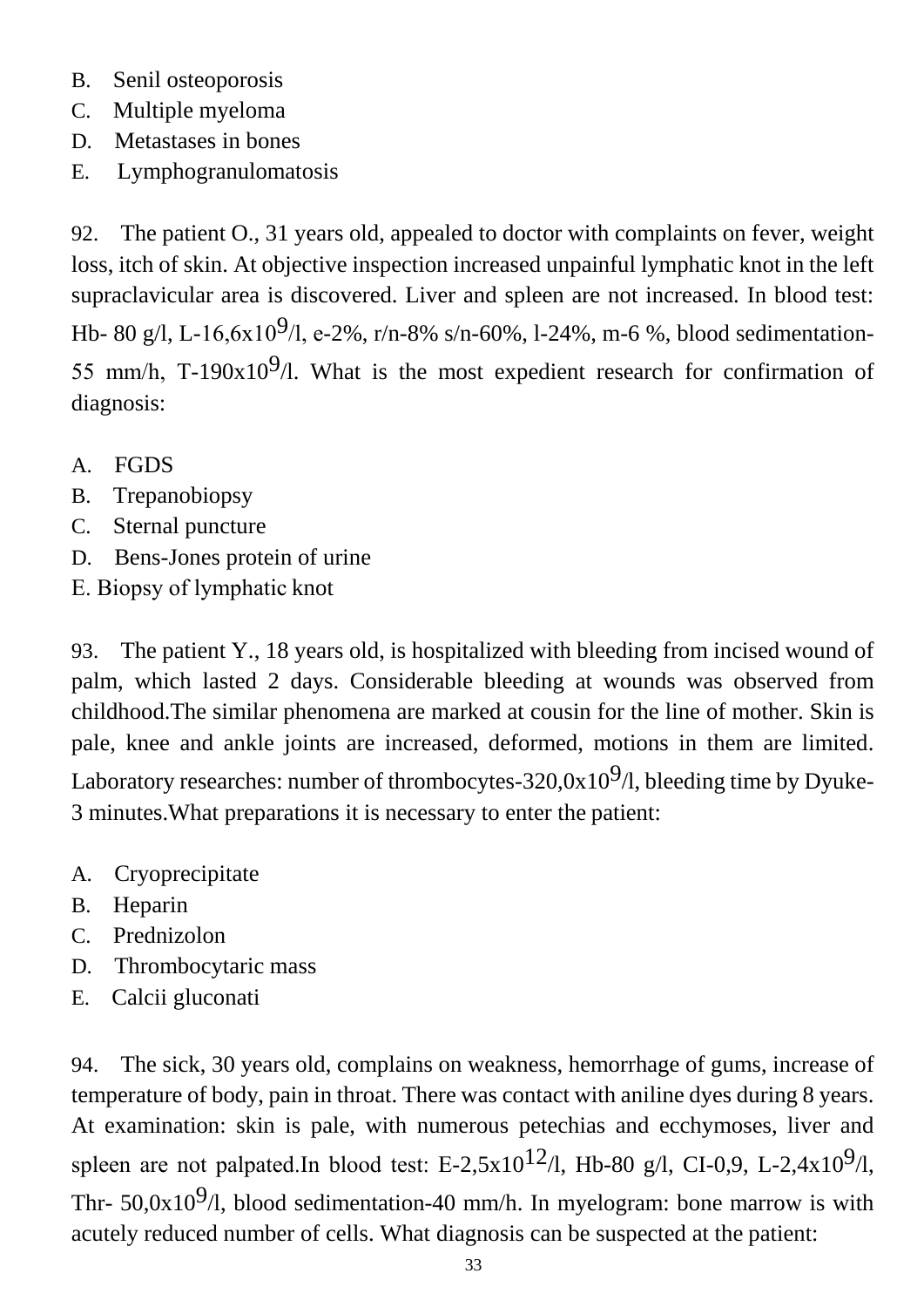B. Senil osteoporosis
C. Multiple myeloma
D. Metastases in bones
E. Lymphogranulomatosis

92. The patient O., 31 years old, appealed to doctor with complaints on fever, weight loss, itch of skin. At objective inspection increased unpainful lymphatic knot in the left supraclavicular area is discovered. Liver and spleen are not increased. In blood test: Hb- 80 g/l, L-16,6x$10^9$/l, e-2%, r/n-8% s/n-60%, l-24%, m-6 %, blood sedimentation-55 mm/h, T-190x$10^9$/l. What is the most expedient research for confirmation of diagnosis:

A. FGDS
B. Trepanobiopsy
C. Sternal puncture
D. Bens-Jones protein of urine
E. Biopsy of lymphatic knot

93. The patient Y., 18 years old, is hospitalized with bleeding from incised wound of palm, which lasted 2 days. Considerable bleeding at wounds was observed from childhood.The similar phenomena are marked at cousin for the line of mother. Skin is pale, knee and ankle joints are increased, deformed, motions in them are limited. Laboratory researches: number of thrombocytes-320,0x$10^9$/l, bleeding time by Dyuke-3 minutes.What preparations it is necessary to enter the patient:

A. Cryoprecipitate
B. Heparin
C. Prednizolon
D. Thrombocytaric mass
E. Calcii gluconati

94. The sick, 30 years old, complains on weakness, hemorrhage of gums, increase of temperature of body, pain in throat. There was contact with aniline dyes during 8 years. At examination: skin is pale, with numerous petechias and ecchymoses, liver and spleen are not palpated.In blood test: E-2,5x$10^{12}$/l, Hb-80 g/l, CI-0,9, L-2,4x$10^9$/l, Thr- 50,0x$10^9$/l, blood sedimentation-40 mm/h. In myelogram: bone marrow is with acutely reduced number of cells. What diagnosis can be suspected at the patient: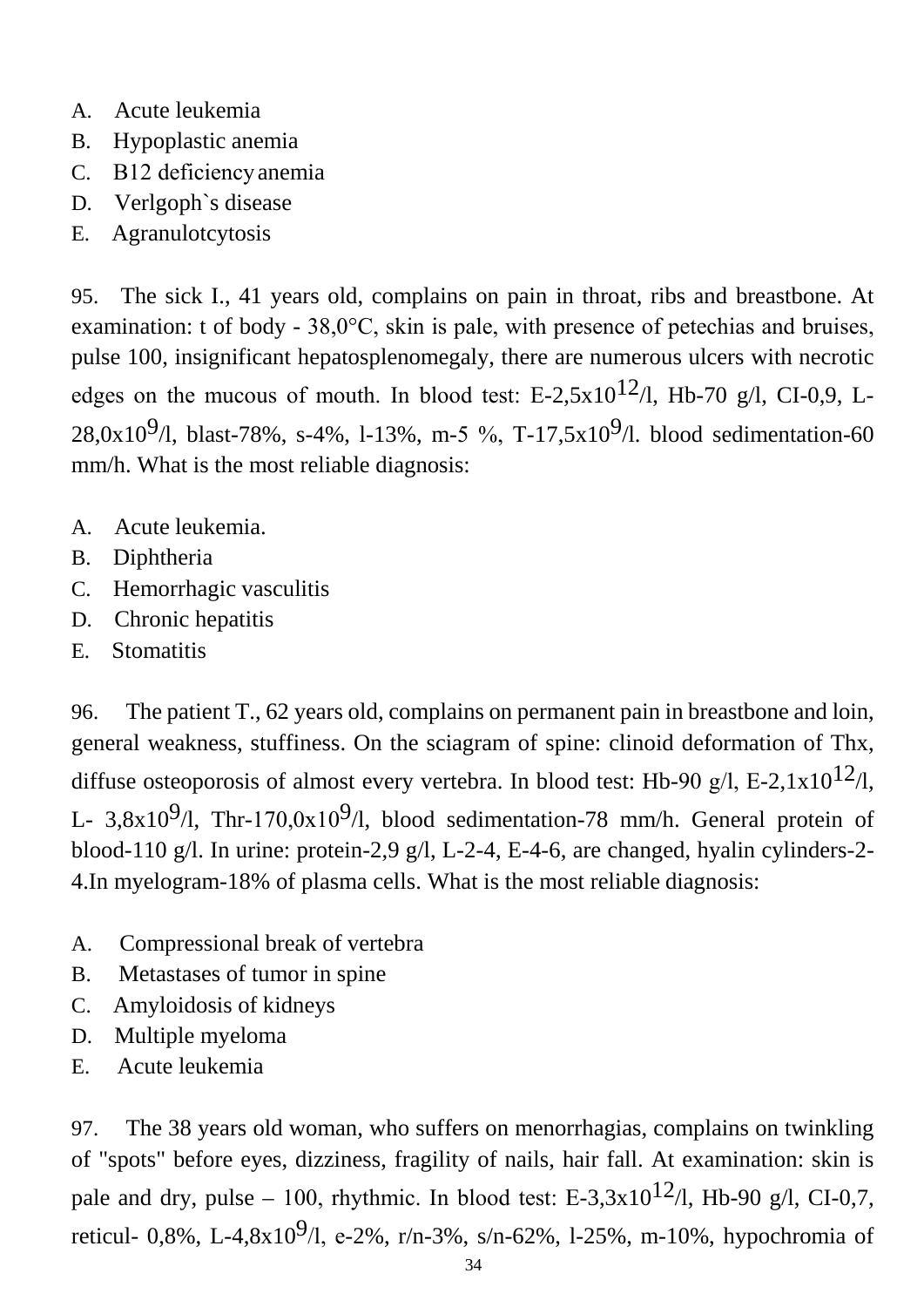A. Acute leukemia
B. Hypoplastic anemia
C. B12 deficiency anemia
D. Verlgoph`s disease
E. Agranulotcytosis

95. The sick I., 41 years old, complains on pain in throat, ribs and breastbone. At examination: t of body - 38,0°C, skin is pale, with presence of petechias and bruises, pulse 100, insignificant hepatosplenomegaly, there are numerous ulcers with necrotic edges on the mucous of mouth. In blood test: E-2,5x$10^{12}$/l, Hb-70 g/l, CI-0,9, L-28,0x$10^{9}$/l, blast-78%, s-4%, l-13%, m-5 %, T-17,5x$10^{9}$/l. blood sedimentation-60 mm/h. What is the most reliable diagnosis:

A. Acute leukemia.
B. Diphtheria
C. Hemorrhagic vasculitis
D. Chronic hepatitis
E. Stomatitis

96. The patient T., 62 years old, complains on permanent pain in breastbone and loin, general weakness, stuffiness. On the sciagram of spine: clinoid deformation of Thx, diffuse osteoporosis of almost every vertebra. In blood test: Hb-90 g/l, E-2,1x$10^{12}$/l, L- 3,8x$10^{9}$/l, Thr-170,0x$10^{9}$/l, blood sedimentation-78 mm/h. General protein of blood-110 g/l. In urine: protein-2,9 g/l, L-2-4, E-4-6, are changed, hyalin cylinders-2-4.In myelogram-18% of plasma cells. What is the most reliable diagnosis:

A. Compressional break of vertebra
B. Metastases of tumor in spine
C. Amyloidosis of kidneys
D. Multiple myeloma
E. Acute leukemia

97. The 38 years old woman, who suffers on menorrhagias, complains on twinkling of "spots" before eyes, dizziness, fragility of nails, hair fall. At examination: skin is pale and dry, pulse – 100, rhythmic. In blood test: E-3,3x$10^{12}$/l, Hb-90 g/l, CI-0,7, reticul- 0,8%, L-4,8x$10^{9}$/l, e-2%, r/n-3%, s/n-62%, l-25%, m-10%, hypochromia of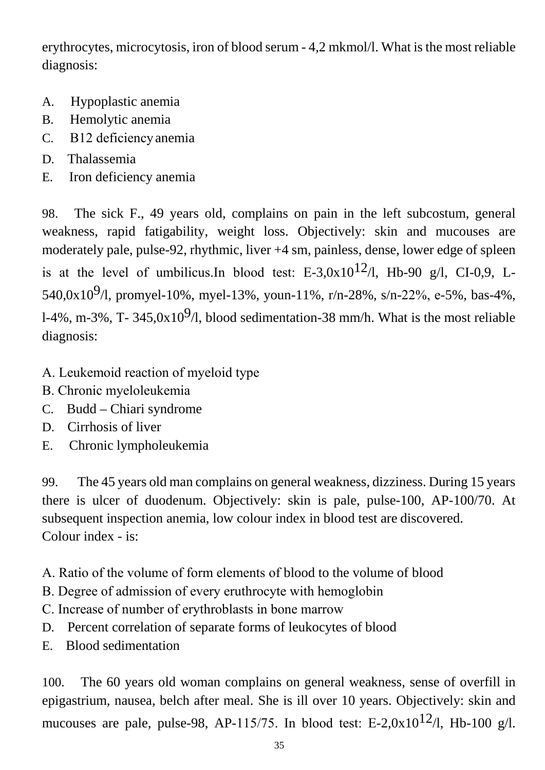erythrocytes, microcytosis, iron of blood serum - 4,2 mkmol/l. What is the most reliable diagnosis:

A. Hypoplastic anemia
B. Hemolytic anemia
C. B12 deficiency anemia
D. Thalassemia
E. Iron deficiency anemia

98. The sick F., 49 years old, complains on pain in the left subcostum, general weakness, rapid fatigability, weight loss. Objectively: skin and mucouses are moderately pale, pulse-92, rhythmic, liver +4 sm, painless, dense, lower edge of spleen is at the level of umbilicus.In blood test: E-3,0x$10^{12}$/l, Hb-90 g/l, CI-0,9, L-540,0x$10^{9}$/l, promyel-10%, myel-13%, youn-11%, r/n-28%, s/n-22%, e-5%, bas-4%, l-4%, m-3%, T- 345,0x$10^{9}$/l, blood sedimentation-38 mm/h. What is the most reliable diagnosis:

A. Leukemoid reaction of myeloid type
B. Chronic myeloleukemia
C. Budd – Chiari syndrome
D. Cirrhosis of liver
E. Chronic lympholeukemia

99. The 45 years old man complains on general weakness, dizziness. During 15 years there is ulcer of duodenum. Objectively: skin is pale, pulse-100, AP-100/70. At subsequent inspection anemia, low colour index in blood test are discovered.
Colour index - is:

A. Ratio of the volume of form elements of blood to the volume of blood
B. Degree of admission of every eruthrocyte with hemoglobin
C. Increase of number of erythroblasts in bone marrow
D. Percent correlation of separate forms of leukocytes of blood
E. Blood sedimentation

100. The 60 years old woman complains on general weakness, sense of overfill in epigastrium, nausea, belch after meal. She is ill over 10 years. Objectively: skin and mucouses are pale, pulse-98, AP-115/75. In blood test: E-2,0x$10^{12}$/l, Hb-100 g/l.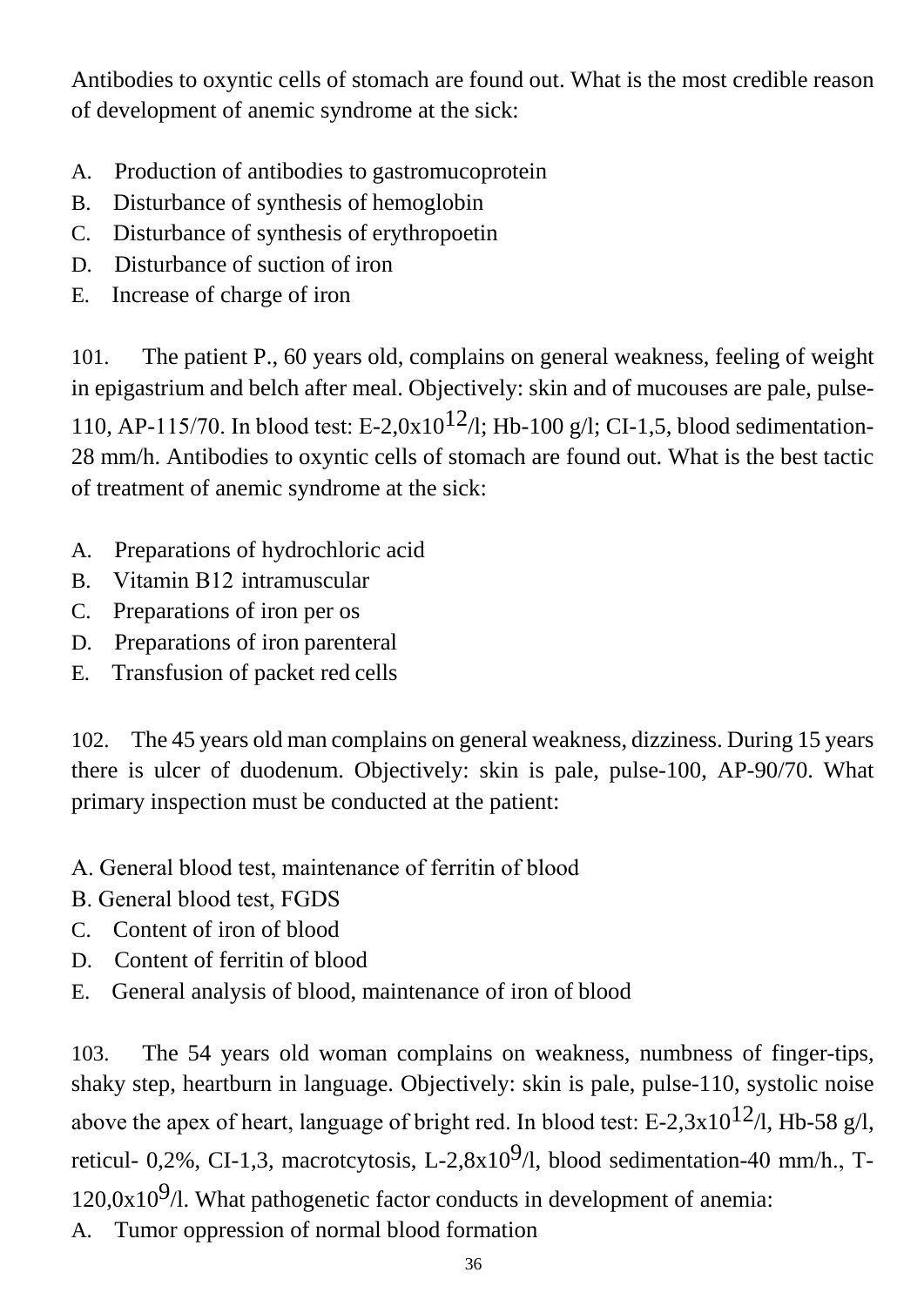Antibodies to oxyntic cells of stomach are found out. What is the most credible reason of development of anemic syndrome at the sick:

A. Production of antibodies to gastromucoprotein
B. Disturbance of synthesis of hemoglobin
C. Disturbance of synthesis of erythropoetin
D. Disturbance of suction of iron
E. Increase of charge of iron

101. The patient P., 60 years old, complains on general weakness, feeling of weight in epigastrium and belch after meal. Objectively: skin and of mucouses are pale, pulse-110, AP-115/70. In blood test: E-2,0x$10^{12}$/l; Hb-100 g/l; CI-1,5, blood sedimentation-28 mm/h. Antibodies to oxyntic cells of stomach are found out. What is the best tactic of treatment of anemic syndrome at the sick:

A. Preparations of hydrochloric acid
B. Vitamin B12 intramuscular
C. Preparations of iron per os
D. Preparations of iron parenteral
E. Transfusion of packet red cells

102. The 45 years old man complains on general weakness, dizziness. During 15 years there is ulcer of duodenum. Objectively: skin is pale, pulse-100, AP-90/70. What primary inspection must be conducted at the patient:

A. General blood test, maintenance of ferritin of blood
B. General blood test, FGDS
C. Content of iron of blood
D. Content of ferritin of blood
E. General analysis of blood, maintenance of iron of blood

103. The 54 years old woman complains on weakness, numbness of finger-tips, shaky step, heartburn in language. Objectively: skin is pale, pulse-110, systolic noise above the apex of heart, language of bright red. In blood test: E-2,3x$10^{12}$/l, Hb-58 g/l, reticul- 0,2%, CI-1,3, macrotcytosis, L-2,8x$10^{9}$/l, blood sedimentation-40 mm/h., T-120,0x$10^{9}$/l. What pathogenetic factor conducts in development of anemia:

A. Tumor oppression of normal blood formation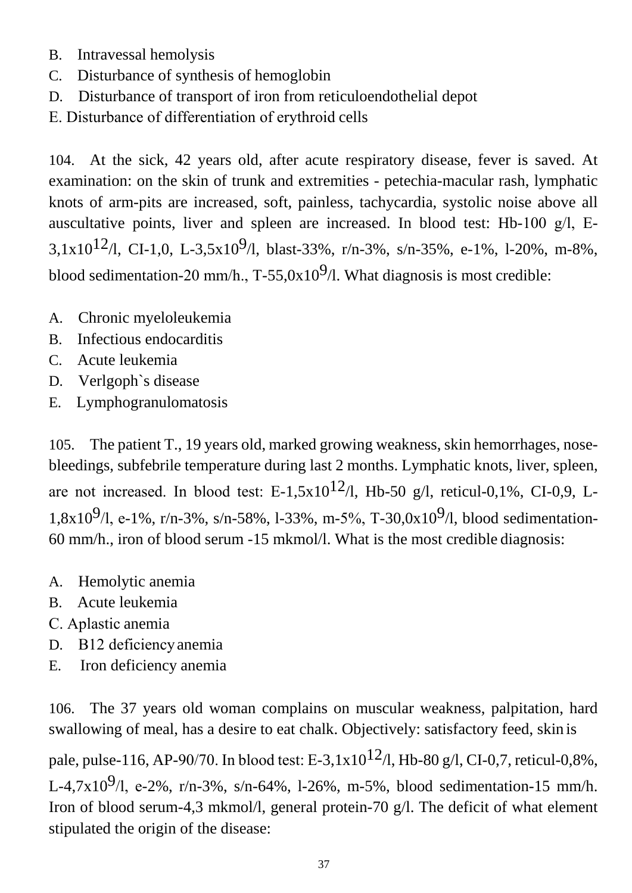B. Intravessal hemolysis
C. Disturbance of synthesis of hemoglobin
D. Disturbance of transport of iron from reticuloendothelial depot
E. Disturbance of differentiation of erythroid cells

104. At the sick, 42 years old, after acute respiratory disease, fever is saved. At examination: on the skin of trunk and extremities - petechia-macular rash, lymphatic knots of arm-pits are increased, soft, painless, tachycardia, systolic noise above all auscultative points, liver and spleen are increased. In blood test: Hb-100 g/l, E-$3,1x10^{12}$/l, CI-1,0, L-$3,5x10^{9}$/l, blast-33%, r/n-3%, s/n-35%, e-1%, l-20%, m-8%, blood sedimentation-20 mm/h., T-$55,0x10^{9}$/l. What diagnosis is most credible:

A. Chronic myeloleukemia
B. Infectious endocarditis
C. Acute leukemia
D. Verlgoph`s disease
E. Lymphogranulomatosis

105. The patient T., 19 years old, marked growing weakness, skin hemorrhages, nose-bleedings, subfebrile temperature during last 2 months. Lymphatic knots, liver, spleen, are not increased. In blood test: E-$1,5x10^{12}$/l, Hb-50 g/l, reticul-0,1%, CI-0,9, L-$1,8x10^{9}$/l, e-1%, r/n-3%, s/n-58%, l-33%, m-5%, T-$30,0x10^{9}$/l, blood sedimentation-60 mm/h., iron of blood serum -15 mkmol/l. What is the most credible diagnosis:

A. Hemolytic anemia
B. Acute leukemia
C. Aplastic anemia
D. B12 deficiency anemia
E. Iron deficiency anemia

106. The 37 years old woman complains on muscular weakness, palpitation, hard swallowing of meal, has a desire to eat chalk. Objectively: satisfactory feed, skin is pale, pulse-116, AP-90/70. In blood test: E-$3,1x10^{12}$/l, Hb-80 g/l, CI-0,7, reticul-0,8%, L-$4,7x10^{9}$/l, e-2%, r/n-3%, s/n-64%, l-26%, m-5%, blood sedimentation-15 mm/h. Iron of blood serum-4,3 mkmol/l, general protein-70 g/l. The deficit of what element stipulated the origin of the disease: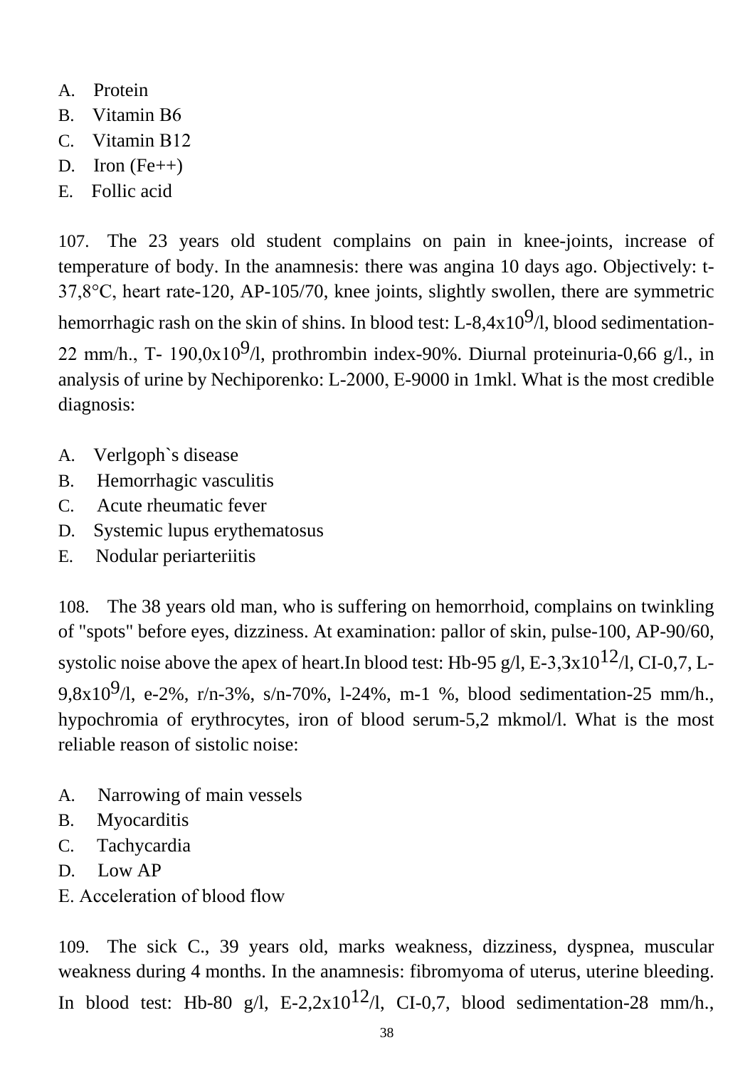A. Protein
B. Vitamin B6
C. Vitamin B12
D. Iron (Fe++)
E. Follic acid

107. The 23 years old student complains on pain in knee-joints, increase of temperature of body. In the anamnesis: there was angina 10 days ago. Objectively: t-37,8°C, heart rate-120, AP-105/70, knee joints, slightly swollen, there are symmetric hemorrhagic rash on the skin of shins. In blood test: L-8,4x$10^9$/l, blood sedimentation-22 mm/h., T- 190,0x$10^9$/l, prothrombin index-90%. Diurnal proteinuria-0,66 g/l., in analysis of urine by Nechiporenko: L-2000, E-9000 in 1mkl. What is the most credible diagnosis:

A. Verlgoph`s disease
B. Hemorrhagic vasculitis
C. Acute rheumatic fever
D. Systemic lupus erythematosus
E. Nodular periarteriitis

108. The 38 years old man, who is suffering on hemorrhoid, complains on twinkling of "spots" before eyes, dizziness. At examination: pallor of skin, pulse-100, AP-90/60, systolic noise above the apex of heart.In blood test: Hb-95 g/l, E-3,3x$10^{12}$/l, CI-0,7, L-9,8x$10^9$/l, e-2%, r/n-3%, s/n-70%, l-24%, m-1 %, blood sedimentation-25 mm/h., hypochromia of erythrocytes, iron of blood serum-5,2 mkmol/l. What is the most reliable reason of sistolic noise:

A. Narrowing of main vessels
B. Myocarditis
C. Tachycardia
D. Low AP
E. Acceleration of blood flow

109. The sick C., 39 years old, marks weakness, dizziness, dyspnea, muscular weakness during 4 months. In the anamnesis: fibromyoma of uterus, uterine bleeding. In blood test: Hb-80 g/l, E-2,2x$10^{12}$/l, CI-0,7, blood sedimentation-28 mm/h.,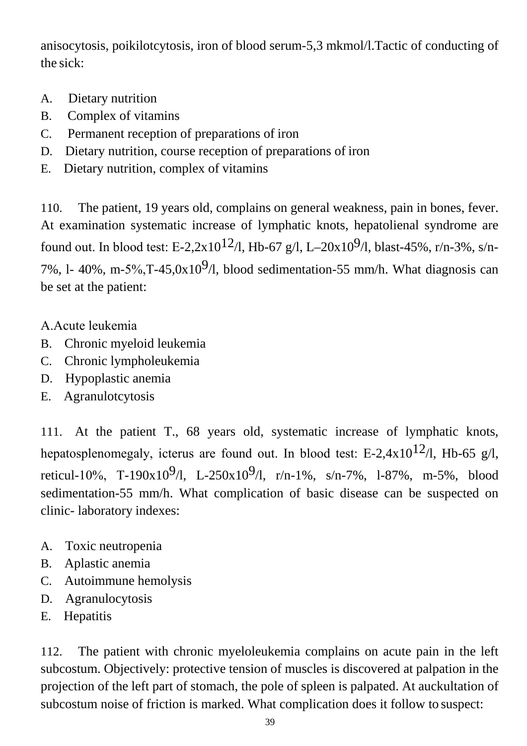anisocytosis, poikilotcytosis, iron of blood serum-5,3 mkmol/l.Tactic of conducting of the sick:

A. Dietary nutrition
B. Complex of vitamins
C. Permanent reception of preparations of iron
D. Dietary nutrition, course reception of preparations of iron
E. Dietary nutrition, complex of vitamins

110. The patient, 19 years old, complains on general weakness, pain in bones, fever. At examination systematic increase of lymphatic knots, hepatolienal syndrome are found out. In blood test: E-2,2x$10^{12}$/l, Hb-67 g/l, L–20x$10^{9}$/l, blast-45%, r/n-3%, s/n-7%, l- 40%, m-5%,T-45,0x$10^{9}$/l, blood sedimentation-55 mm/h. What diagnosis can be set at the patient:

A.Acute leukemia
B. Chronic myeloid leukemia
C. Chronic lympholeukemia
D. Hypoplastic anemia
E. Agranulotcytosis

111. At the patient T., 68 years old, systematic increase of lymphatic knots, hepatosplenomegaly, icterus are found out. In blood test: E-2,4x$10^{12}$/l, Hb-65 g/l, reticul-10%, T-190x$10^{9}$/l, L-250x$10^{9}$/l, r/n-1%, s/n-7%, l-87%, m-5%, blood sedimentation-55 mm/h. What complication of basic disease can be suspected on clinic- laboratory indexes:

A. Toxic neutropenia
B. Aplastic anemia
C. Autoimmune hemolysis
D. Agranulocytosis
E. Hepatitis

112. The patient with chronic myeloleukemia complains on acute pain in the left subcostum. Objectively: protective tension of muscles is discovered at palpation in the projection of the left part of stomach, the pole of spleen is palpated. At auckultation of subcostum noise of friction is marked. What complication does it follow to suspect: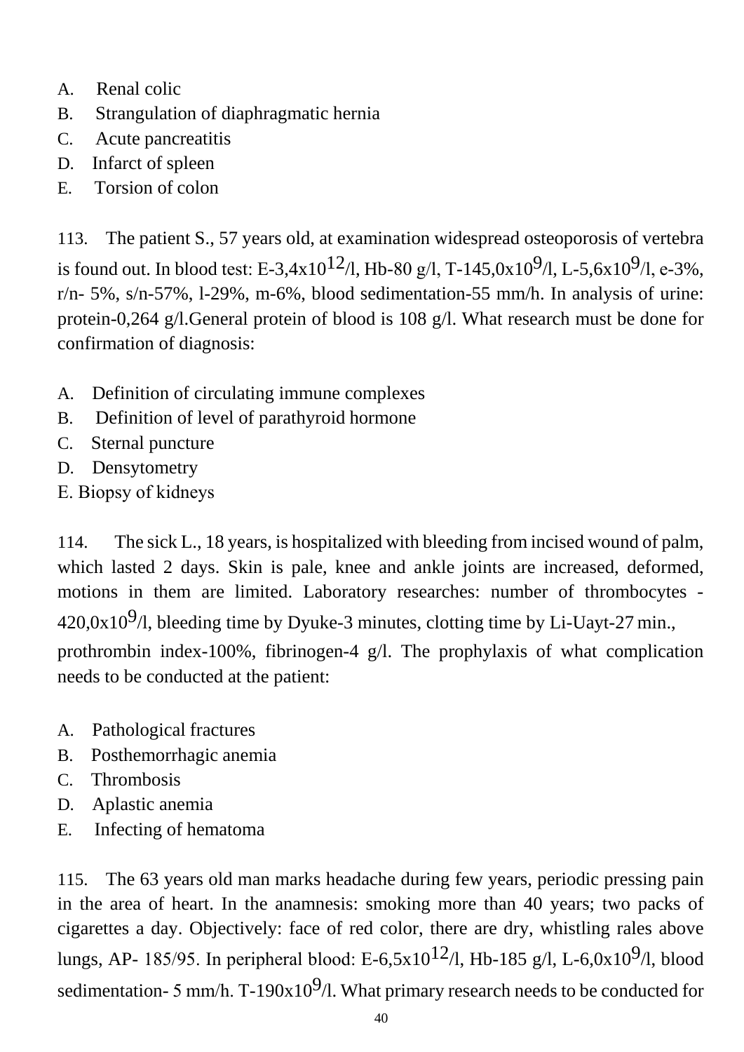A. Renal colic
B. Strangulation of diaphragmatic hernia
C. Acute pancreatitis
D. Infarct of spleen
E. Torsion of colon

113. The patient S., 57 years old, at examination widespread osteoporosis of vertebra is found out. In blood test: E-3,4x$10^{12}$/l, Hb-80 g/l, T-145,0x$10^{9}$/l, L-5,6x$10^{9}$/l, e-3%, r/n- 5%, s/n-57%, l-29%, m-6%, blood sedimentation-55 mm/h. In analysis of urine: protein-0,264 g/l.General protein of blood is 108 g/l. What research must be done for confirmation of diagnosis:

A. Definition of circulating immune complexes
B. Definition of level of parathyroid hormone
C. Sternal puncture
D. Densytometry
E. Biopsy of kidneys

114. The sick L., 18 years, is hospitalized with bleeding from incised wound of palm, which lasted 2 days. Skin is pale, knee and ankle joints are increased, deformed, motions in them are limited. Laboratory researches: number of thrombocytes - 420,0x$10^{9}$/l, bleeding time by Dyuke-3 minutes, clotting time by Li-Uayt-27 min., prothrombin index-100%, fibrinogen-4 g/l. The prophylaxis of what complication needs to be conducted at the patient:

A. Pathological fractures
B. Posthemorrhagic anemia
C. Thrombosis
D. Aplastic anemia
E. Infecting of hematoma

115. The 63 years old man marks headache during few years, periodic pressing pain in the area of heart. In the anamnesis: smoking more than 40 years; two packs of cigarettes a day. Objectively: face of red color, there are dry, whistling rales above lungs, AP- 185/95. In peripheral blood: E-6,5x$10^{12}$/l, Hb-185 g/l, L-6,0x$10^{9}$/l, blood sedimentation- 5 mm/h. T-190x$10^{9}$/l. What primary research needs to be conducted for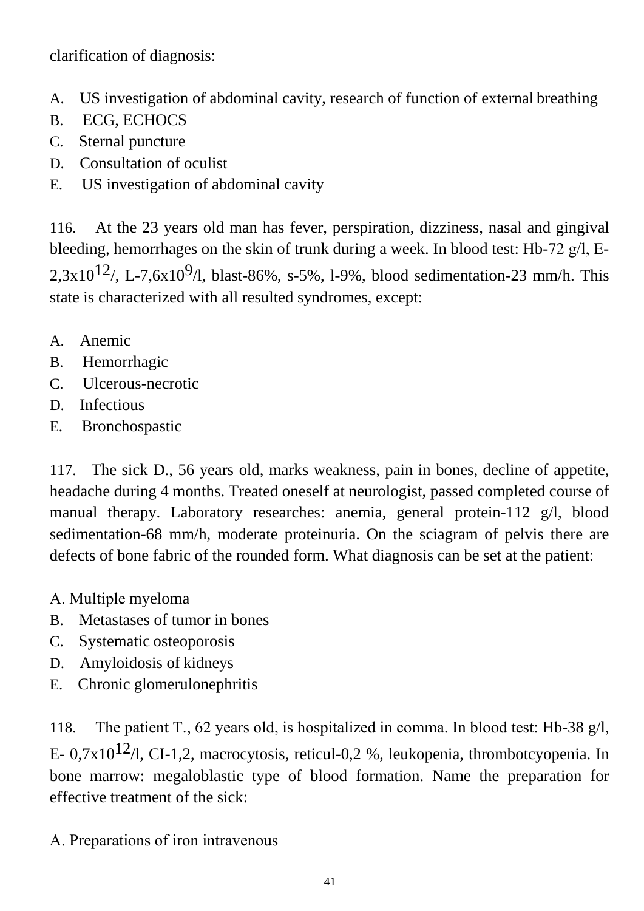clarification of diagnosis:

A. US investigation of abdominal cavity, research of function of external breathing
B. ECG, ECHOCS
C. Sternal puncture
D. Consultation of oculist
E. US investigation of abdominal cavity

116. At the 23 years old man has fever, perspiration, dizziness, nasal and gingival bleeding, hemorrhages on the skin of trunk during a week. In blood test: Hb-72 g/l, E-2,3x$10^{12}$/, L-7,6x$10^{9}$/l, blast-86%, s-5%, l-9%, blood sedimentation-23 mm/h. This state is characterized with all resulted syndromes, except:

A. Anemic
B. Hemorrhagic
C. Ulcerous-necrotic
D. Infectious
E. Bronchospastic

117. The sick D., 56 years old, marks weakness, pain in bones, decline of appetite, headache during 4 months. Treated oneself at neurologist, passed completed course of manual therapy. Laboratory researches: anemia, general protein-112 g/l, blood sedimentation-68 mm/h, moderate proteinuria. On the sciagram of pelvis there are defects of bone fabric of the rounded form. What diagnosis can be set at the patient:

A. Multiple myeloma
B. Metastases of tumor in bones
C. Systematic osteoporosis
D. Amyloidosis of kidneys
E. Chronic glomerulonephritis

118. The patient T., 62 years old, is hospitalized in comma. In blood test: Hb-38 g/l, E- 0,7x$10^{12}$/l, CI-1,2, macrocytosis, reticul-0,2 %, leukopenia, thrombotcyopenia. In bone marrow: megaloblastic type of blood formation. Name the preparation for effective treatment of the sick:

A. Preparations of iron intravenous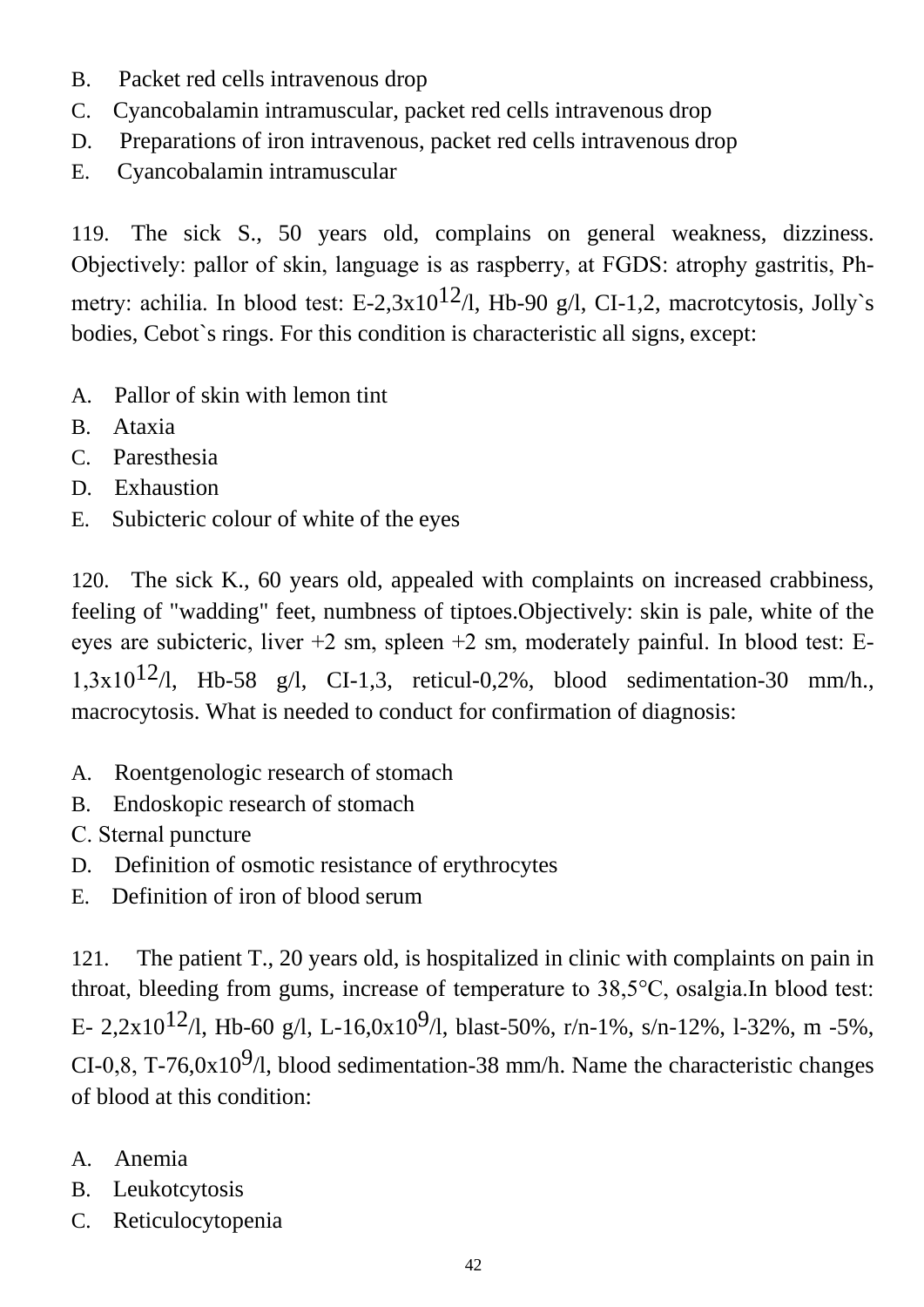B. Packet red cells intravenous drop
C. Cyancobalamin intramuscular, packet red cells intravenous drop
D. Preparations of iron intravenous, packet red cells intravenous drop
E. Cyancobalamin intramuscular

119. The sick S., 50 years old, complains on general weakness, dizziness. Objectively: pallor of skin, language is as raspberry, at FGDS: atrophy gastritis, Ph-metry: achilia. In blood test: E-2,3x$10^{12}$/l, Hb-90 g/l, CI-1,2, macrotcytosis, Jolly`s bodies, Cebot`s rings. For this condition is characteristic all signs, except:

A. Pallor of skin with lemon tint
B. Ataxia
C. Paresthesia
D. Exhaustion
E. Subicteric colour of white of the eyes

120. The sick K., 60 years old, appealed with complaints on increased crabbiness, feeling of "wadding" feet, numbness of tiptoes.Objectively: skin is pale, white of the eyes are subicteric, liver +2 sm, spleen +2 sm, moderately painful. In blood test: E-1,3x$10^{12}$/l, Hb-58 g/l, CI-1,3, reticul-0,2%, blood sedimentation-30 mm/h., macrocytosis. What is needed to conduct for confirmation of diagnosis:

A. Roentgenologic research of stomach
B. Endoskopic research of stomach
C. Sternal puncture
D. Definition of osmotic resistance of erythrocytes
E. Definition of iron of blood serum

121. The patient T., 20 years old, is hospitalized in clinic with complaints on pain in throat, bleeding from gums, increase of temperature to 38,5°C, osalgia.In blood test: E- 2,2x$10^{12}$/l, Hb-60 g/l, L-16,0x$10^{9}$/l, blast-50%, r/n-1%, s/n-12%, l-32%, m -5%, CI-0,8, T-76,0x$10^{9}$/l, blood sedimentation-38 mm/h. Name the characteristic changes of blood at this condition:

A. Anemia
B. Leukotcytosis
C. Reticulocytopenia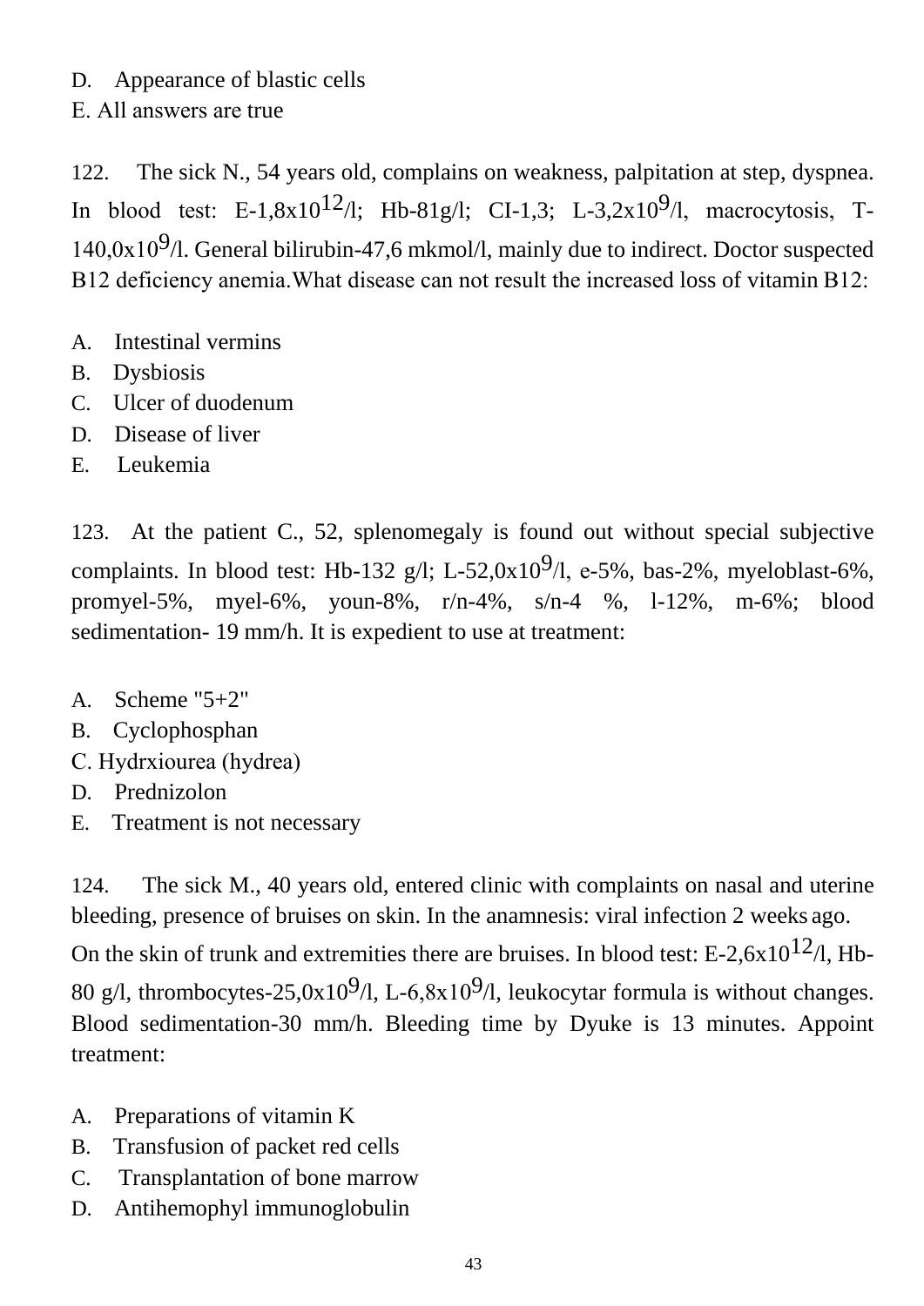D. Appearance of blastic cells
E. All answers are true

122. The sick N., 54 years old, complains on weakness, palpitation at step, dyspnea. In blood test: E-1,8x$10^{12}$/l; Hb-81g/l; CI-1,3; L-3,2x$10^{9}$/l, macrocytosis, T-140,0x$10^{9}$/l. General bilirubin-47,6 mkmol/l, mainly due to indirect. Doctor suspected B12 deficiency anemia.What disease can not result the increased loss of vitamin B12:

A. Intestinal vermins
B. Dysbiosis
C. Ulcer of duodenum
D. Disease of liver
E. Leukemia

123. At the patient C., 52, splenomegaly is found out without special subjective complaints. In blood test: Hb-132 g/l; L-52,0x$10^{9}$/l, e-5%, bas-2%, myeloblast-6%, promyel-5%, myel-6%, youn-8%, r/n-4%, s/n-4 %, l-12%, m-6%; blood sedimentation- 19 mm/h. It is expedient to use at treatment:

A. Scheme "5+2"
B. Cyclophosphan
C. Hydrxiourea (hydrea)
D. Prednizolon
E. Treatment is not necessary

124. The sick M., 40 years old, entered clinic with complaints on nasal and uterine bleeding, presence of bruises on skin. In the anamnesis: viral infection 2 weeks ago. On the skin of trunk and extremities there are bruises. In blood test: E-2,6x$10^{12}$/l, Hb-80 g/l, thrombocytes-25,0x$10^{9}$/l, L-6,8x$10^{9}$/l, leukocytar formula is without changes. Blood sedimentation-30 mm/h. Bleeding time by Dyuke is 13 minutes. Appoint treatment:

A. Preparations of vitamin K
B. Transfusion of packet red cells
C. Transplantation of bone marrow
D. Antihemophyl immunoglobulin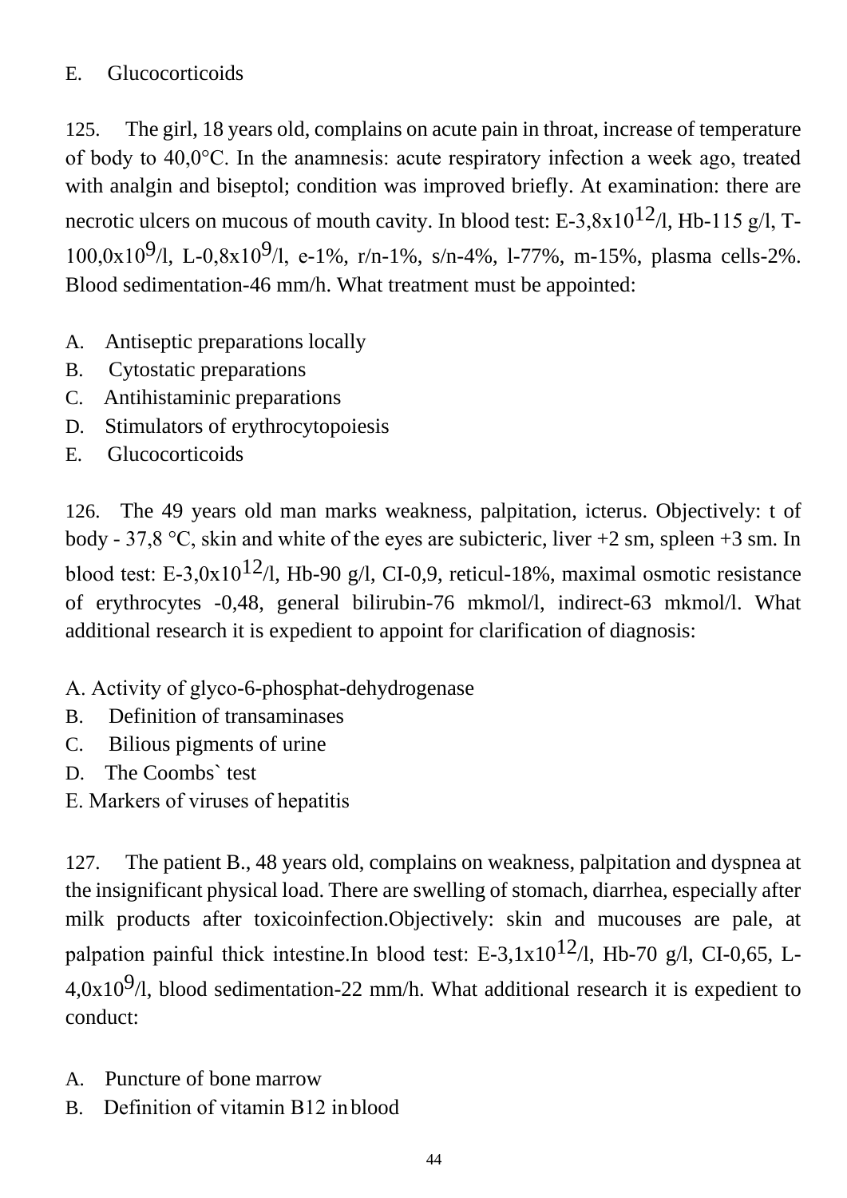E. Glucocorticoids

125. The girl, 18 years old, complains on acute pain in throat, increase of temperature of body to 40,0°C. In the anamnesis: acute respiratory infection a week ago, treated with analgin and biseptol; condition was improved briefly. At examination: there are necrotic ulcers on mucous of mouth cavity. In blood test: E-3,8x$10^{12}$/l, Hb-115 g/l, T-100,0x$10^{9}$/l, L-0,8x$10^{9}$/l, e-1%, r/n-1%, s/n-4%, l-77%, m-15%, plasma cells-2%. Blood sedimentation-46 mm/h. What treatment must be appointed:

A. Antiseptic preparations locally
B. Cytostatic preparations
C. Antihistaminic preparations
D. Stimulators of erythrocytopoiesis
E. Glucocorticoids

126. The 49 years old man marks weakness, palpitation, icterus. Objectively: t of body - 37,8 °C, skin and white of the eyes are subicteric, liver +2 sm, spleen +3 sm. In blood test: E-3,0x$10^{12}$/l, Hb-90 g/l, CI-0,9, reticul-18%, maximal osmotic resistance of erythrocytes -0,48, general bilirubin-76 mkmol/l, indirect-63 mkmol/l. What additional research it is expedient to appoint for clarification of diagnosis:

A. Activity of glyco-6-phosphat-dehydrogenase
B. Definition of transaminases
C. Bilious pigments of urine
D. The Coombs` test
E. Markers of viruses of hepatitis

127. The patient B., 48 years old, complains on weakness, palpitation and dyspnea at the insignificant physical load. There are swelling of stomach, diarrhea, especially after milk products after toxicoinfection.Objectively: skin and mucouses are pale, at palpation painful thick intestine.In blood test: E-3,1x$10^{12}$/l, Hb-70 g/l, CI-0,65, L-4,0x$10^{9}$/l, blood sedimentation-22 mm/h. What additional research it is expedient to conduct:

A. Puncture of bone marrow
B. Definition of vitamin B12 in blood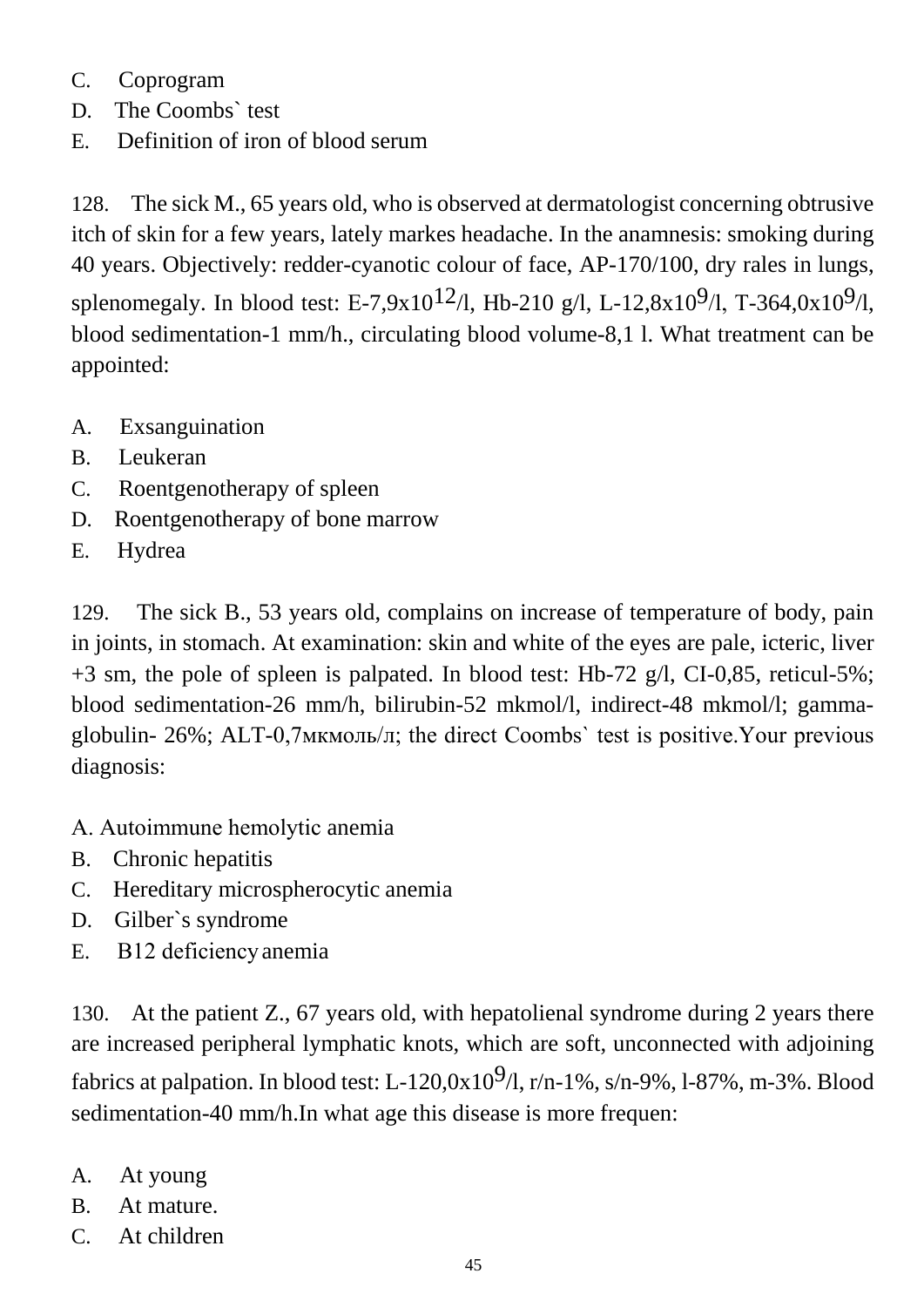C. Coprogram
D. The Coombs` test
E. Definition of iron of blood serum

128. The sick M., 65 years old, who is observed at dermatologist concerning obtrusive itch of skin for a few years, lately markes headache. In the anamnesis: smoking during 40 years. Objectively: redder-cyanotic colour of face, AP-170/100, dry rales in lungs, splenomegaly. In blood test: E-7,9x$10^{12}$/l, Hb-210 g/l, L-12,8x$10^{9}$/l, T-364,0x$10^{9}$/l, blood sedimentation-1 mm/h., circulating blood volume-8,1 l. What treatment can be appointed:

A. Exsanguination
B. Leukeran
C. Roentgenotherapy of spleen
D. Roentgenotherapy of bone marrow
E. Hydrea

129. The sick B., 53 years old, complains on increase of temperature of body, pain in joints, in stomach. At examination: skin and white of the eyes are pale, icteric, liver +3 sm, the pole of spleen is palpated. In blood test: Hb-72 g/l, CI-0,85, reticul-5%; blood sedimentation-26 mm/h, bilirubin-52 mkmol/l, indirect-48 mkmol/l; gamma-globulin- 26%; ALT-0,7мкмоль/л; the direct Coombs` test is positive.Your previous diagnosis:

A. Autoimmune hemolytic anemia
B. Chronic hepatitis
C. Hereditary microspherocytic anemia
D. Gilber`s syndrome
E. B12 deficiency anemia

130. At the patient Z., 67 years old, with hepatolienal syndrome during 2 years there are increased peripheral lymphatic knots, which are soft, unconnected with adjoining fabrics at palpation. In blood test: L-120,0x$10^{9}$/l, r/n-1%, s/n-9%, l-87%, m-3%. Blood sedimentation-40 mm/h.In what age this disease is more frequen:

A. At young
B. At mature.
C. At children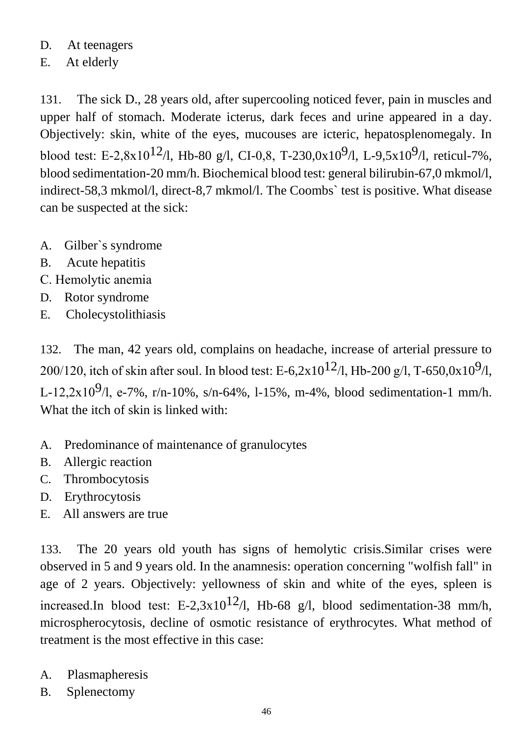D. At teenagers
E. At elderly

131. The sick D., 28 years old, after supercooling noticed fever, pain in muscles and upper half of stomach. Moderate icterus, dark feces and urine appeared in a day. Objectively: skin, white of the eyes, mucouses are icteric, hepatosplenomegaly. In blood test: E-2,8x$10^{12}$/l, Hb-80 g/l, CI-0,8, T-230,0x$10^{9}$/l, L-9,5x$10^{9}$/l, reticul-7%, blood sedimentation-20 mm/h. Biochemical blood test: general bilirubin-67,0 mkmol/l, indirect-58,3 mkmol/l, direct-8,7 mkmol/l. The Coombs` test is positive. What disease can be suspected at the sick:

A. Gilber`s syndrome
B. Acute hepatitis
C. Hemolytic anemia
D. Rotor syndrome
E. Cholecystolithiasis

132. The man, 42 years old, complains on headache, increase of arterial pressure to 200/120, itch of skin after soul. In blood test: E-6,2x$10^{12}$/l, Hb-200 g/l, T-650,0x$10^{9}$/l, L-12,2x$10^{9}$/l, e-7%, r/n-10%, s/n-64%, l-15%, m-4%, blood sedimentation-1 mm/h. What the itch of skin is linked with:

A. Predominance of maintenance of granulocytes
B. Allergic reaction
C. Thrombocytosis
D. Erythrocytosis
E. All answers are true

133. The 20 years old youth has signs of hemolytic crisis.Similar crises were observed in 5 and 9 years old. In the anamnesis: operation concerning "wolfish fall" in age of 2 years. Objectively: yellowness of skin and white of the eyes, spleen is increased.In blood test: E-2,3x$10^{12}$/l, Hb-68 g/l, blood sedimentation-38 mm/h, microspherocytosis, decline of osmotic resistance of erythrocytes. What method of treatment is the most effective in this case:

A. Plasmapheresis
B. Splenectomy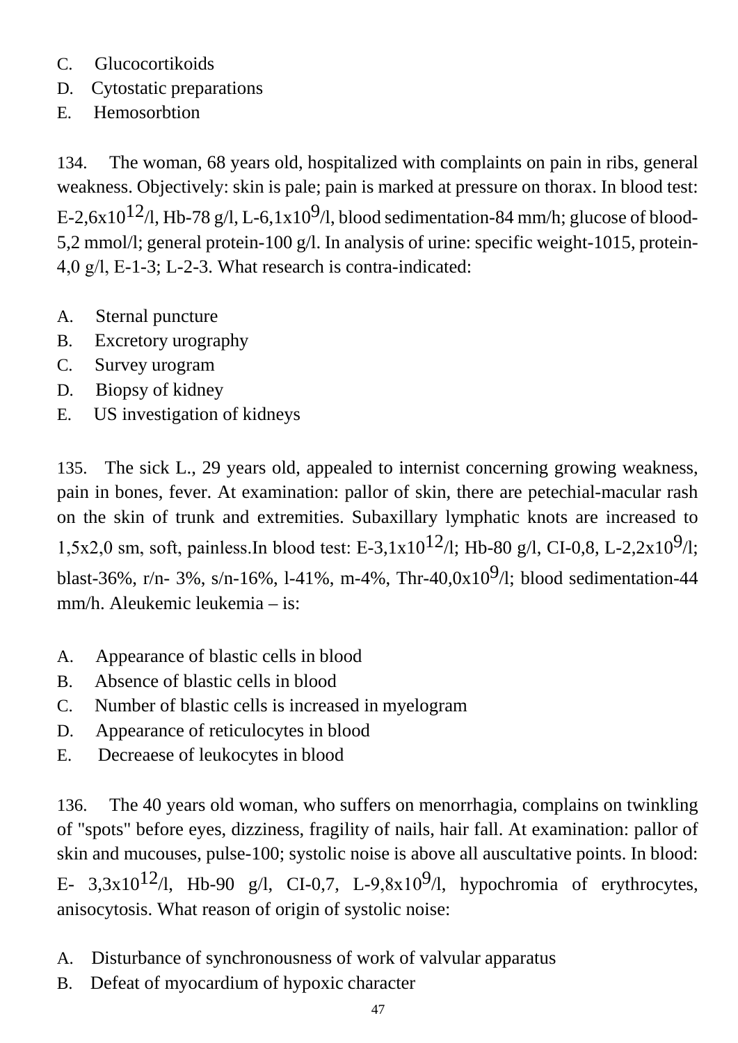C. Glucocortikoids
D. Cytostatic preparations
E. Hemosorbtion

134. The woman, 68 years old, hospitalized with complaints on pain in ribs, general weakness. Objectively: skin is pale; pain is marked at pressure on thorax. In blood test: E-2,6x$10^{12}$/l, Hb-78 g/l, L-6,1x$10^{9}$/l, blood sedimentation-84 mm/h; glucose of blood-5,2 mmol/l; general protein-100 g/l. In analysis of urine: specific weight-1015, protein-4,0 g/l, E-1-3; L-2-3. What research is contra-indicated:

A. Sternal puncture
B. Excretory urography
C. Survey urogram
D. Biopsy of kidney
E. US investigation of kidneys

135. The sick L., 29 years old, appealed to internist concerning growing weakness, pain in bones, fever. At examination: pallor of skin, there are petechial-macular rash on the skin of trunk and extremities. Subaxillary lymphatic knots are increased to 1,5x2,0 sm, soft, painless.In blood test: E-3,1x$10^{12}$/l; Hb-80 g/l, CI-0,8, L-2,2x$10^{9}$/l; blast-36%, r/n- 3%, s/n-16%, l-41%, m-4%, Thr-40,0x$10^{9}$/l; blood sedimentation-44 mm/h. Aleukemic leukemia – is:

A. Appearance of blastic cells in blood
B. Absence of blastic cells in blood
C. Number of blastic cells is increased in myelogram
D. Appearance of reticulocytes in blood
E. Decreaese of leukocytes in blood

136. The 40 years old woman, who suffers on menorrhagia, complains on twinkling of "spots" before eyes, dizziness, fragility of nails, hair fall. At examination: pallor of skin and mucouses, pulse-100; systolic noise is above all auscultative points. In blood: E- 3,3x$10^{12}$/l, Hb-90 g/l, CI-0,7, L-9,8x$10^{9}$/l, hypochromia of erythrocytes, anisocytosis. What reason of origin of systolic noise:

A. Disturbance of synchronousness of work of valvular apparatus
B. Defeat of myocardium of hypoxic character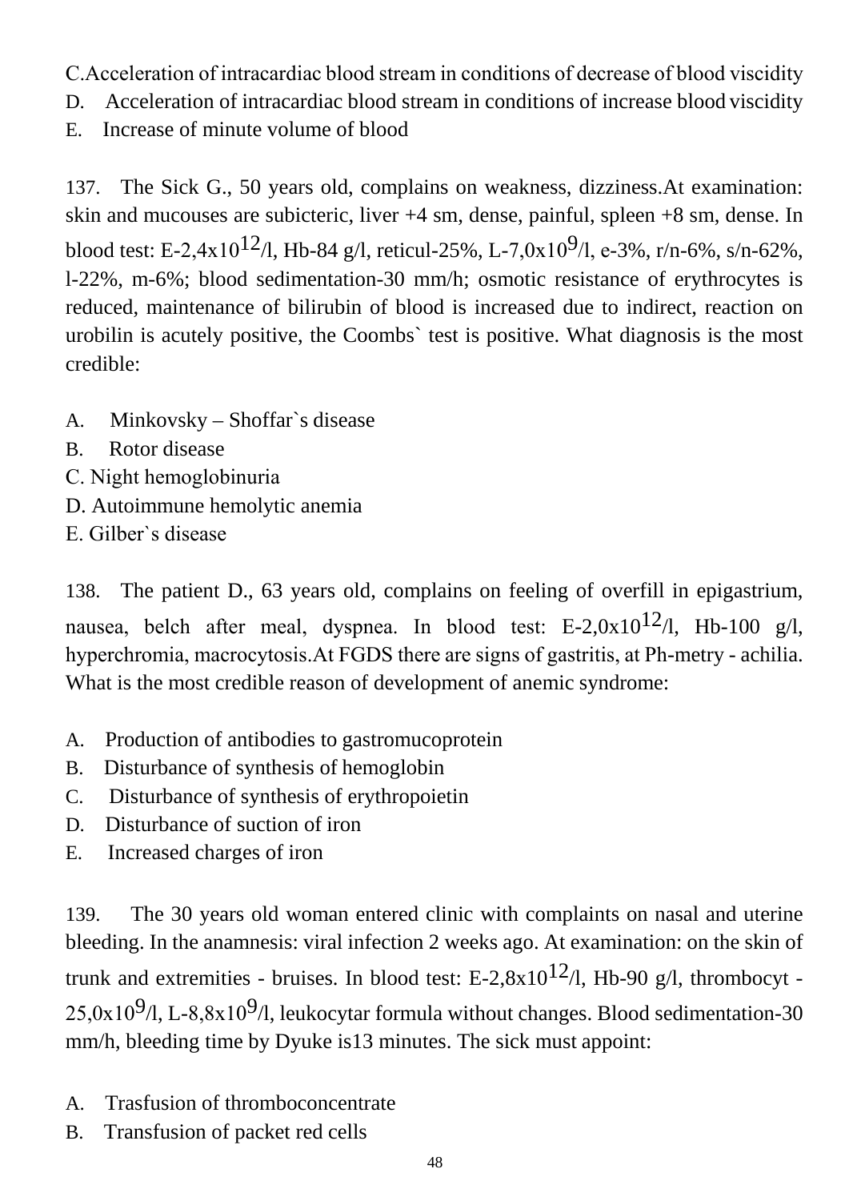C. Acceleration of intracardiac blood stream in conditions of decrease of blood viscidity
D. Acceleration of intracardiac blood stream in conditions of increase blood viscidity
E. Increase of minute volume of blood

137. The Sick G., 50 years old, complains on weakness, dizziness.At examination: skin and mucouses are subicteric, liver +4 sm, dense, painful, spleen +8 sm, dense. In blood test: E-2,4x$10^{12}$/l, Hb-84 g/l, reticul-25%, L-7,0x$10^{9}$/l, e-3%, r/n-6%, s/n-62%, l-22%, m-6%; blood sedimentation-30 mm/h; osmotic resistance of erythrocytes is reduced, maintenance of bilirubin of blood is increased due to indirect, reaction on urobilin is acutely positive, the Coombs` test is positive. What diagnosis is the most credible:

A. Minkovsky – Shoffar`s disease
B. Rotor disease
C. Night hemoglobinuria
D. Autoimmune hemolytic anemia
E. Gilber`s disease

138. The patient D., 63 years old, complains on feeling of overfill in epigastrium, nausea, belch after meal, dyspnea. In blood test: E-2,0x$10^{12}$/l, Hb-100 g/l, hyperchromia, macrocytosis.At FGDS there are signs of gastritis, at Ph-metry - achilia. What is the most credible reason of development of anemic syndrome:

A. Production of antibodies to gastromucoprotein
B. Disturbance of synthesis of hemoglobin
C. Disturbance of synthesis of erythropoietin
D. Disturbance of suction of iron
E. Increased charges of iron

139. The 30 years old woman entered clinic with complaints on nasal and uterine bleeding. In the anamnesis: viral infection 2 weeks ago. At examination: on the skin of trunk and extremities - bruises. In blood test: E-2,8x$10^{12}$/l, Hb-90 g/l, thrombocyt - 25,0x$10^{9}$/l, L-8,8x$10^{9}$/l, leukocytar formula without changes. Blood sedimentation-30 mm/h, bleeding time by Dyuke is13 minutes. The sick must appoint:

A. Trasfusion of thromboconcentrate
B. Transfusion of packet red cells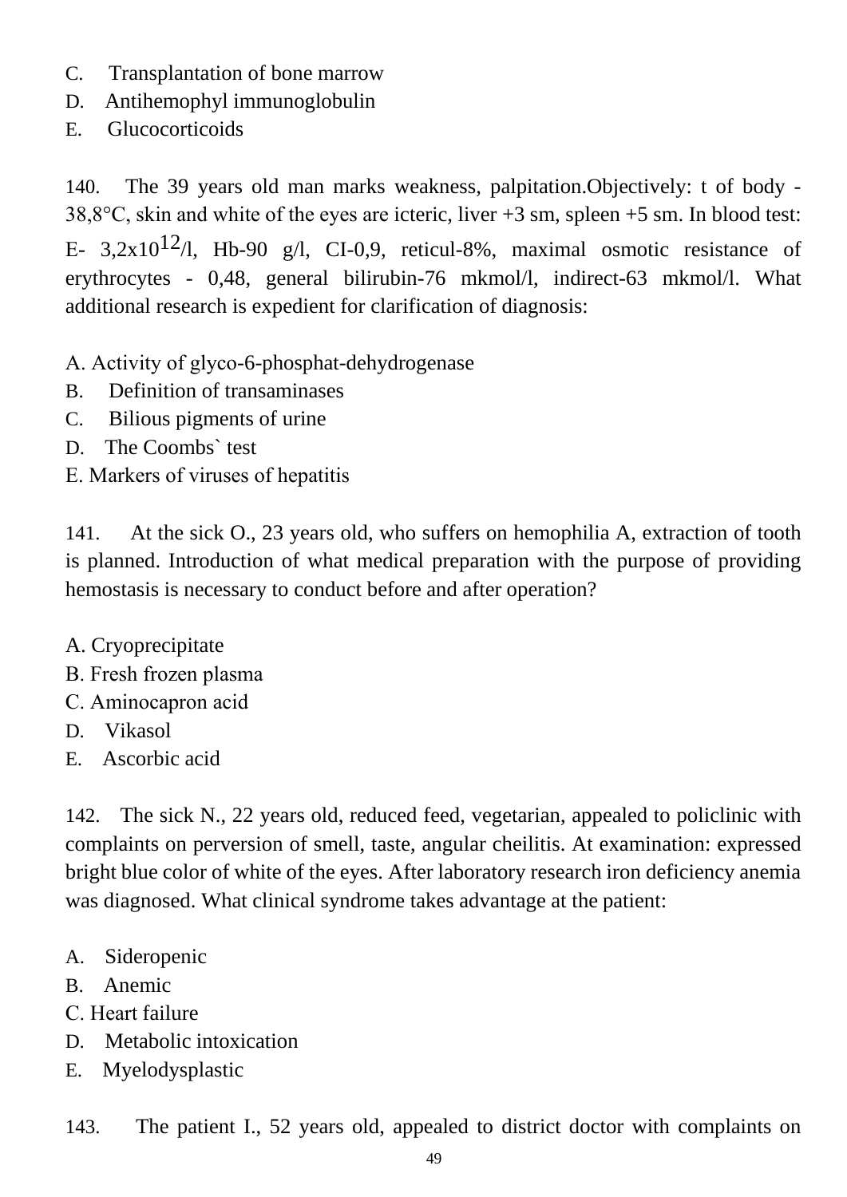C. Transplantation of bone marrow
D. Antihemophyl immunoglobulin
E. Glucocorticoids

140. The 39 years old man marks weakness, palpitation.Objectively: t of body - 38,8°C, skin and white of the eyes are icteric, liver +3 sm, spleen +5 sm. In blood test: E- $3,2x10^{12}$/l, Hb-90 g/l, CI-0,9, reticul-8%, maximal osmotic resistance of erythrocytes - 0,48, general bilirubin-76 mkmol/l, indirect-63 mkmol/l. What additional research is expedient for clarification of diagnosis:

A. Activity of glyco-6-phosphat-dehydrogenase
B. Definition of transaminases
C. Bilious pigments of urine
D. The Coombs` test
E. Markers of viruses of hepatitis

141. At the sick O., 23 years old, who suffers on hemophilia A, extraction of tooth is planned. Introduction of what medical preparation with the purpose of providing hemostasis is necessary to conduct before and after operation?

A. Cryoprecipitate
B. Fresh frozen plasma
C. Aminocapron acid
D. Vikasol
E. Ascorbic acid

142. The sick N., 22 years old, reduced feed, vegetarian, appealed to policlinic with complaints on perversion of smell, taste, angular cheilitis. At examination: expressed bright blue color of white of the eyes. After laboratory research iron deficiency anemia was diagnosed. What clinical syndrome takes advantage at the patient:

A. Sideropenic
B. Anemic
C. Heart failure
D. Metabolic intoxication
E. Myelodysplastic

143. The patient I., 52 years old, appealed to district doctor with complaints on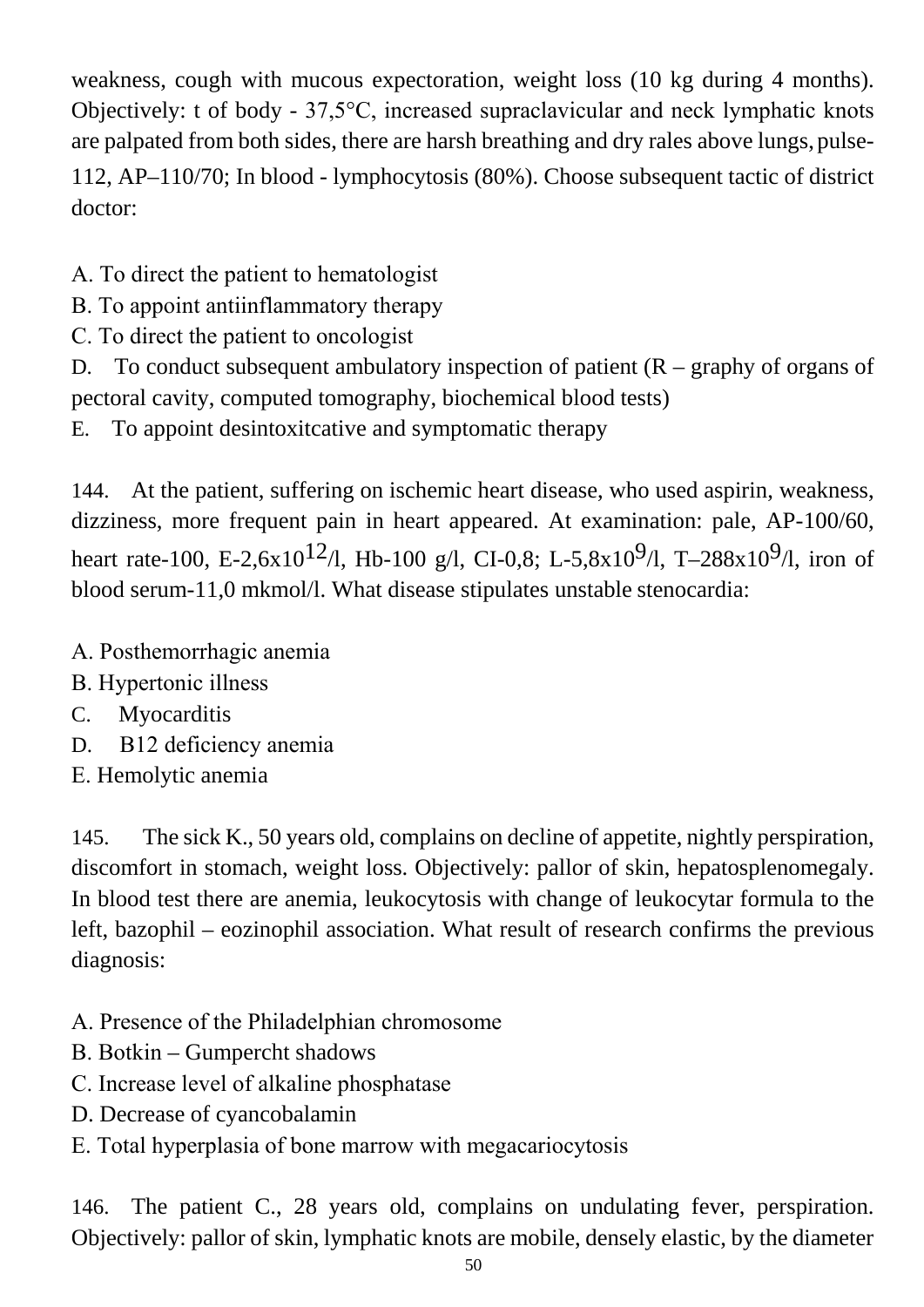weakness, cough with mucous expectoration, weight loss (10 kg during 4 months). Objectively: t of body - 37,5°C, increased supraclavicular and neck lymphatic knots are palpated from both sides, there are harsh breathing and dry rales above lungs, pulse-112, AP–110/70; In blood - lymphocytosis (80%). Choose subsequent tactic of district doctor:

A. To direct the patient to hematologist
B. To appoint antiinflammatory therapy
C. To direct the patient to oncologist
D. To conduct subsequent ambulatory inspection of patient (R – graphy of organs of pectoral cavity, computed tomography, biochemical blood tests)
E. To appoint desintoxitcative and symptomatic therapy

144. At the patient, suffering on ischemic heart disease, who used aspirin, weakness, dizziness, more frequent pain in heart appeared. At examination: pale, AP-100/60, heart rate-100, E-2,6x$10^{12}$/l, Hb-100 g/l, CI-0,8; L-5,8x$10^{9}$/l, T–288x$10^{9}$/l, iron of blood serum-11,0 mkmol/l. What disease stipulates unstable stenocardia:

A. Posthemorrhagic anemia
B. Hypertonic illness
C. Myocarditis
D. B12 deficiency anemia
E. Hemolytic anemia

145. The sick K., 50 years old, complains on decline of appetite, nightly perspiration, discomfort in stomach, weight loss. Objectively: pallor of skin, hepatosplenomegaly. In blood test there are anemia, leukocytosis with change of leukocytar formula to the left, bazophil – eozinophil association. What result of research confirms the previous diagnosis:

A. Presence of the Philadelphian chromosome
B. Botkin – Gumpercht shadows
C. Increase level of alkaline phosphatase
D. Decrease of cyancobalamin
E. Total hyperplasia of bone marrow with megacariocytosis

146. The patient C., 28 years old, complains on undulating fever, perspiration. Objectively: pallor of skin, lymphatic knots are mobile, densely elastic, by the diameter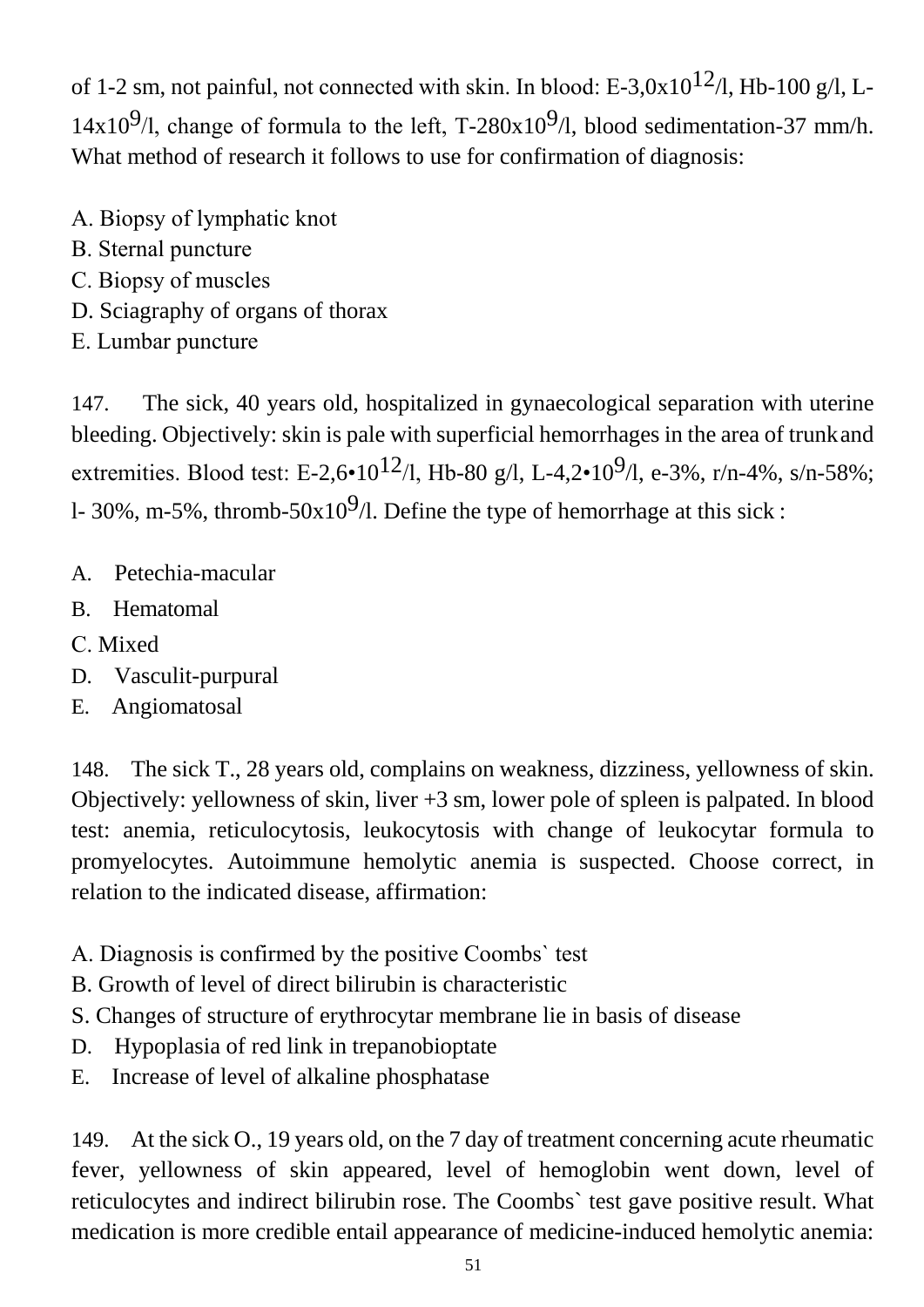of 1-2 sm, not painful, not connected with skin. In blood: E-3,0x$10^{12}$/l, Hb-100 g/l, L-14x$10^{9}$/l, change of formula to the left, T-280x$10^{9}$/l, blood sedimentation-37 mm/h. What method of research it follows to use for confirmation of diagnosis:

A. Biopsy of lymphatic knot
B. Sternal puncture
C. Biopsy of muscles
D. Sciagraphy of organs of thorax
E. Lumbar puncture

147. The sick, 40 years old, hospitalized in gynaecological separation with uterine bleeding. Objectively: skin is pale with superficial hemorrhages in the area of trunk and extremities. Blood test: E-2,6•$10^{12}$/l, Hb-80 g/l, L-4,2•$10^{9}$/l, e-3%, r/n-4%, s/n-58%; l- 30%, m-5%, thromb-50x$10^{9}$/l. Define the type of hemorrhage at this sick :

A. Petechia-macular
B. Hematomal
C. Mixed
D. Vasculit-purpural
E. Angiomatosal

148. The sick T., 28 years old, complains on weakness, dizziness, yellowness of skin. Objectively: yellowness of skin, liver +3 sm, lower pole of spleen is palpated. In blood test: anemia, reticulocytosis, leukocytosis with change of leukocytar formula to promyelocytes. Autoimmune hemolytic anemia is suspected. Choose correct, in relation to the indicated disease, affirmation:

A. Diagnosis is confirmed by the positive Coombs` test
B. Growth of level of direct bilirubin is characteristic
S. Changes of structure of erythrocytar membrane lie in basis of disease
D. Hypoplasia of red link in trepanobioptate
E. Increase of level of alkaline phosphatase

149. At the sick O., 19 years old, on the 7 day of treatment concerning acute rheumatic fever, yellowness of skin appeared, level of hemoglobin went down, level of reticulocytes and indirect bilirubin rose. The Coombs` test gave positive result. What medication is more credible entail appearance of medicine-induced hemolytic anemia: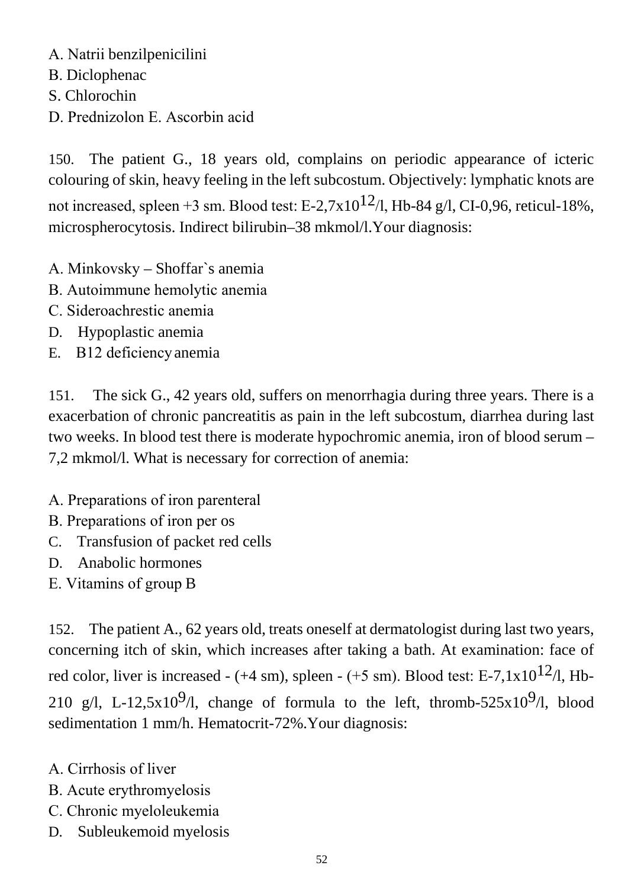A. Natrii benzilpenicilini
B. Diclophenac
S. Chlorochin
D. Prednizolon E. Ascorbin acid

150. The patient G., 18 years old, complains on periodic appearance of icteric colouring of skin, heavy feeling in the left subcostum. Objectively: lymphatic knots are not increased, spleen +3 sm. Blood test: E-2,7x$10^{12}$/l, Hb-84 g/l, CI-0,96, reticul-18%, microspherocytosis. Indirect bilirubin–38 mkmol/l.Your diagnosis:

A. Minkovsky – Shoffar`s anemia
B. Autoimmune hemolytic anemia
C. Sideroachrestic anemia
D. Hypoplastic anemia
E. B12 deficiency anemia

151. The sick G., 42 years old, suffers on menorrhagia during three years. There is a exacerbation of chronic pancreatitis as pain in the left subcostum, diarrhea during last two weeks. In blood test there is moderate hypochromic anemia, iron of blood serum – 7,2 mkmol/l. What is necessary for correction of anemia:

A. Preparations of iron parenteral
B. Preparations of iron per os
C. Transfusion of packet red cells
D. Anabolic hormones
E. Vitamins of group B

152. The patient A., 62 years old, treats oneself at dermatologist during last two years, concerning itch of skin, which increases after taking a bath. At examination: face of red color, liver is increased - (+4 sm), spleen - (+5 sm). Blood test: E-7,1x$10^{12}$/l, Hb-210 g/l, L-12,5x$10^{9}$/l, change of formula to the left, thromb-525x$10^{9}$/l, blood sedimentation 1 mm/h. Hematocrit-72%.Your diagnosis:

A. Cirrhosis of liver
B. Acute erythromyelosis
C. Chronic myeloleukemia
D. Subleukemoid myelosis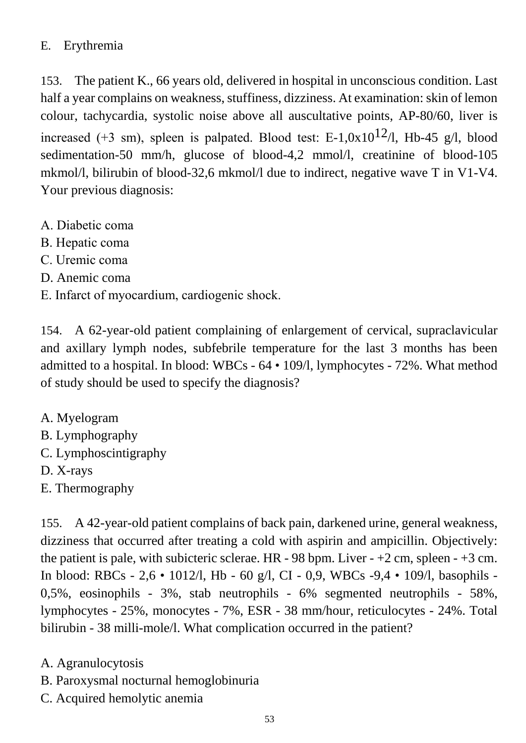E. Erythremia

153. The patient K., 66 years old, delivered in hospital in unconscious condition. Last half a year complains on weakness, stuffiness, dizziness. At examination: skin of lemon colour, tachycardia, systolic noise above all auscultative points, AP-80/60, liver is increased (+3 sm), spleen is palpated. Blood test: E-1,0x$10^{12}$/l, Hb-45 g/l, blood sedimentation-50 mm/h, glucose of blood-4,2 mmol/l, creatinine of blood-105 mkmol/l, bilirubin of blood-32,6 mkmol/l due to indirect, negative wave T in V1-V4. Your previous diagnosis:

A. Diabetic coma
B. Hepatic coma
C. Uremic coma
D. Anemic coma
E. Infarct of myocardium, cardiogenic shock.

154. A 62-year-old patient complaining of enlargement of cervical, supraclavicular and axillary lymph nodes, subfebrile temperature for the last 3 months has been admitted to a hospital. In blood: WBCs - 64 • 109/l, lymphocytes - 72%. What method of study should be used to specify the diagnosis?

A. Myelogram
B. Lymphography
C. Lymphoscintigraphy
D. X-rays
E. Thermography

155. A 42-year-old patient complains of back pain, darkened urine, general weakness, dizziness that occurred after treating a cold with aspirin and ampicillin. Objectively: the patient is pale, with subicteric sclerae. HR - 98 bpm. Liver - +2 cm, spleen - +3 cm. In blood: RBCs - 2,6 • 1012/l, Hb - 60 g/l, CI - 0,9, WBCs -9,4 • 109/l, basophils - 0,5%, eosinophils - 3%, stab neutrophils - 6% segmented neutrophils - 58%, lymphocytes - 25%, monocytes - 7%, ESR - 38 mm/hour, reticulocytes - 24%. Total bilirubin - 38 milli-mole/l. What complication occurred in the patient?

A. Agranulocytosis
B. Paroxysmal nocturnal hemoglobinuria
C. Acquired hemolytic anemia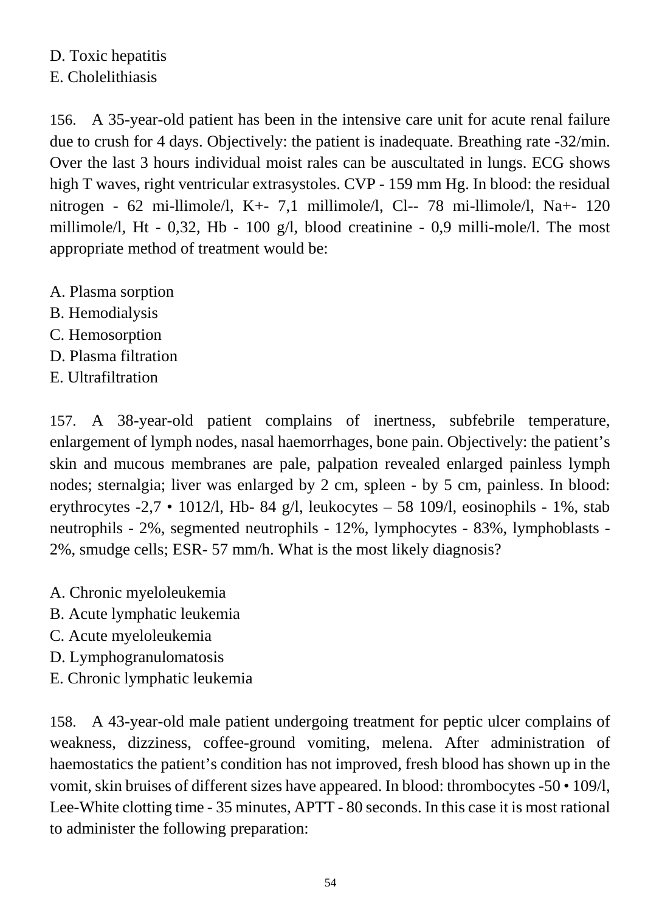D. Toxic hepatitis
E. Cholelithiasis

156. A 35-year-old patient has been in the intensive care unit for acute renal failure due to crush for 4 days. Objectively: the patient is inadequate. Breathing rate -32/min. Over the last 3 hours individual moist rales can be auscultated in lungs. ECG shows high T waves, right ventricular extrasystoles. CVP - 159 mm Hg. In blood: the residual nitrogen - 62 mi-llimole/l, K+- 7,1 millimole/l, Cl-- 78 mi-llimole/l, Na+- 120 millimole/l, Ht - 0,32, Hb - 100 g/l, blood creatinine - 0,9 milli-mole/l. The most appropriate method of treatment would be:

A. Plasma sorption
B. Hemodialysis
C. Hemosorption
D. Plasma filtration
E. Ultrafiltration

157. A 38-year-old patient complains of inertness, subfebrile temperature, enlargement of lymph nodes, nasal haemorrhages, bone pain. Objectively: the patient's skin and mucous membranes are pale, palpation revealed enlarged painless lymph nodes; sternalgia; liver was enlarged by 2 cm, spleen - by 5 cm, painless. In blood: erythrocytes -2,7 • 1012/l, Hb- 84 g/l, leukocytes – 58 109/l, eosinophils - 1%, stab neutrophils - 2%, segmented neutrophils - 12%, lymphocytes - 83%, lymphoblasts - 2%, smudge cells; ESR- 57 mm/h. What is the most likely diagnosis?

A. Chronic myeloleukemia
B. Acute lymphatic leukemia
C. Acute myeloleukemia
D. Lymphogranulomatosis
E. Chronic lymphatic leukemia

158. A 43-year-old male patient undergoing treatment for peptic ulcer complains of weakness, dizziness, coffee-ground vomiting, melena. After administration of haemostatics the patient's condition has not improved, fresh blood has shown up in the vomit, skin bruises of different sizes have appeared. In blood: thrombocytes -50 • 109/l, Lee-White clotting time - 35 minutes, APTT - 80 seconds. In this case it is most rational to administer the following preparation: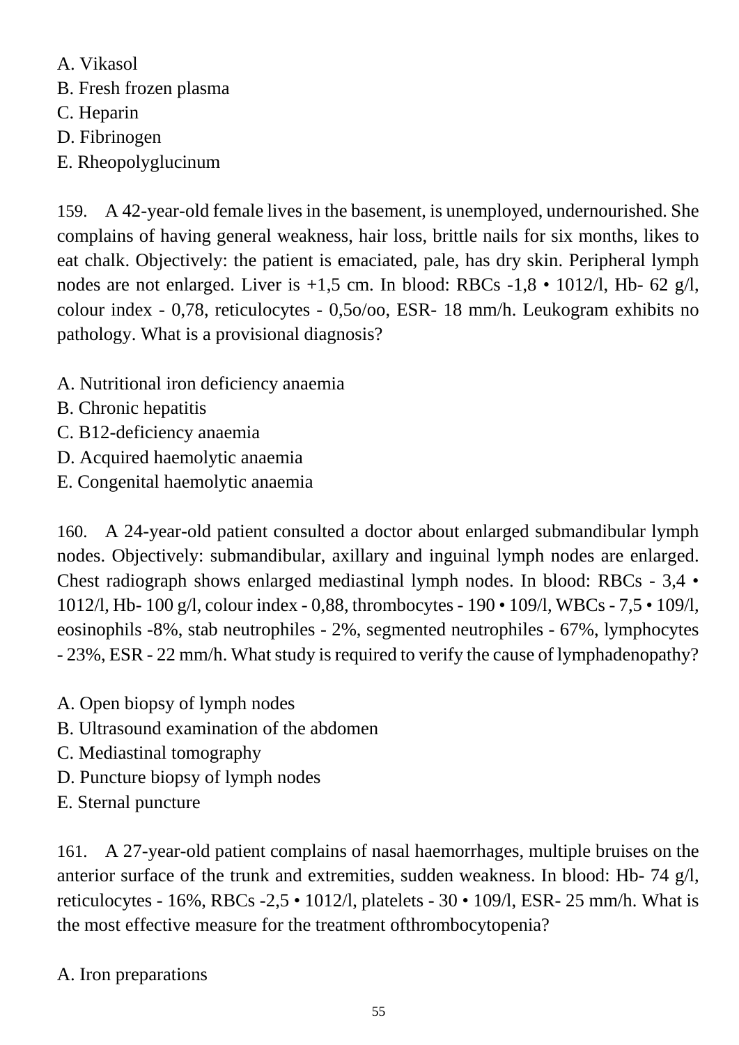A. Vikasol
B. Fresh frozen plasma
C. Heparin
D. Fibrinogen
E. Rheopolyglucinum

159. A 42-year-old female lives in the basement, is unemployed, undernourished. She complains of having general weakness, hair loss, brittle nails for six months, likes to eat chalk. Objectively: the patient is emaciated, pale, has dry skin. Peripheral lymph nodes are not enlarged. Liver is +1,5 cm. In blood: RBCs -1,8 • 1012/l, Hb- 62 g/l, colour index - 0,78, reticulocytes - 0,5o/oo, ESR- 18 mm/h. Leukogram exhibits no pathology. What is a provisional diagnosis?

A. Nutritional iron deficiency anaemia
B. Chronic hepatitis
C. B12-deficiency anaemia
D. Acquired haemolytic anaemia
E. Congenital haemolytic anaemia

160. A 24-year-old patient consulted a doctor about enlarged submandibular lymph nodes. Objectively: submandibular, axillary and inguinal lymph nodes are enlarged. Chest radiograph shows enlarged mediastinal lymph nodes. In blood: RBCs - 3,4 • 1012/l, Hb- 100 g/l, colour index - 0,88, thrombocytes - 190 • 109/l, WBCs - 7,5 • 109/l, eosinophils -8%, stab neutrophiles - 2%, segmented neutrophiles - 67%, lymphocytes - 23%, ESR - 22 mm/h. What study is required to verify the cause of lymphadenopathy?

A. Open biopsy of lymph nodes
B. Ultrasound examination of the abdomen
C. Mediastinal tomography
D. Puncture biopsy of lymph nodes
E. Sternal puncture

161. A 27-year-old patient complains of nasal haemorrhages, multiple bruises on the anterior surface of the trunk and extremities, sudden weakness. In blood: Hb- 74 g/l, reticulocytes - 16%, RBCs -2,5 • 1012/l, platelets - 30 • 109/l, ESR- 25 mm/h. What is the most effective measure for the treatment ofthrombocytopenia?

A. Iron preparations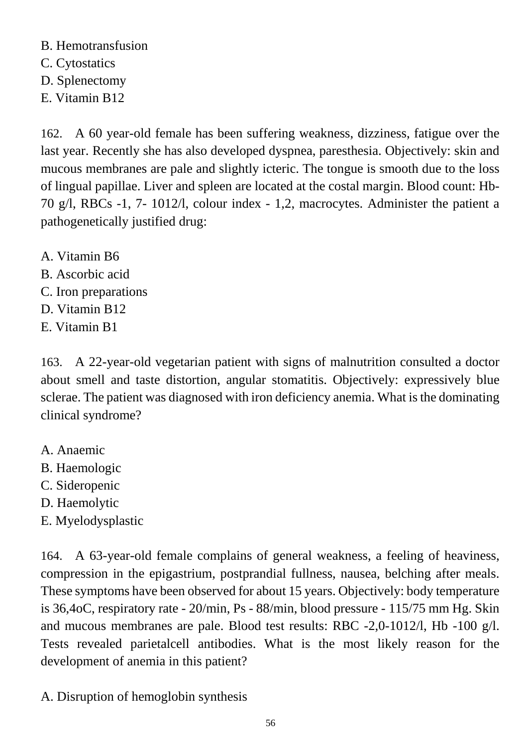B. Hemotransfusion  
C. Cytostatics  
D. Splenectomy  
E. Vitamin B12

162. A 60 year-old female has been suffering weakness, dizziness, fatigue over the last year. Recently she has also developed dyspnea, paresthesia. Objectively: skin and mucous membranes are pale and slightly icteric. The tongue is smooth due to the loss of lingual papillae. Liver and spleen are located at the costal margin. Blood count: Hb-70 g/l, RBCs -1, 7- 1012/l, colour index - 1,2, macrocytes. Administer the patient a pathogenetically justified drug:

A. Vitamin B6  
B. Ascorbic acid  
C. Iron preparations  
D. Vitamin B12  
E. Vitamin B1

163. A 22-year-old vegetarian patient with signs of malnutrition consulted a doctor about smell and taste distortion, angular stomatitis. Objectively: expressively blue sclerae. The patient was diagnosed with iron deficiency anemia. What is the dominating clinical syndrome?

A. Anaemic  
B. Haemologic  
C. Sideropenic  
D. Haemolytic  
E. Myelodysplastic

164. A 63-year-old female complains of general weakness, a feeling of heaviness, compression in the epigastrium, postprandial fullness, nausea, belching after meals. These symptoms have been observed for about 15 years. Objectively: body temperature is 36,4oC, respiratory rate - 20/min, Ps - 88/min, blood pressure - 115/75 mm Hg. Skin and mucous membranes are pale. Blood test results: RBC -2,0-1012/l, Hb -100 g/l. Tests revealed parietalcell antibodies. What is the most likely reason for the development of anemia in this patient?

A. Disruption of hemoglobin synthesis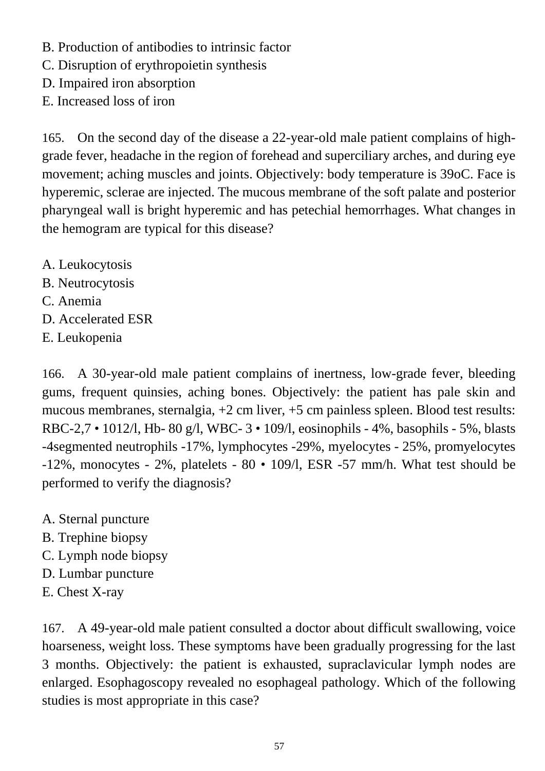B. Production of antibodies to intrinsic factor
C. Disruption of erythropoietin synthesis
D. Impaired iron absorption
E. Increased loss of iron

165. On the second day of the disease a 22-year-old male patient complains of high-grade fever, headache in the region of forehead and superciliary arches, and during eye movement; aching muscles and joints. Objectively: body temperature is 39oC. Face is hyperemic, sclerae are injected. The mucous membrane of the soft palate and posterior pharyngeal wall is bright hyperemic and has petechial hemorrhages. What changes in the hemogram are typical for this disease?

A. Leukocytosis
B. Neutrocytosis
C. Anemia
D. Accelerated ESR
E. Leukopenia

166. A 30-year-old male patient complains of inertness, low-grade fever, bleeding gums, frequent quinsies, aching bones. Objectively: the patient has pale skin and mucous membranes, sternalgia, +2 cm liver, +5 cm painless spleen. Blood test results: RBC-2,7 • 1012/l, Hb- 80 g/l, WBC- 3 • 109/l, eosinophils - 4%, basophils - 5%, blasts -4segmented neutrophils -17%, lymphocytes -29%, myelocytes - 25%, promyelocytes -12%, monocytes - 2%, platelets - 80 • 109/l, ESR -57 mm/h. What test should be performed to verify the diagnosis?

A. Sternal puncture
B. Trephine biopsy
C. Lymph node biopsy
D. Lumbar puncture
E. Chest X-ray

167. A 49-year-old male patient consulted a doctor about difficult swallowing, voice hoarseness, weight loss. These symptoms have been gradually progressing for the last 3 months. Objectively: the patient is exhausted, supraclavicular lymph nodes are enlarged. Esophagoscopy revealed no esophageal pathology. Which of the following studies is most appropriate in this case?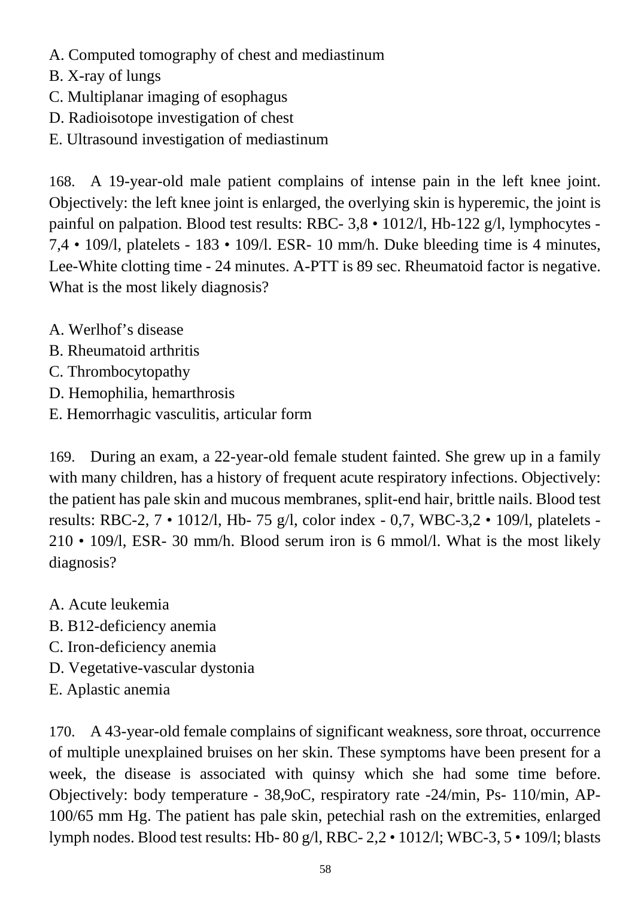A. Computed tomography of chest and mediastinum
B. X-ray of lungs
C. Multiplanar imaging of esophagus
D. Radioisotope investigation of chest
E. Ultrasound investigation of mediastinum

168. A 19-year-old male patient complains of intense pain in the left knee joint. Objectively: the left knee joint is enlarged, the overlying skin is hyperemic, the joint is painful on palpation. Blood test results: RBC- 3,8 • 1012/l, Hb-122 g/l, lymphocytes - 7,4 • 109/l, platelets - 183 • 109/l. ESR- 10 mm/h. Duke bleeding time is 4 minutes, Lee-White clotting time - 24 minutes. A-PTT is 89 sec. Rheumatoid factor is negative. What is the most likely diagnosis?

A. Werlhof's disease
B. Rheumatoid arthritis
C. Thrombocytopathy
D. Hemophilia, hemarthrosis
E. Hemorrhagic vasculitis, articular form

169. During an exam, a 22-year-old female student fainted. She grew up in a family with many children, has a history of frequent acute respiratory infections. Objectively: the patient has pale skin and mucous membranes, split-end hair, brittle nails. Blood test results: RBC-2, 7 • 1012/l, Hb- 75 g/l, color index - 0,7, WBC-3,2 • 109/l, platelets - 210 • 109/l, ESR- 30 mm/h. Blood serum iron is 6 mmol/l. What is the most likely diagnosis?

A. Acute leukemia
B. B12-deficiency anemia
C. Iron-deficiency anemia
D. Vegetative-vascular dystonia
E. Aplastic anemia

170. A 43-year-old female complains of significant weakness, sore throat, occurrence of multiple unexplained bruises on her skin. These symptoms have been present for a week, the disease is associated with quinsy which she had some time before. Objectively: body temperature - 38,9oC, respiratory rate -24/min, Ps- 110/min, AP- 100/65 mm Hg. The patient has pale skin, petechial rash on the extremities, enlarged lymph nodes. Blood test results: Hb- 80 g/l, RBC- 2,2 • 1012/l; WBC-3, 5 • 109/l; blasts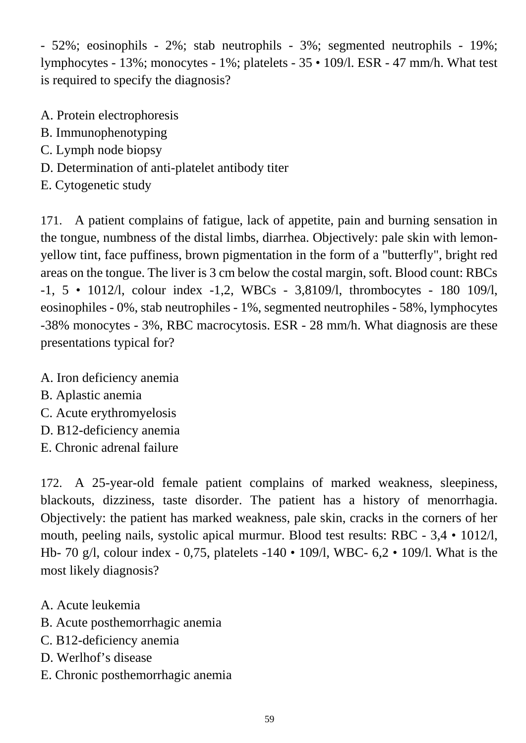- 52%; eosinophils - 2%; stab neutrophils - 3%; segmented neutrophils - 19%; lymphocytes - 13%; monocytes - 1%; platelets - 35 • 109/l. ESR - 47 mm/h. What test is required to specify the diagnosis?

A. Protein electrophoresis
B. Immunophenotyping
C. Lymph node biopsy
D. Determination of anti-platelet antibody titer
E. Cytogenetic study

171. A patient complains of fatigue, lack of appetite, pain and burning sensation in the tongue, numbness of the distal limbs, diarrhea. Objectively: pale skin with lemon-yellow tint, face puffiness, brown pigmentation in the form of a "butterfly", bright red areas on the tongue. The liver is 3 cm below the costal margin, soft. Blood count: RBCs -1, 5 • 1012/l, colour index -1,2, WBCs - 3,8109/l, thrombocytes - 180 109/l, eosinophiles - 0%, stab neutrophiles - 1%, segmented neutrophiles - 58%, lymphocytes -38% monocytes - 3%, RBC macrocytosis. ESR - 28 mm/h. What diagnosis are these presentations typical for?

A. Iron deficiency anemia
B. Aplastic anemia
C. Acute erythromyelosis
D. B12-deficiency anemia
E. Chronic adrenal failure

172. A 25-year-old female patient complains of marked weakness, sleepiness, blackouts, dizziness, taste disorder. The patient has a history of menorrhagia. Objectively: the patient has marked weakness, pale skin, cracks in the corners of her mouth, peeling nails, systolic apical murmur. Blood test results: RBC - 3,4 • 1012/l, Hb- 70 g/l, colour index - 0,75, platelets -140 • 109/l, WBC- 6,2 • 109/l. What is the most likely diagnosis?

A. Acute leukemia
B. Acute posthemorrhagic anemia
C. B12-deficiency anemia
D. Werlhof's disease
E. Chronic posthemorrhagic anemia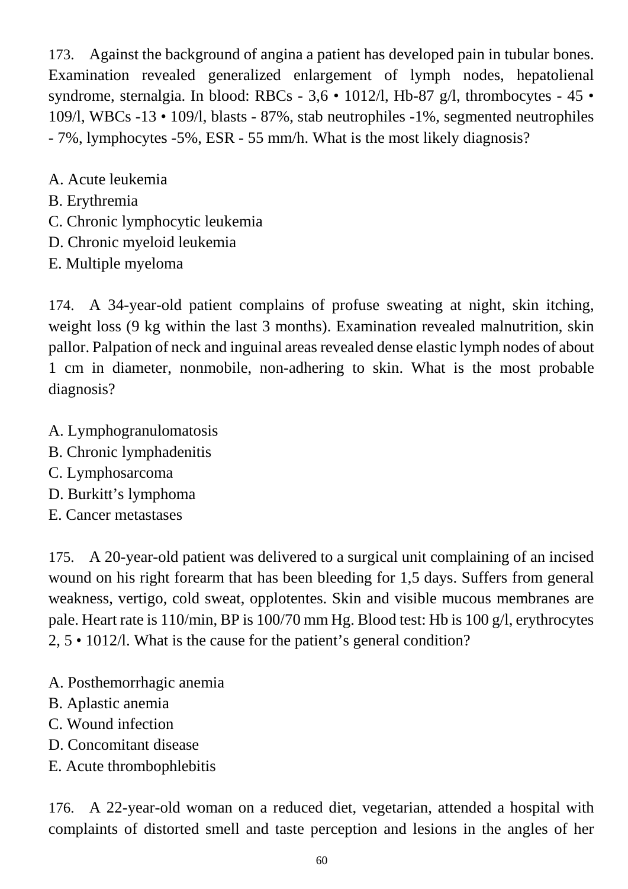173. Against the background of angina a patient has developed pain in tubular bones. Examination revealed generalized enlargement of lymph nodes, hepatolienal syndrome, sternalgia. In blood: RBCs - 3,6 • 1012/l, Hb-87 g/l, thrombocytes - 45 • 109/l, WBCs -13 • 109/l, blasts - 87%, stab neutrophiles -1%, segmented neutrophiles - 7%, lymphocytes -5%, ESR - 55 mm/h. What is the most likely diagnosis?

A. Acute leukemia
B. Erythremia
C. Chronic lymphocytic leukemia
D. Chronic myeloid leukemia
E. Multiple myeloma

174. A 34-year-old patient complains of profuse sweating at night, skin itching, weight loss (9 kg within the last 3 months). Examination revealed malnutrition, skin pallor. Palpation of neck and inguinal areas revealed dense elastic lymph nodes of about 1 cm in diameter, nonmobile, non-adhering to skin. What is the most probable diagnosis?

A. Lymphogranulomatosis
B. Chronic lymphadenitis
C. Lymphosarcoma
D. Burkitt's lymphoma
E. Cancer metastases

175. A 20-year-old patient was delivered to a surgical unit complaining of an incised wound on his right forearm that has been bleeding for 1,5 days. Suffers from general weakness, vertigo, cold sweat, opplotentes. Skin and visible mucous membranes are pale. Heart rate is 110/min, BP is 100/70 mm Hg. Blood test: Hb is 100 g/l, erythrocytes 2, 5 • 1012/l. What is the cause for the patient's general condition?

A. Posthemorrhagic anemia
B. Aplastic anemia
C. Wound infection
D. Concomitant disease
E. Acute thrombophlebitis

176. A 22-year-old woman on a reduced diet, vegetarian, attended a hospital with complaints of distorted smell and taste perception and lesions in the angles of her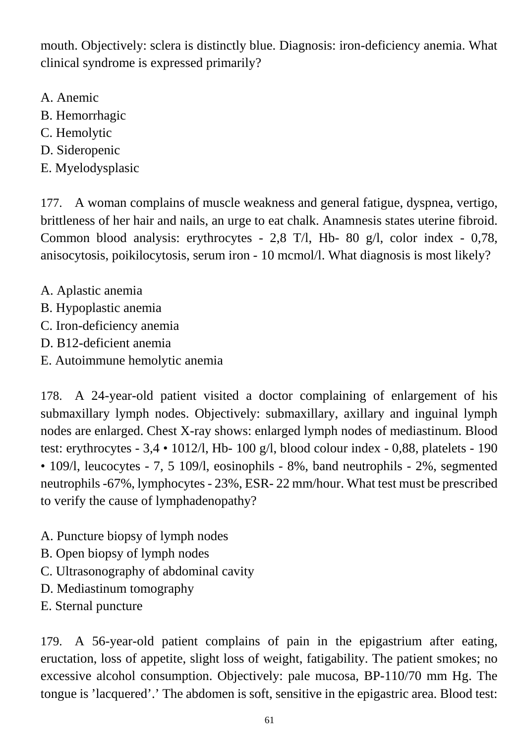mouth. Objectively: sclera is distinctly blue. Diagnosis: iron-deficiency anemia. What clinical syndrome is expressed primarily?

A. Anemic
B. Hemorrhagic
C. Hemolytic
D. Sideropenic
E. Myelodysplasic

177. A woman complains of muscle weakness and general fatigue, dyspnea, vertigo, brittleness of her hair and nails, an urge to eat chalk. Anamnesis states uterine fibroid. Common blood analysis: erythrocytes - 2,8 T/l, Hb- 80 g/l, color index - 0,78, anisocytosis, poikilocytosis, serum iron - 10 mcmol/l. What diagnosis is most likely?

A. Aplastic anemia
B. Hypoplastic anemia
C. Iron-deficiency anemia
D. B12-deficient anemia
E. Autoimmune hemolytic anemia

178. A 24-year-old patient visited a doctor complaining of enlargement of his submaxillary lymph nodes. Objectively: submaxillary, axillary and inguinal lymph nodes are enlarged. Chest X-ray shows: enlarged lymph nodes of mediastinum. Blood test: erythrocytes - 3,4 • 1012/l, Hb- 100 g/l, blood colour index - 0,88, platelets - 190 • 109/l, leucocytes - 7, 5 109/l, eosinophils - 8%, band neutrophils - 2%, segmented neutrophils -67%, lymphocytes - 23%, ESR- 22 mm/hour. What test must be prescribed to verify the cause of lymphadenopathy?

A. Puncture biopsy of lymph nodes
B. Open biopsy of lymph nodes
C. Ultrasonography of abdominal cavity
D. Mediastinum tomography
E. Sternal puncture

179. A 56-year-old patient complains of pain in the epigastrium after eating, eructation, loss of appetite, slight loss of weight, fatigability. The patient smokes; no excessive alcohol consumption. Objectively: pale mucosa, BP-110/70 mm Hg. The tongue is 'lacquered'.' The abdomen is soft, sensitive in the epigastric area. Blood test: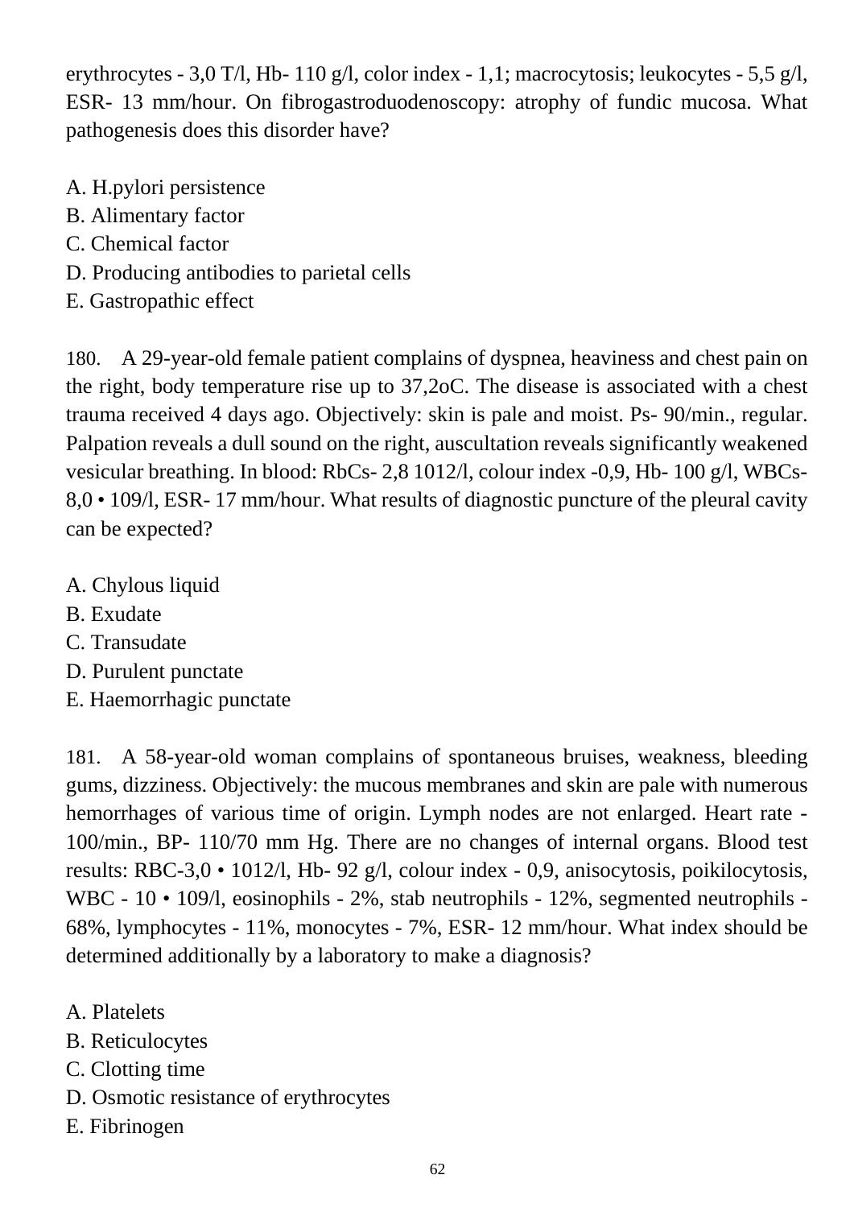erythrocytes - 3,0 T/l, Hb- 110 g/l, color index - 1,1; macrocytosis; leukocytes - 5,5 g/l, ESR- 13 mm/hour. On fibrogastroduodenoscopy: atrophy of fundic mucosa. What pathogenesis does this disorder have?

A. H.pylori persistence
B. Alimentary factor
C. Chemical factor
D. Producing antibodies to parietal cells
E. Gastropathic effect

180. A 29-year-old female patient complains of dyspnea, heaviness and chest pain on the right, body temperature rise up to 37,2oC. The disease is associated with a chest trauma received 4 days ago. Objectively: skin is pale and moist. Ps- 90/min., regular. Palpation reveals a dull sound on the right, auscultation reveals significantly weakened vesicular breathing. In blood: RbCs- 2,8 1012/l, colour index -0,9, Hb- 100 g/l, WBCs- 8,0 • 109/l, ESR- 17 mm/hour. What results of diagnostic puncture of the pleural cavity can be expected?

A. Chylous liquid
B. Exudate
C. Transudate
D. Purulent punctate
E. Haemorrhagic punctate

181. A 58-year-old woman complains of spontaneous bruises, weakness, bleeding gums, dizziness. Objectively: the mucous membranes and skin are pale with numerous hemorrhages of various time of origin. Lymph nodes are not enlarged. Heart rate - 100/min., BP- 110/70 mm Hg. There are no changes of internal organs. Blood test results: RBC-3,0 • 1012/l, Hb- 92 g/l, colour index - 0,9, anisocytosis, poikilocytosis, WBC - 10 • 109/l, eosinophils - 2%, stab neutrophils - 12%, segmented neutrophils - 68%, lymphocytes - 11%, monocytes - 7%, ESR- 12 mm/hour. What index should be determined additionally by a laboratory to make a diagnosis?

A. Platelets
B. Reticulocytes
C. Clotting time
D. Osmotic resistance of erythrocytes
E. Fibrinogen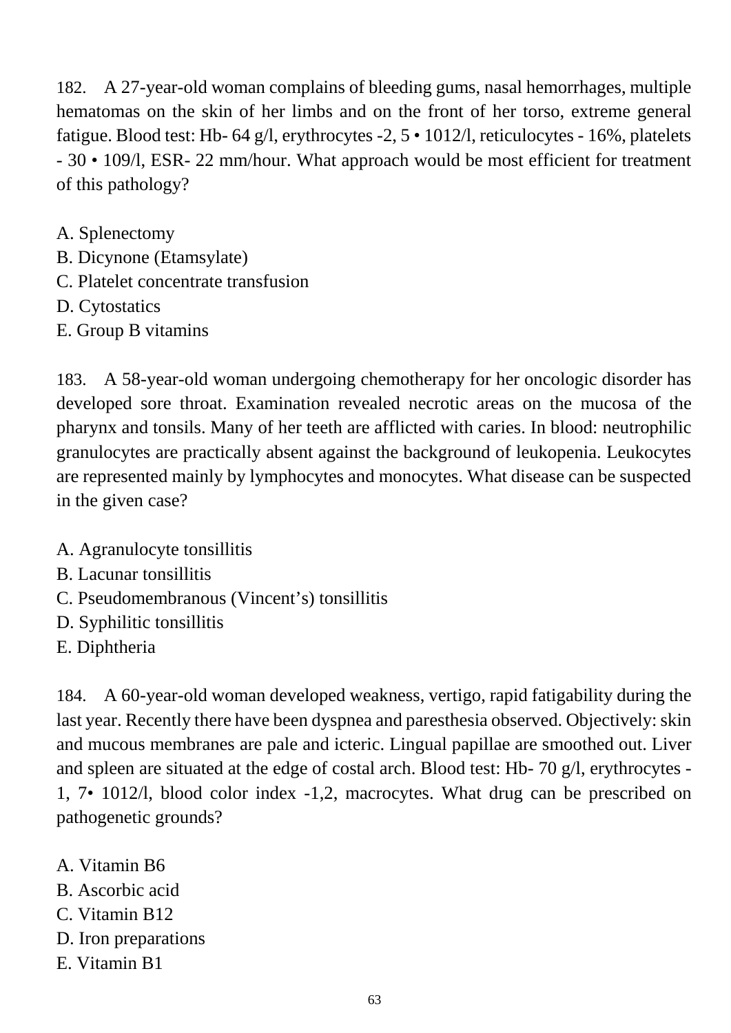182. A 27-year-old woman complains of bleeding gums, nasal hemorrhages, multiple hematomas on the skin of her limbs and on the front of her torso, extreme general fatigue. Blood test: Hb- 64 g/l, erythrocytes -2, 5 • 1012/l, reticulocytes - 16%, platelets - 30 • 109/l, ESR- 22 mm/hour. What approach would be most efficient for treatment of this pathology?

A. Splenectomy
B. Dicynone (Etamsylate)
C. Platelet concentrate transfusion
D. Cytostatics
E. Group B vitamins

183. A 58-year-old woman undergoing chemotherapy for her oncologic disorder has developed sore throat. Examination revealed necrotic areas on the mucosa of the pharynx and tonsils. Many of her teeth are afflicted with caries. In blood: neutrophilic granulocytes are practically absent against the background of leukopenia. Leukocytes are represented mainly by lymphocytes and monocytes. What disease can be suspected in the given case?

A. Agranulocyte tonsillitis
B. Lacunar tonsillitis
C. Pseudomembranous (Vincent's) tonsillitis
D. Syphilitic tonsillitis
E. Diphtheria

184. A 60-year-old woman developed weakness, vertigo, rapid fatigability during the last year. Recently there have been dyspnea and paresthesia observed. Objectively: skin and mucous membranes are pale and icteric. Lingual papillae are smoothed out. Liver and spleen are situated at the edge of costal arch. Blood test: Hb- 70 g/l, erythrocytes - 1, 7• 1012/l, blood color index -1,2, macrocytes. What drug can be prescribed on pathogenetic grounds?

A. Vitamin B6
B. Ascorbic acid
C. Vitamin B12
D. Iron preparations
E. Vitamin B1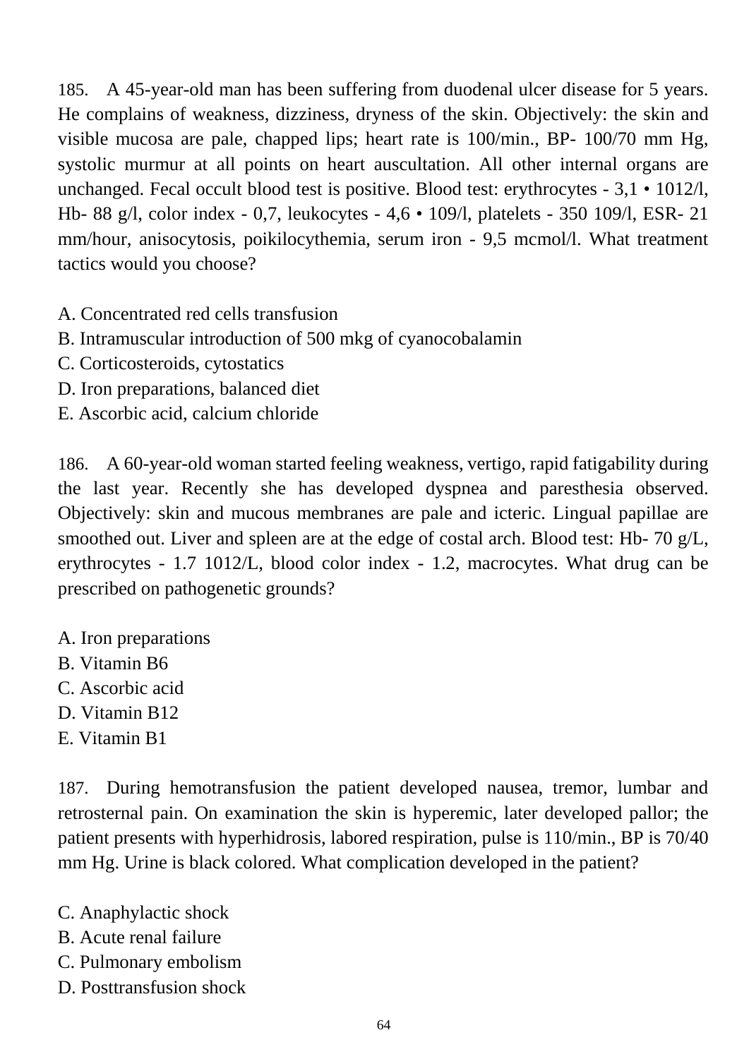185. A 45-year-old man has been suffering from duodenal ulcer disease for 5 years. He complains of weakness, dizziness, dryness of the skin. Objectively: the skin and visible mucosa are pale, chapped lips; heart rate is 100/min., BP- 100/70 mm Hg, systolic murmur at all points on heart auscultation. All other internal organs are unchanged. Fecal occult blood test is positive. Blood test: erythrocytes - 3,1 • 1012/l, Hb- 88 g/l, color index - 0,7, leukocytes - 4,6 • 109/l, platelets - 350 109/l, ESR- 21 mm/hour, anisocytosis, poikilocythemia, serum iron - 9,5 mcmol/l. What treatment tactics would you choose?

A. Concentrated red cells transfusion
B. Intramuscular introduction of 500 mkg of cyanocobalamin
C. Corticosteroids, cytostatics
D. Iron preparations, balanced diet
E. Ascorbic acid, calcium chloride

186. A 60-year-old woman started feeling weakness, vertigo, rapid fatigability during the last year. Recently she has developed dyspnea and paresthesia observed. Objectively: skin and mucous membranes are pale and icteric. Lingual papillae are smoothed out. Liver and spleen are at the edge of costal arch. Blood test: Hb- 70 g/L, erythrocytes - 1.7 1012/L, blood color index - 1.2, macrocytes. What drug can be prescribed on pathogenetic grounds?

A. Iron preparations
B. Vitamin B6
C. Ascorbic acid
D. Vitamin B12
E. Vitamin B1

187. During hemotransfusion the patient developed nausea, tremor, lumbar and retrosternal pain. On examination the skin is hyperemic, later developed pallor; the patient presents with hyperhidrosis, labored respiration, pulse is 110/min., BP is 70/40 mm Hg. Urine is black colored. What complication developed in the patient?

C. Anaphylactic shock
B. Acute renal failure
C. Pulmonary embolism
D. Posttransfusion shock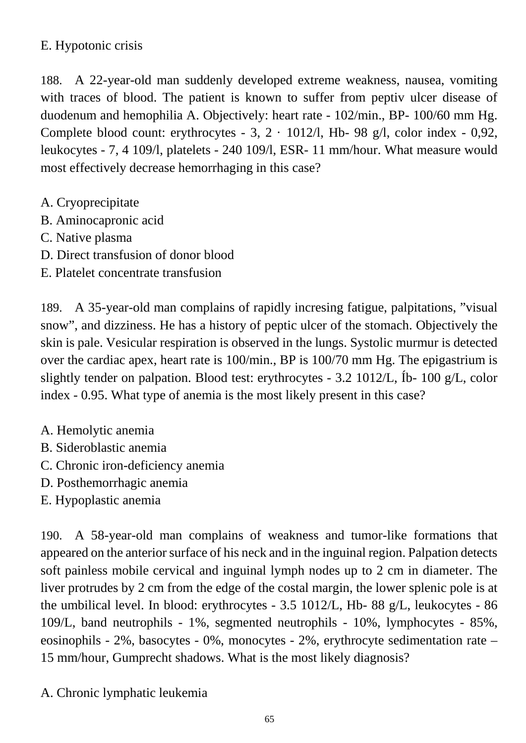E. Hypotonic crisis

188. A 22-year-old man suddenly developed extreme weakness, nausea, vomiting with traces of blood. The patient is known to suffer from peptiv ulcer disease of duodenum and hemophilia A. Objectively: heart rate - 102/min., BP- 100/60 mm Hg. Complete blood count: erythrocytes - 3, 2 · 1012/l, Hb- 98 g/l, color index - 0,92, leukocytes - 7, 4 109/l, platelets - 240 109/l, ESR- 11 mm/hour. What measure would most effectively decrease hemorrhaging in this case?

A. Cryoprecipitate
B. Aminocapronic acid
C. Native plasma
D. Direct transfusion of donor blood
E. Platelet concentrate transfusion

189. A 35-year-old man complains of rapidly incresing fatigue, palpitations, "visual snow", and dizziness. He has a history of peptic ulcer of the stomach. Objectively the skin is pale. Vesicular respiration is observed in the lungs. Systolic murmur is detected over the cardiac apex, heart rate is 100/min., BP is 100/70 mm Hg. The epigastrium is slightly tender on palpation. Blood test: erythrocytes - 3.2 1012/L, Íb- 100 g/L, color index - 0.95. What type of anemia is the most likely present in this case?

A. Hemolytic anemia
B. Sideroblastic anemia
C. Chronic iron-deficiency anemia
D. Posthemorrhagic anemia
E. Hypoplastic anemia

190. A 58-year-old man complains of weakness and tumor-like formations that appeared on the anterior surface of his neck and in the inguinal region. Palpation detects soft painless mobile cervical and inguinal lymph nodes up to 2 cm in diameter. The liver protrudes by 2 cm from the edge of the costal margin, the lower splenic pole is at the umbilical level. In blood: erythrocytes - 3.5 1012/L, Hb- 88 g/L, leukocytes - 86 109/L, band neutrophils - 1%, segmented neutrophils - 10%, lymphocytes - 85%, eosinophils - 2%, basocytes - 0%, monocytes - 2%, erythrocyte sedimentation rate – 15 mm/hour, Gumprecht shadows. What is the most likely diagnosis?

A. Chronic lymphatic leukemia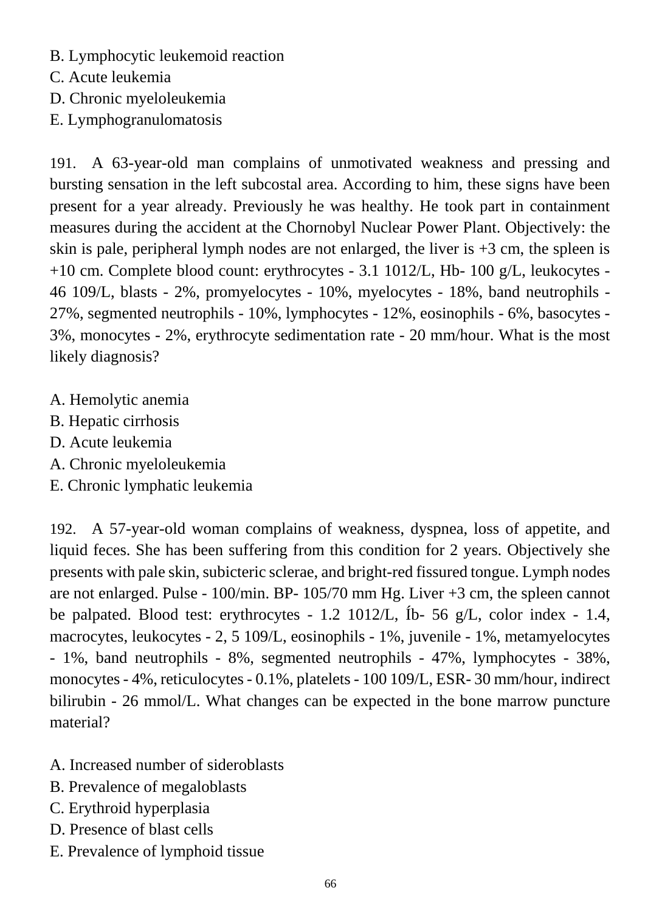B. Lymphocytic leukemoid reaction
C. Acute leukemia
D. Chronic myeloleukemia
E. Lymphogranulomatosis

191. A 63-year-old man complains of unmotivated weakness and pressing and bursting sensation in the left subcostal area. According to him, these signs have been present for a year already. Previously he was healthy. He took part in containment measures during the accident at the Chornobyl Nuclear Power Plant. Objectively: the skin is pale, peripheral lymph nodes are not enlarged, the liver is +3 cm, the spleen is +10 cm. Complete blood count: erythrocytes - 3.1 1012/L, Hb- 100 g/L, leukocytes - 46 109/L, blasts - 2%, promyelocytes - 10%, myelocytes - 18%, band neutrophils - 27%, segmented neutrophils - 10%, lymphocytes - 12%, eosinophils - 6%, basocytes - 3%, monocytes - 2%, erythrocyte sedimentation rate - 20 mm/hour. What is the most likely diagnosis?

A. Hemolytic anemia
B. Hepatic cirrhosis
D. Acute leukemia
A. Chronic myeloleukemia
E. Chronic lymphatic leukemia

192. A 57-year-old woman complains of weakness, dyspnea, loss of appetite, and liquid feces. She has been suffering from this condition for 2 years. Objectively she presents with pale skin, subicteric sclerae, and bright-red fissured tongue. Lymph nodes are not enlarged. Pulse - 100/min. BP- 105/70 mm Hg. Liver +3 cm, the spleen cannot be palpated. Blood test: erythrocytes - 1.2 1012/L, Íb- 56 g/L, color index - 1.4, macrocytes, leukocytes - 2, 5 109/L, eosinophils - 1%, juvenile - 1%, metamyelocytes - 1%, band neutrophils - 8%, segmented neutrophils - 47%, lymphocytes - 38%, monocytes - 4%, reticulocytes - 0.1%, platelets - 100 109/L, ESR- 30 mm/hour, indirect bilirubin - 26 mmol/L. What changes can be expected in the bone marrow puncture material?

A. Increased number of sideroblasts
B. Prevalence of megaloblasts
C. Erythroid hyperplasia
D. Presence of blast cells
E. Prevalence of lymphoid tissue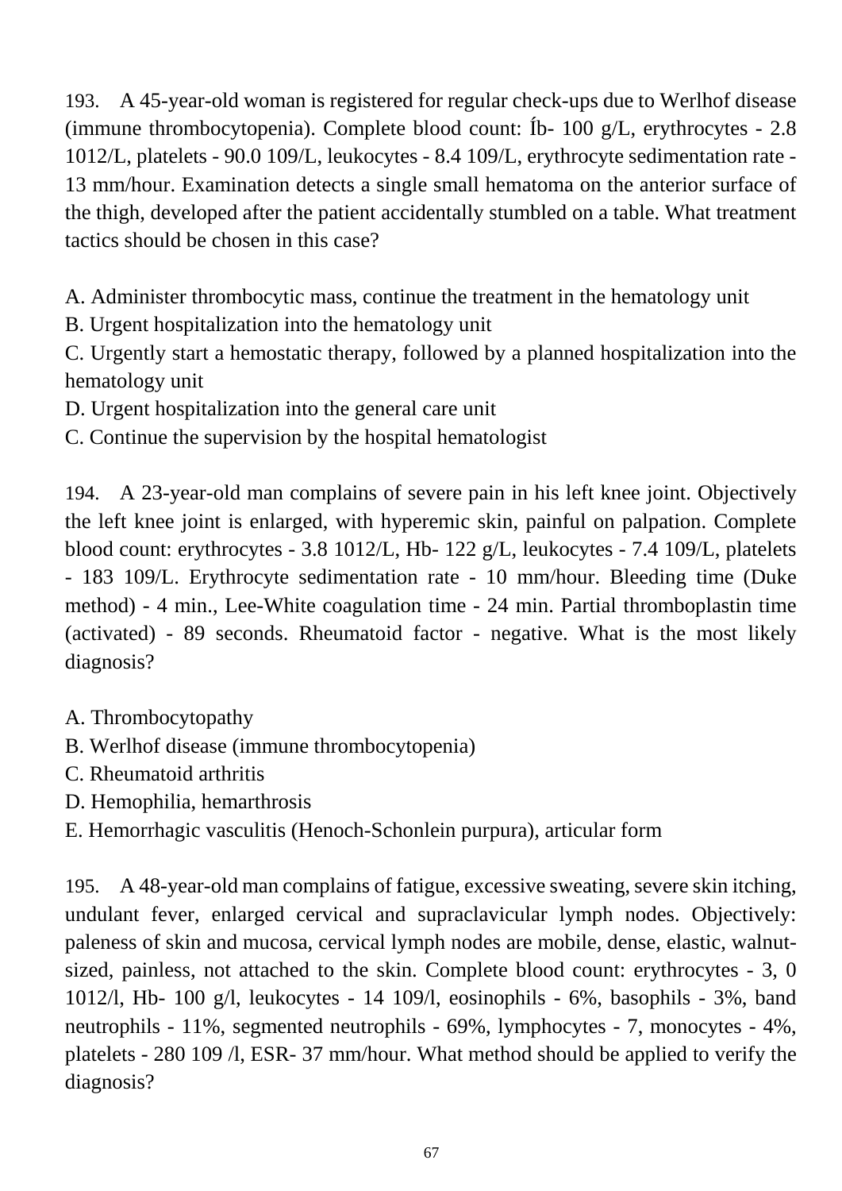193. A 45-year-old woman is registered for regular check-ups due to Werlhof disease (immune thrombocytopenia). Complete blood count: Íb- 100 g/L, erythrocytes - 2.8 1012/L, platelets - 90.0 109/L, leukocytes - 8.4 109/L, erythrocyte sedimentation rate - 13 mm/hour. Examination detects a single small hematoma on the anterior surface of the thigh, developed after the patient accidentally stumbled on a table. What treatment tactics should be chosen in this case?

A. Administer thrombocytic mass, continue the treatment in the hematology unit
B. Urgent hospitalization into the hematology unit
C. Urgently start a hemostatic therapy, followed by a planned hospitalization into the hematology unit
D. Urgent hospitalization into the general care unit
C. Continue the supervision by the hospital hematologist

194. A 23-year-old man complains of severe pain in his left knee joint. Objectively the left knee joint is enlarged, with hyperemic skin, painful on palpation. Complete blood count: erythrocytes - 3.8 1012/L, Hb- 122 g/L, leukocytes - 7.4 109/L, platelets - 183 109/L. Erythrocyte sedimentation rate - 10 mm/hour. Bleeding time (Duke method) - 4 min., Lee-White coagulation time - 24 min. Partial thromboplastin time (activated) - 89 seconds. Rheumatoid factor - negative. What is the most likely diagnosis?

A. Thrombocytopathy
B. Werlhof disease (immune thrombocytopenia)
C. Rheumatoid arthritis
D. Hemophilia, hemarthrosis
E. Hemorrhagic vasculitis (Henoch-Schonlein purpura), articular form

195. A 48-year-old man complains of fatigue, excessive sweating, severe skin itching, undulant fever, enlarged cervical and supraclavicular lymph nodes. Objectively: paleness of skin and mucosa, cervical lymph nodes are mobile, dense, elastic, walnut-sized, painless, not attached to the skin. Complete blood count: erythrocytes - 3, 0 1012/l, Hb- 100 g/l, leukocytes - 14 109/l, eosinophils - 6%, basophils - 3%, band neutrophils - 11%, segmented neutrophils - 69%, lymphocytes - 7, monocytes - 4%, platelets - 280 109 /l, ESR- 37 mm/hour. What method should be applied to verify the diagnosis?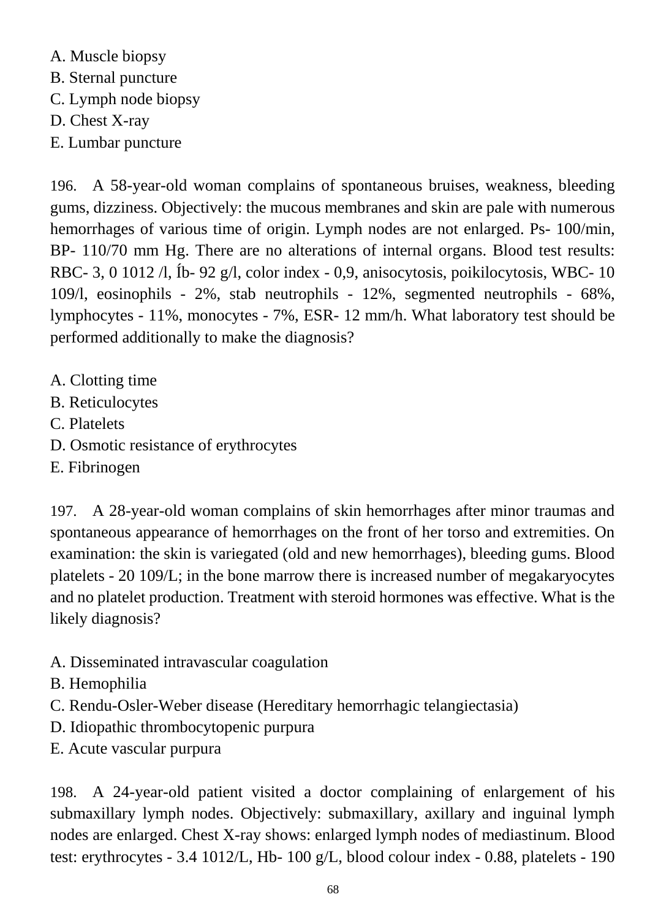A. Muscle biopsy
B. Sternal puncture
C. Lymph node biopsy
D. Chest X-ray
E. Lumbar puncture

196. A 58-year-old woman complains of spontaneous bruises, weakness, bleeding gums, dizziness. Objectively: the mucous membranes and skin are pale with numerous hemorrhages of various time of origin. Lymph nodes are not enlarged. Ps- 100/min, BP- 110/70 mm Hg. There are no alterations of internal organs. Blood test results: RBC- 3, 0 1012 /l, Íb- 92 g/l, color index - 0,9, anisocytosis, poikilocytosis, WBC- 10 109/l, eosinophils - 2%, stab neutrophils - 12%, segmented neutrophils - 68%, lymphocytes - 11%, monocytes - 7%, ESR- 12 mm/h. What laboratory test should be performed additionally to make the diagnosis?

A. Clotting time
B. Reticulocytes
C. Platelets
D. Osmotic resistance of erythrocytes
E. Fibrinogen

197. A 28-year-old woman complains of skin hemorrhages after minor traumas and spontaneous appearance of hemorrhages on the front of her torso and extremities. On examination: the skin is variegated (old and new hemorrhages), bleeding gums. Blood platelets - 20 109/L; in the bone marrow there is increased number of megakaryocytes and no platelet production. Treatment with steroid hormones was effective. What is the likely diagnosis?

A. Disseminated intravascular coagulation
B. Hemophilia
C. Rendu-Osler-Weber disease (Hereditary hemorrhagic telangiectasia)
D. Idiopathic thrombocytopenic purpura
E. Acute vascular purpura

198. A 24-year-old patient visited a doctor complaining of enlargement of his submaxillary lymph nodes. Objectively: submaxillary, axillary and inguinal lymph nodes are enlarged. Chest X-ray shows: enlarged lymph nodes of mediastinum. Blood test: erythrocytes - 3.4 1012/L, Hb- 100 g/L, blood colour index - 0.88, platelets - 190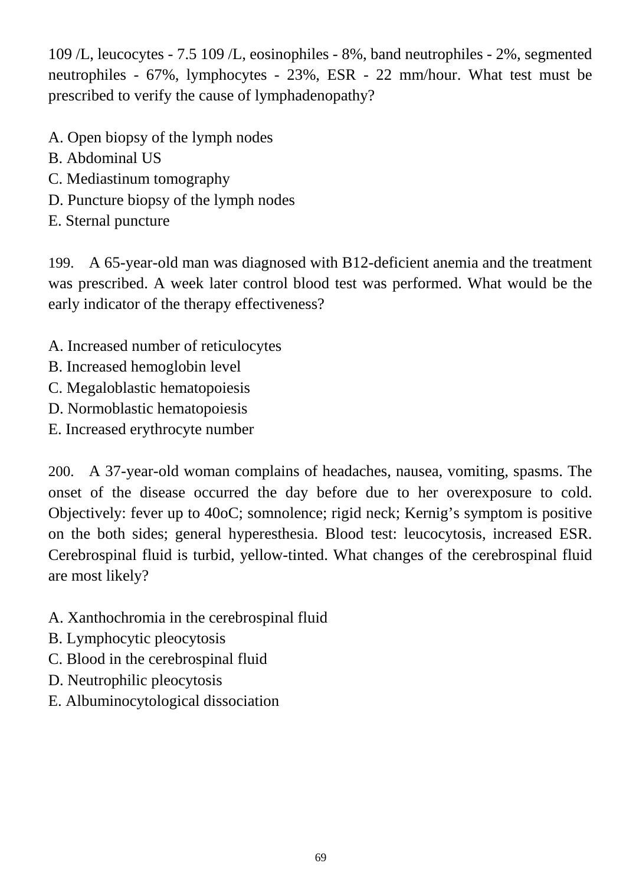109 /L, leucocytes - 7.5 109 /L, eosinophiles - 8%, band neutrophiles - 2%, segmented neutrophiles - 67%, lymphocytes - 23%, ESR - 22 mm/hour. What test must be prescribed to verify the cause of lymphadenopathy?

A. Open biopsy of the lymph nodes
B. Abdominal US
C. Mediastinum tomography
D. Puncture biopsy of the lymph nodes
E. Sternal puncture

199. A 65-year-old man was diagnosed with B12-deficient anemia and the treatment was prescribed. A week later control blood test was performed. What would be the early indicator of the therapy effectiveness?

A. Increased number of reticulocytes
B. Increased hemoglobin level
C. Megaloblastic hematopoiesis
D. Normoblastic hematopoiesis
E. Increased erythrocyte number

200. A 37-year-old woman complains of headaches, nausea, vomiting, spasms. The onset of the disease occurred the day before due to her overexposure to cold. Objectively: fever up to 40oC; somnolence; rigid neck; Kernig's symptom is positive on the both sides; general hyperesthesia. Blood test: leucocytosis, increased ESR. Cerebrospinal fluid is turbid, yellow-tinted. What changes of the cerebrospinal fluid are most likely?

A. Xanthochromia in the cerebrospinal fluid
B. Lymphocytic pleocytosis
C. Blood in the cerebrospinal fluid
D. Neutrophilic pleocytosis
E. Albuminocytological dissociation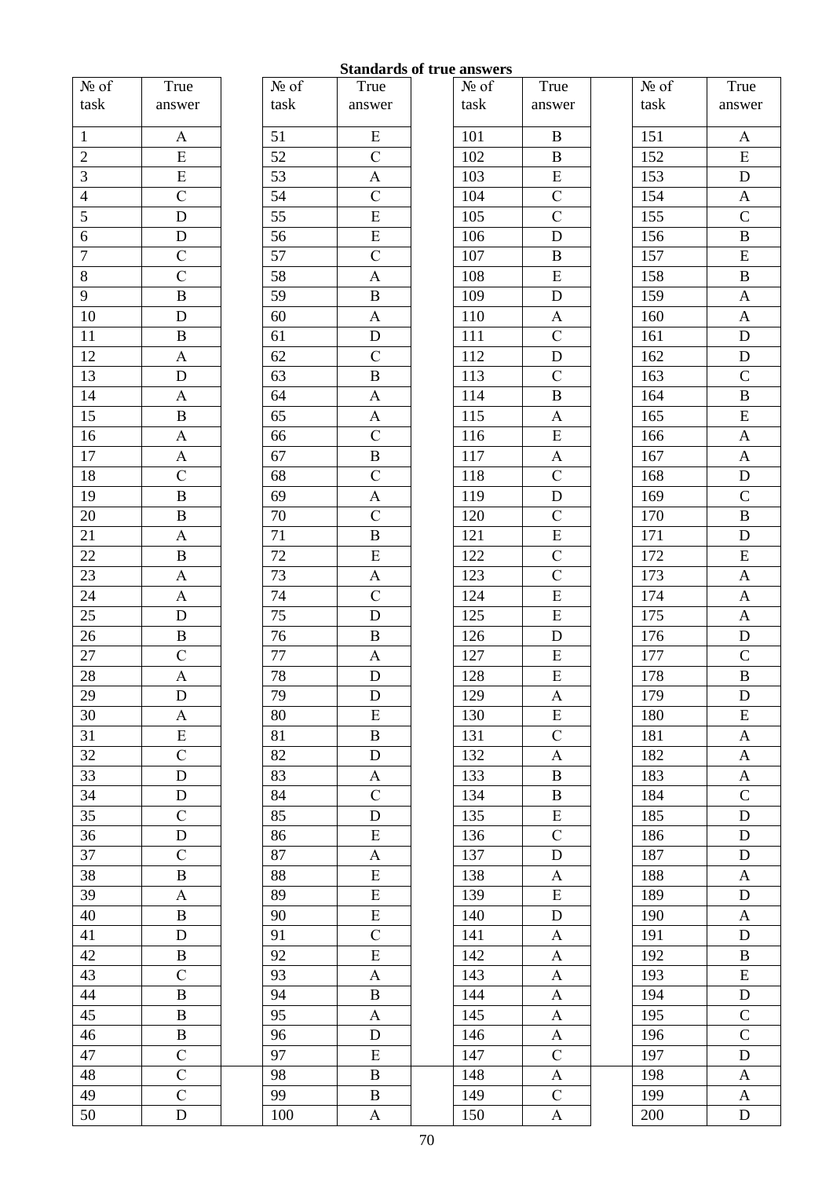**Standards of true answers**

| № of task | True answer | № of task | True answer | № of task | True answer | № of task | True answer |
|---|---|---|---|---|---|---|---|
| 1 | A | 51 | E | 101 | B | 151 | A |
| 2 | E | 52 | C | 102 | B | 152 | E |
| 3 | E | 53 | A | 103 | E | 153 | D |
| 4 | C | 54 | C | 104 | C | 154 | A |
| 5 | D | 55 | E | 105 | C | 155 | C |
| 6 | D | 56 | E | 106 | D | 156 | B |
| 7 | C | 57 | C | 107 | B | 157 | E |
| 8 | C | 58 | A | 108 | E | 158 | B |
| 9 | B | 59 | B | 109 | D | 159 | A |
| 10 | D | 60 | A | 110 | A | 160 | A |
| 11 | B | 61 | D | 111 | C | 161 | D |
| 12 | A | 62 | C | 112 | D | 162 | D |
| 13 | D | 63 | B | 113 | C | 163 | C |
| 14 | A | 64 | A | 114 | B | 164 | B |
| 15 | B | 65 | A | 115 | A | 165 | E |
| 16 | A | 66 | C | 116 | E | 166 | A |
| 17 | A | 67 | B | 117 | A | 167 | A |
| 18 | C | 68 | C | 118 | C | 168 | D |
| 19 | B | 69 | A | 119 | D | 169 | C |
| 20 | B | 70 | C | 120 | C | 170 | B |
| 21 | A | 71 | B | 121 | E | 171 | D |
| 22 | B | 72 | E | 122 | C | 172 | E |
| 23 | A | 73 | A | 123 | C | 173 | A |
| 24 | A | 74 | C | 124 | E | 174 | A |
| 25 | D | 75 | D | 125 | E | 175 | A |
| 26 | B | 76 | B | 126 | D | 176 | D |
| 27 | C | 77 | A | 127 | E | 177 | C |
| 28 | A | 78 | D | 128 | E | 178 | B |
| 29 | D | 79 | D | 129 | A | 179 | D |
| 30 | A | 80 | E | 130 | E | 180 | E |
| 31 | E | 81 | B | 131 | C | 181 | A |
| 32 | C | 82 | D | 132 | A | 182 | A |
| 33 | D | 83 | A | 133 | B | 183 | A |
| 34 | D | 84 | C | 134 | B | 184 | C |
| 35 | C | 85 | D | 135 | E | 185 | D |
| 36 | D | 86 | E | 136 | C | 186 | D |
| 37 | C | 87 | A | 137 | D | 187 | D |
| 38 | B | 88 | E | 138 | A | 188 | A |
| 39 | A | 89 | E | 139 | E | 189 | D |
| 40 | B | 90 | E | 140 | D | 190 | A |
| 41 | D | 91 | C | 141 | A | 191 | D |
| 42 | B | 92 | E | 142 | A | 192 | B |
| 43 | C | 93 | A | 143 | A | 193 | E |
| 44 | B | 94 | B | 144 | A | 194 | D |
| 45 | B | 95 | A | 145 | A | 195 | C |
| 46 | B | 96 | D | 146 | A | 196 | C |
| 47 | C | 97 | E | 147 | C | 197 | D |
| 48 | C | 98 | B | 148 | A | 198 | A |
| 49 | C | 99 | B | 149 | C | 199 | A |
| 50 | D | 100 | A | 150 | A | 200 | D |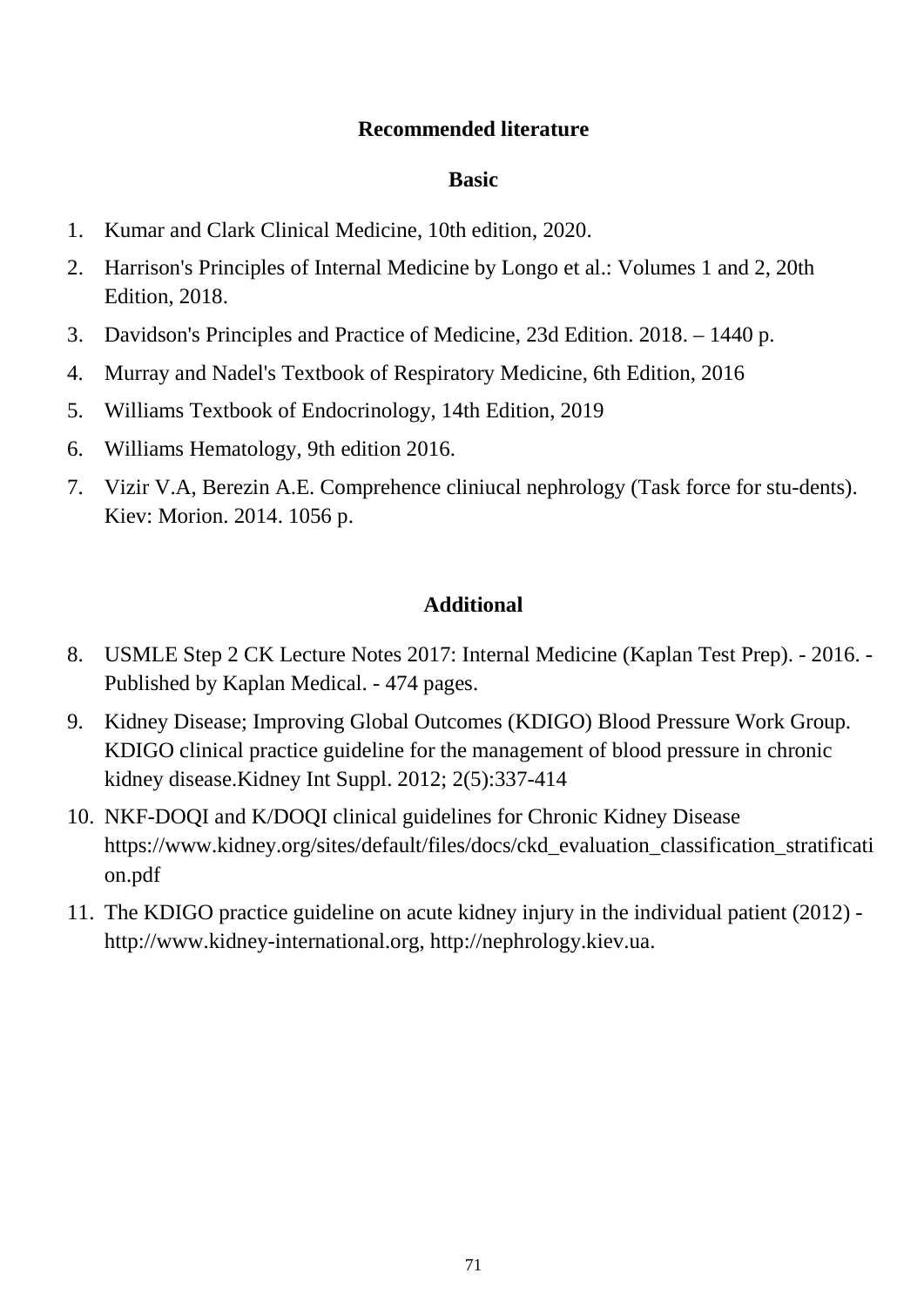## Recommended literature

### Basic

1. Kumar and Clark Clinical Medicine, 10th edition, 2020.
2. Harrison's Principles of Internal Medicine by Longo et al.: Volumes 1 and 2, 20th Edition, 2018.
3. Davidson's Principles and Practice of Medicine, 23d Edition. 2018. – 1440 p.
4. Murray and Nadel's Textbook of Respiratory Medicine, 6th Edition, 2016
5. Williams Textbook of Endocrinology, 14th Edition, 2019
6. Williams Hematology, 9th edition 2016.
7. Vizir V.A, Berezin A.E. Comprehence cliniucal nephrology (Task force for stu-dents). Kiev: Morion. 2014. 1056 p.

### Additional

8. USMLE Step 2 CK Lecture Notes 2017: Internal Medicine (Kaplan Test Prep). - 2016. - Published by Kaplan Medical. - 474 pages.
9. Kidney Disease; Improving Global Outcomes (KDIGO) Blood Pressure Work Group. KDIGO clinical practice guideline for the management of blood pressure in chronic kidney disease.Kidney Int Suppl. 2012; 2(5):337-414
10. NKF-DOQI and K/DOQI clinical guidelines for Chronic Kidney Disease https://www.kidney.org/sites/default/files/docs/ckd_evaluation_classification_stratification.pdf
11. The KDIGO practice guideline on acute kidney injury in the individual patient (2012) - http://www.kidney-international.org, http://nephrology.kiev.ua.